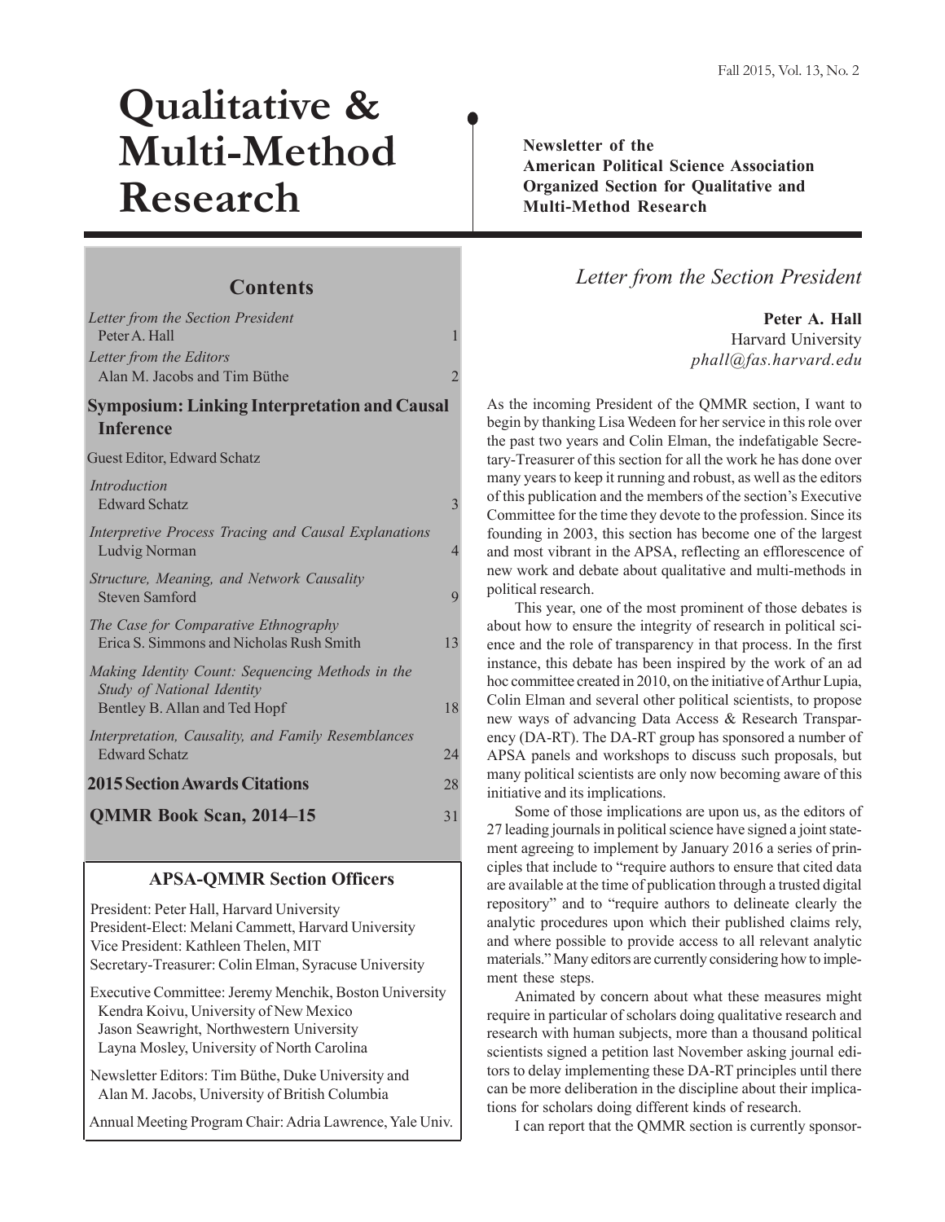Fall 2015, Vol. 13, No. 2

# Qualitative & Multi-Method Research

**Newsletter of the American Political Science Association Organized Section for Qualitative and Multi-Method Research**

## Contents

| | |
|---|---|
| *Letter from the Section President* Peter A. Hall | 1 |
| *Letter from the Editors* Alan M. Jacobs and Tim Büthe | 2 |
| **Symposium: Linking Interpretation and Causal Inference** | |
| Guest Editor, Edward Schatz | |
| *Introduction* Edward Schatz | 3 |
| *Interpretive Process Tracing and Causal Explanations* Ludvig Norman | 4 |
| *Structure, Meaning, and Network Causality* Steven Samford | 9 |
| *The Case for Comparative Ethnography* Erica S. Simmons and Nicholas Rush Smith | 13 |
| *Making Identity Count: Sequencing Methods in the Study of National Identity* Bentley B. Allan and Ted Hopf | 18 |
| *Interpretation, Causality, and Family Resemblances* Edward Schatz | 24 |
| **2015 Section Awards Citations** | 28 |
| **QMMR Book Scan, 2014–15** | 31 |

### APSA-QMMR Section Officers

President: Peter Hall, Harvard University
President-Elect: Melani Cammett, Harvard University
Vice President: Kathleen Thelen, MIT
Secretary-Treasurer: Colin Elman, Syracuse University

Executive Committee: Jeremy Menchik, Boston University
Kendra Koivu, University of New Mexico
Jason Seawright, Northwestern University
Layna Mosley, University of North Carolina

Newsletter Editors: Tim Büthe, Duke University and Alan M. Jacobs, University of British Columbia

Annual Meeting Program Chair: Adria Lawrence, Yale Univ.

## *Letter from the Section President*

**Peter A. Hall**
Harvard University
*phall@fas.harvard.edu*

As the incoming President of the QMMR section, I want to begin by thanking Lisa Wedeen for her service in this role over the past two years and Colin Elman, the indefatigable Secretary-Treasurer of this section for all the work he has done over many years to keep it running and robust, as well as the editors of this publication and the members of the section's Executive Committee for the time they devote to the profession. Since its founding in 2003, this section has become one of the largest and most vibrant in the APSA, reflecting an efflorescence of new work and debate about qualitative and multi-methods in political research.

This year, one of the most prominent of those debates is about how to ensure the integrity of research in political science and the role of transparency in that process. In the first instance, this debate has been inspired by the work of an ad hoc committee created in 2010, on the initiative of Arthur Lupia, Colin Elman and several other political scientists, to propose new ways of advancing Data Access & Research Transparency (DA-RT). The DA-RT group has sponsored a number of APSA panels and workshops to discuss such proposals, but many political scientists are only now becoming aware of this initiative and its implications.

Some of those implications are upon us, as the editors of 27 leading journals in political science have signed a joint statement agreeing to implement by January 2016 a series of principles that include to "require authors to ensure that cited data are available at the time of publication through a trusted digital repository" and to "require authors to delineate clearly the analytic procedures upon which their published claims rely, and where possible to provide access to all relevant analytic materials." Many editors are currently considering how to implement these steps.

Animated by concern about what these measures might require in particular of scholars doing qualitative research and research with human subjects, more than a thousand political scientists signed a petition last November asking journal editors to delay implementing these DA-RT principles until there can be more deliberation in the discipline about their implications for scholars doing different kinds of research.

I can report that the QMMR section is currently sponsor-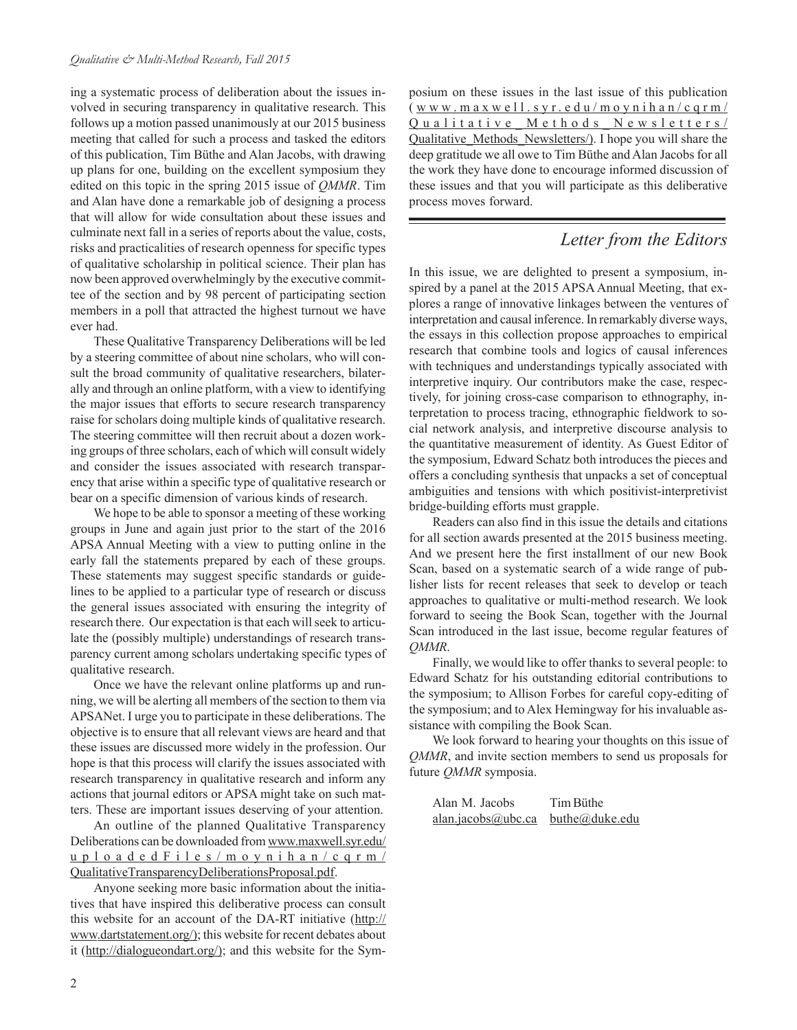ing a systematic process of deliberation about the issues involved in securing transparency in qualitative research. This follows up a motion passed unanimously at our 2015 business meeting that called for such a process and tasked the editors of this publication, Tim Büthe and Alan Jacobs, with drawing up plans for one, building on the excellent symposium they edited on this topic in the spring 2015 issue of *QMMR*. Tim and Alan have done a remarkable job of designing a process that will allow for wide consultation about these issues and culminate next fall in a series of reports about the value, costs, risks and practicalities of research openness for specific types of qualitative scholarship in political science. Their plan has now been approved overwhelmingly by the executive committee of the section and by 98 percent of participating section members in a poll that attracted the highest turnout we have ever had.

These Qualitative Transparency Deliberations will be led by a steering committee of about nine scholars, who will consult the broad community of qualitative researchers, bilaterally and through an online platform, with a view to identifying the major issues that efforts to secure research transparency raise for scholars doing multiple kinds of qualitative research. The steering committee will then recruit about a dozen working groups of three scholars, each of which will consult widely and consider the issues associated with research transparency that arise within a specific type of qualitative research or bear on a specific dimension of various kinds of research.

We hope to be able to sponsor a meeting of these working groups in June and again just prior to the start of the 2016 APSA Annual Meeting with a view to putting online in the early fall the statements prepared by each of these groups. These statements may suggest specific standards or guidelines to be applied to a particular type of research or discuss the general issues associated with ensuring the integrity of research there. Our expectation is that each will seek to articulate the (possibly multiple) understandings of research transparency current among scholars undertaking specific types of qualitative research.

Once we have the relevant online platforms up and running, we will be alerting all members of the section to them via APSANet. I urge you to participate in these deliberations. The objective is to ensure that all relevant views are heard and that these issues are discussed more widely in the profession. Our hope is that this process will clarify the issues associated with research transparency in qualitative research and inform any actions that journal editors or APSA might take on such matters. These are important issues deserving of your attention.

An outline of the planned Qualitative Transparency Deliberations can be downloaded from www.maxwell.syr.edu/uploadedFiles/moynihan/cqrm/QualitativeTransparencyDeliberationsProposal.pdf.

Anyone seeking more basic information about the initiatives that have inspired this deliberative process can consult this website for an account of the DA-RT initiative (http://www.dartstatement.org/); this website for recent debates about it (http://dialogueondart.org/); and this website for the Symposium on these issues in the last issue of this publication (www.maxwell.syr.edu/moynihan/cqrm/Qualitative_Methods_Newsletters/Qualitative_Methods_Newsletters/). I hope you will share the deep gratitude we all owe to Tim Büthe and Alan Jacobs for all the work they have done to encourage informed discussion of these issues and that you will participate as this deliberative process moves forward.

## *Letter from the Editors*

In this issue, we are delighted to present a symposium, inspired by a panel at the 2015 APSA Annual Meeting, that explores a range of innovative linkages between the ventures of interpretation and causal inference. In remarkably diverse ways, the essays in this collection propose approaches to empirical research that combine tools and logics of causal inferences with techniques and understandings typically associated with interpretive inquiry. Our contributors make the case, respectively, for joining cross-case comparison to ethnography, interpretation to process tracing, ethnographic fieldwork to social network analysis, and interpretive discourse analysis to the quantitative measurement of identity. As Guest Editor of the symposium, Edward Schatz both introduces the pieces and offers a concluding synthesis that unpacks a set of conceptual ambiguities and tensions with which positivist-interpretivist bridge-building efforts must grapple.

Readers can also find in this issue the details and citations for all section awards presented at the 2015 business meeting. And we present here the first installment of our new Book Scan, based on a systematic search of a wide range of publisher lists for recent releases that seek to develop or teach approaches to qualitative or multi-method research. We look forward to seeing the Book Scan, together with the Journal Scan introduced in the last issue, become regular features of *QMMR*.

Finally, we would like to offer thanks to several people: to Edward Schatz for his outstanding editorial contributions to the symposium; to Allison Forbes for careful copy-editing of the symposium; and to Alex Hemingway for his invaluable assistance with compiling the Book Scan.

We look forward to hearing your thoughts on this issue of *QMMR*, and invite section members to send us proposals for future *QMMR* symposia.

Alan M. Jacobs — alan.jacobs@ubc.ca
Tim Büthe — buthe@duke.edu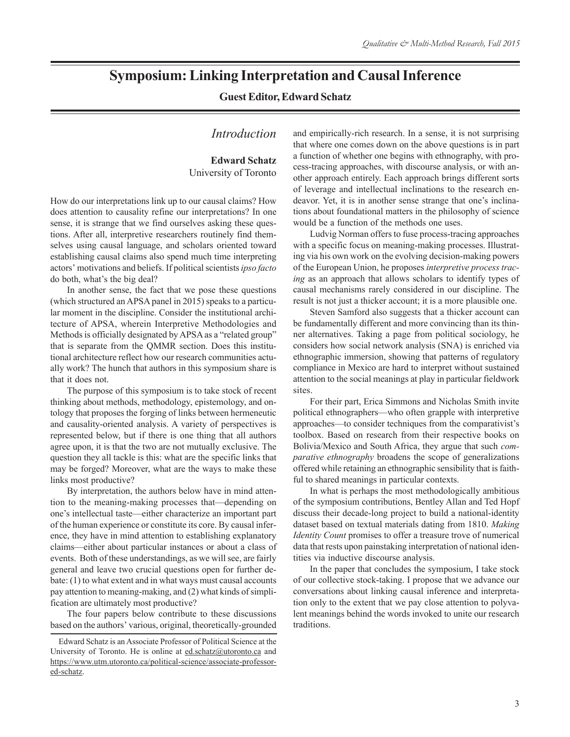# Symposium: Linking Interpretation and Causal Inference

**Guest Editor, Edward Schatz**

## Introduction

**Edward Schatz**
University of Toronto

How do our interpretations link up to our causal claims? How does attention to causality refine our interpretations? In one sense, it is strange that we find ourselves asking these questions. After all, interpretive researchers routinely find themselves using causal language, and scholars oriented toward establishing causal claims also spend much time interpreting actors' motivations and beliefs. If political scientists *ipso facto* do both, what's the big deal?

In another sense, the fact that we pose these questions (which structured an APSA panel in 2015) speaks to a particular moment in the discipline. Consider the institutional architecture of APSA, wherein Interpretive Methodologies and Methods is officially designated by APSA as a "related group" that is separate from the QMMR section. Does this institutional architecture reflect how our research communities actually work? The hunch that authors in this symposium share is that it does not.

The purpose of this symposium is to take stock of recent thinking about methods, methodology, epistemology, and ontology that proposes the forging of links between hermeneutic and causality-oriented analysis. A variety of perspectives is represented below, but if there is one thing that all authors agree upon, it is that the two are not mutually exclusive. The question they all tackle is this: what are the specific links that may be forged? Moreover, what are the ways to make these links most productive?

By interpretation, the authors below have in mind attention to the meaning-making processes that—depending on one's intellectual taste—either characterize an important part of the human experience or constitute its core. By causal inference, they have in mind attention to establishing explanatory claims—either about particular instances or about a class of events. Both of these understandings, as we will see, are fairly general and leave two crucial questions open for further debate: (1) to what extent and in what ways must causal accounts pay attention to meaning-making, and (2) what kinds of simplification are ultimately most productive?

The four papers below contribute to these discussions based on the authors' various, original, theoretically-grounded and empirically-rich research. In a sense, it is not surprising that where one comes down on the above questions is in part a function of whether one begins with ethnography, with process-tracing approaches, with discourse analysis, or with another approach entirely. Each approach brings different sorts of leverage and intellectual inclinations to the research endeavor. Yet, it is in another sense strange that one's inclinations about foundational matters in the philosophy of science would be a function of the methods one uses.

Ludvig Norman offers to fuse process-tracing approaches with a specific focus on meaning-making processes. Illustrating via his own work on the evolving decision-making powers of the European Union, he proposes *interpretive process tracing* as an approach that allows scholars to identify types of causal mechanisms rarely considered in our discipline. The result is not just a thicker account; it is a more plausible one.

Steven Samford also suggests that a thicker account can be fundamentally different and more convincing than its thinner alternatives. Taking a page from political sociology, he considers how social network analysis (SNA) is enriched via ethnographic immersion, showing that patterns of regulatory compliance in Mexico are hard to interpret without sustained attention to the social meanings at play in particular fieldwork sites.

For their part, Erica Simmons and Nicholas Smith invite political ethnographers—who often grapple with interpretive approaches—to consider techniques from the comparativist's toolbox. Based on research from their respective books on Bolivia/Mexico and South Africa, they argue that such *comparative ethnography* broadens the scope of generalizations offered while retaining an ethnographic sensibility that is faithful to shared meanings in particular contexts.

In what is perhaps the most methodologically ambitious of the symposium contributions, Bentley Allan and Ted Hopf discuss their decade-long project to build a national-identity dataset based on textual materials dating from 1810. *Making Identity Count* promises to offer a treasure trove of numerical data that rests upon painstaking interpretation of national identities via inductive discourse analysis.

In the paper that concludes the symposium, I take stock of our collective stock-taking. I propose that we advance our conversations about linking causal inference and interpretation only to the extent that we pay close attention to polyvalent meanings behind the words invoked to unite our research traditions.

---

Edward Schatz is an Associate Professor of Political Science at the University of Toronto. He is online at ed.schatz@utoronto.ca and https://www.utm.utoronto.ca/political-science/associate-professor-ed-schatz.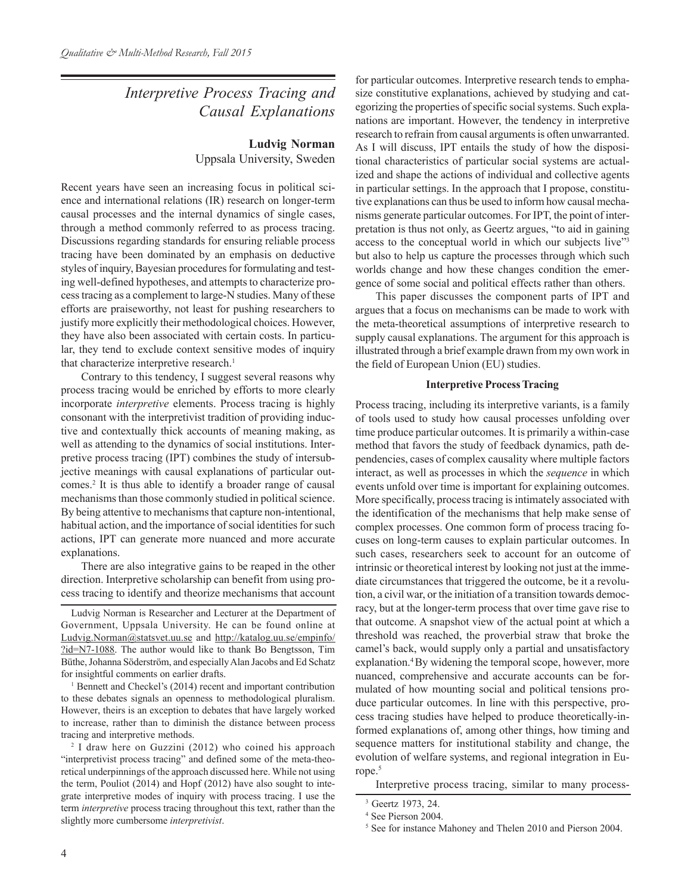# Interpretive Process Tracing and Causal Explanations

**Ludvig Norman**
Uppsala University, Sweden

Recent years have seen an increasing focus in political science and international relations (IR) research on longer-term causal processes and the internal dynamics of single cases, through a method commonly referred to as process tracing. Discussions regarding standards for ensuring reliable process tracing have been dominated by an emphasis on deductive styles of inquiry, Bayesian procedures for formulating and testing well-defined hypotheses, and attempts to characterize process tracing as a complement to large-N studies. Many of these efforts are praiseworthy, not least for pushing researchers to justify more explicitly their methodological choices. However, they have also been associated with certain costs. In particular, they tend to exclude context sensitive modes of inquiry that characterize interpretive research.[1]

Contrary to this tendency, I suggest several reasons why process tracing would be enriched by efforts to more clearly incorporate *interpretive* elements. Process tracing is highly consonant with the interpretivist tradition of providing inductive and contextually thick accounts of meaning making, as well as attending to the dynamics of social institutions. Interpretive process tracing (IPT) combines the study of intersubjective meanings with causal explanations of particular outcomes.[2] It is thus able to identify a broader range of causal mechanisms than those commonly studied in political science. By being attentive to mechanisms that capture non-intentional, habitual action, and the importance of social identities for such actions, IPT can generate more nuanced and more accurate explanations.

There are also integrative gains to be reaped in the other direction. Interpretive scholarship can benefit from using process tracing to identify and theorize mechanisms that account for particular outcomes. Interpretive research tends to emphasize constitutive explanations, achieved by studying and categorizing the properties of specific social systems. Such explanations are important. However, the tendency in interpretive research to refrain from causal arguments is often unwarranted. As I will discuss, IPT entails the study of how the dispositional characteristics of particular social systems are actualized and shape the actions of individual and collective agents in particular settings. In the approach that I propose, constitutive explanations can thus be used to inform how causal mechanisms generate particular outcomes. For IPT, the point of interpretation is thus not only, as Geertz argues, "to aid in gaining access to the conceptual world in which our subjects live"[3] but also to help us capture the processes through which such worlds change and how these changes condition the emergence of some social and political effects rather than others.

This paper discusses the component parts of IPT and argues that a focus on mechanisms can be made to work with the meta-theoretical assumptions of interpretive research to supply causal explanations. The argument for this approach is illustrated through a brief example drawn from my own work in the field of European Union (EU) studies.

## Interpretive Process Tracing

Process tracing, including its interpretive variants, is a family of tools used to study how causal processes unfolding over time produce particular outcomes. It is primarily a within-case method that favors the study of feedback dynamics, path dependencies, cases of complex causality where multiple factors interact, as well as processes in which the *sequence* in which events unfold over time is important for explaining outcomes. More specifically, process tracing is intimately associated with the identification of the mechanisms that help make sense of complex processes. One common form of process tracing focuses on long-term causes to explain particular outcomes. In such cases, researchers seek to account for an outcome of intrinsic or theoretical interest by looking not just at the immediate circumstances that triggered the outcome, be it a revolution, a civil war, or the initiation of a transition towards democracy, but at the longer-term process that over time gave rise to that outcome. A snapshot view of the actual point at which a threshold was reached, the proverbial straw that broke the camel's back, would supply only a partial and unsatisfactory explanation.[4] By widening the temporal scope, however, more nuanced, comprehensive and accurate accounts can be formulated of how mounting social and political tensions produce particular outcomes. In line with this perspective, process tracing studies have helped to produce theoretically-informed explanations of, among other things, how timing and sequence matters for institutional stability and change, the evolution of welfare systems, and regional integration in Europe.[5]

Interpretive process tracing, similar to many process-

---

Ludvig Norman is Researcher and Lecturer at the Department of Government, Uppsala University. He can be found online at Ludvig.Norman@statsvet.uu.se and http://katalog.uu.se/empinfo/?id=N7-1088. The author would like to thank Bo Bengtsson, Tim Büthe, Johanna Söderström, and especially Alan Jacobs and Ed Schatz for insightful comments on earlier drafts.

[1] Bennett and Checkel's (2014) recent and important contribution to these debates signals an openness to methodological pluralism. However, theirs is an exception to debates that have largely worked to increase, rather than to diminish the distance between process tracing and interpretive methods.

[2] I draw here on Guzzini (2012) who coined his approach "interpretivist process tracing" and defined some of the meta-theoretical underpinnings of the approach discussed here. While not using the term, Pouliot (2014) and Hopf (2012) have also sought to integrate interpretive modes of inquiry with process tracing. I use the term *interpretive* process tracing throughout this text, rather than the slightly more cumbersome *interpretivist*.

[3] Geertz 1973, 24.

[4] See Pierson 2004.

[5] See for instance Mahoney and Thelen 2010 and Pierson 2004.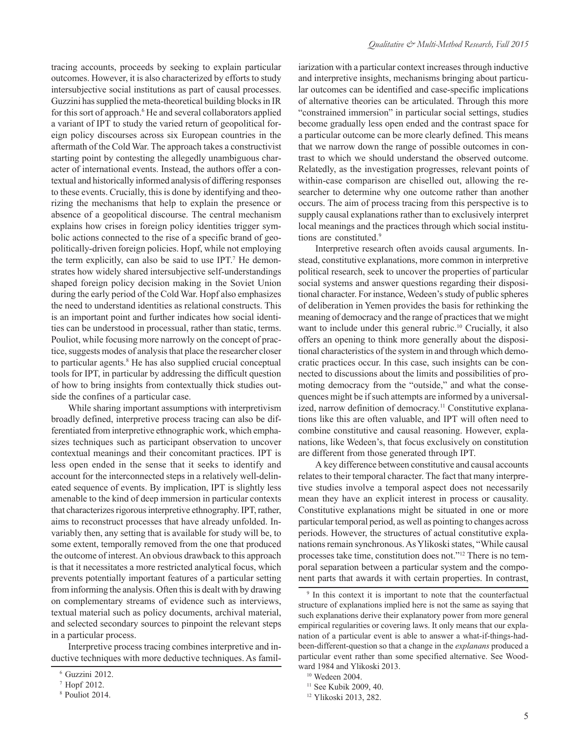tracing accounts, proceeds by seeking to explain particular outcomes. However, it is also characterized by efforts to study intersubjective social institutions as part of causal processes. Guzzini has supplied the meta-theoretical building blocks in IR for this sort of approach.[6] He and several collaborators applied a variant of IPT to study the varied return of geopolitical foreign policy discourses across six European countries in the aftermath of the Cold War. The approach takes a constructivist starting point by contesting the allegedly unambiguous character of international events. Instead, the authors offer a contextual and historically informed analysis of differing responses to these events. Crucially, this is done by identifying and theorizing the mechanisms that help to explain the presence or absence of a geopolitical discourse. The central mechanism explains how crises in foreign policy identities trigger symbolic actions connected to the rise of a specific brand of geopolitically-driven foreign policies. Hopf, while not employing the term explicitly, can also be said to use IPT.[7] He demonstrates how widely shared intersubjective self-understandings shaped foreign policy decision making in the Soviet Union during the early period of the Cold War. Hopf also emphasizes the need to understand identities as relational constructs. This is an important point and further indicates how social identities can be understood in processual, rather than static, terms. Pouliot, while focusing more narrowly on the concept of practice, suggests modes of analysis that place the researcher closer to particular agents.[8] He has also supplied crucial conceptual tools for IPT, in particular by addressing the difficult question of how to bring insights from contextually thick studies outside the confines of a particular case.

While sharing important assumptions with interpretivism broadly defined, interpretive process tracing can also be differentiated from interpretive ethnographic work, which emphasizes techniques such as participant observation to uncover contextual meanings and their concomitant practices. IPT is less open ended in the sense that it seeks to identify and account for the interconnected steps in a relatively well-delineated sequence of events. By implication, IPT is slightly less amenable to the kind of deep immersion in particular contexts that characterizes rigorous interpretive ethnography. IPT, rather, aims to reconstruct processes that have already unfolded. Invariably then, any setting that is available for study will be, to some extent, temporally removed from the one that produced the outcome of interest. An obvious drawback to this approach is that it necessitates a more restricted analytical focus, which prevents potentially important features of a particular setting from informing the analysis. Often this is dealt with by drawing on complementary streams of evidence such as interviews, textual material such as policy documents, archival material, and selected secondary sources to pinpoint the relevant steps in a particular process.

Interpretive process tracing combines interpretive and inductive techniques with more deductive techniques. As familiarization with a particular context increases through inductive and interpretive insights, mechanisms bringing about particular outcomes can be identified and case-specific implications of alternative theories can be articulated. Through this more "constrained immersion" in particular social settings, studies become gradually less open ended and the contrast space for a particular outcome can be more clearly defined. This means that we narrow down the range of possible outcomes in contrast to which we should understand the observed outcome. Relatedly, as the investigation progresses, relevant points of within-case comparison are chiselled out, allowing the researcher to determine why one outcome rather than another occurs. The aim of process tracing from this perspective is to supply causal explanations rather than to exclusively interpret local meanings and the practices through which social institutions are constituted.[9]

Interpretive research often avoids causal arguments. Instead, constitutive explanations, more common in interpretive political research, seek to uncover the properties of particular social systems and answer questions regarding their dispositional character. For instance, Wedeen's study of public spheres of deliberation in Yemen provides the basis for rethinking the meaning of democracy and the range of practices that we might want to include under this general rubric.[10] Crucially, it also offers an opening to think more generally about the dispositional characteristics of the system in and through which democratic practices occur. In this case, such insights can be connected to discussions about the limits and possibilities of promoting democracy from the "outside," and what the consequences might be if such attempts are informed by a universalized, narrow definition of democracy.[11] Constitutive explanations like this are often valuable, and IPT will often need to combine constitutive and causal reasoning. However, explanations, like Wedeen's, that focus exclusively on constitution are different from those generated through IPT.

A key difference between constitutive and causal accounts relates to their temporal character. The fact that many interpretive studies involve a temporal aspect does not necessarily mean they have an explicit interest in process or causality. Constitutive explanations might be situated in one or more particular temporal period, as well as pointing to changes across periods. However, the structures of actual constitutive explanations remain synchronous. As Ylikoski states, "While causal processes take time, constitution does not."[12] There is no temporal separation between a particular system and the component parts that awards it with certain properties. In contrast,

---

[6] Guzzini 2012.

[7] Hopf 2012.

[8] Pouliot 2014.

[9] In this context it is important to note that the counterfactual structure of explanations implied here is not the same as saying that such explanations derive their explanatory power from more general empirical regularities or covering laws. It only means that our explanation of a particular event is able to answer a what-if-things-had-been-different-question so that a change in the *explanans* produced a particular event rather than some specified alternative. See Woodward 1984 and Ylikoski 2013.

[10] Wedeen 2004.

[11] See Kubik 2009, 40.

[12] Ylikoski 2013, 282.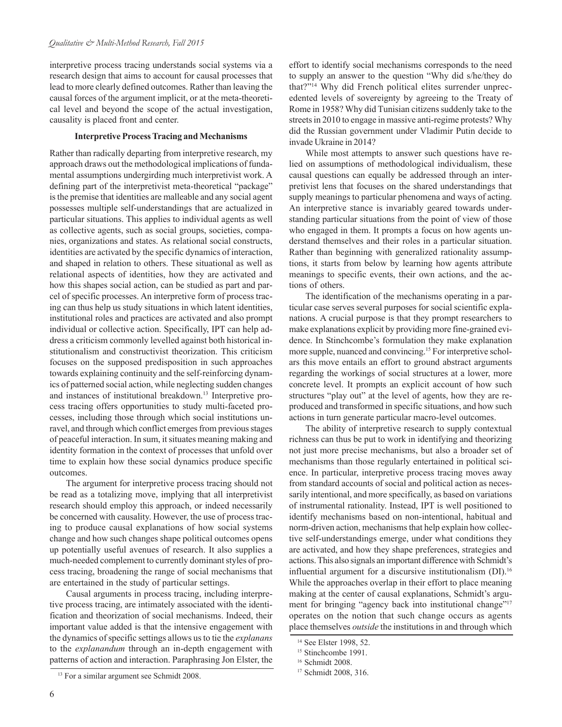interpretive process tracing understands social systems via a research design that aims to account for causal processes that lead to more clearly defined outcomes. Rather than leaving the causal forces of the argument implicit, or at the meta-theoretical level and beyond the scope of the actual investigation, causality is placed front and center.

### Interpretive Process Tracing and Mechanisms

Rather than radically departing from interpretive research, my approach draws out the methodological implications of fundamental assumptions undergirding much interpretivist work. A defining part of the interpretivist meta-theoretical "package" is the premise that identities are malleable and any social agent possesses multiple self-understandings that are actualized in particular situations. This applies to individual agents as well as collective agents, such as social groups, societies, companies, organizations and states. As relational social constructs, identities are activated by the specific dynamics of interaction, and shaped in relation to others. These situational as well as relational aspects of identities, how they are activated and how this shapes social action, can be studied as part and parcel of specific processes. An interpretive form of process tracing can thus help us study situations in which latent identities, institutional roles and practices are activated and also prompt individual or collective action. Specifically, IPT can help address a criticism commonly levelled against both historical institutionalism and constructivist theorization. This criticism focuses on the supposed predisposition in such approaches towards explaining continuity and the self-reinforcing dynamics of patterned social action, while neglecting sudden changes and instances of institutional breakdown.[13] Interpretive process tracing offers opportunities to study multi-faceted processes, including those through which social institutions unravel, and through which conflict emerges from previous stages of peaceful interaction. In sum, it situates meaning making and identity formation in the context of processes that unfold over time to explain how these social dynamics produce specific outcomes.

The argument for interpretive process tracing should not be read as a totalizing move, implying that all interpretivist research should employ this approach, or indeed necessarily be concerned with causality. However, the use of process tracing to produce causal explanations of how social systems change and how such changes shape political outcomes opens up potentially useful avenues of research. It also supplies a much-needed complement to currently dominant styles of process tracing, broadening the range of social mechanisms that are entertained in the study of particular settings.

Causal arguments in process tracing, including interpretive process tracing, are intimately associated with the identification and theorization of social mechanisms. Indeed, their important value added is that the intensive engagement with the dynamics of specific settings allows us to tie the *explanans* to the *explanandum* through an in-depth engagement with patterns of action and interaction. Paraphrasing Jon Elster, the effort to identify social mechanisms corresponds to the need to supply an answer to the question "Why did s/he/they do that?"[14] Why did French political elites surrender unprecedented levels of sovereignty by agreeing to the Treaty of Rome in 1958? Why did Tunisian citizens suddenly take to the streets in 2010 to engage in massive anti-regime protests? Why did the Russian government under Vladimir Putin decide to invade Ukraine in 2014?

While most attempts to answer such questions have relied on assumptions of methodological individualism, these causal questions can equally be addressed through an interpretivist lens that focuses on the shared understandings that supply meanings to particular phenomena and ways of acting. An interpretive stance is invariably geared towards understanding particular situations from the point of view of those who engaged in them. It prompts a focus on how agents understand themselves and their roles in a particular situation. Rather than beginning with generalized rationality assumptions, it starts from below by learning how agents attribute meanings to specific events, their own actions, and the actions of others.

The identification of the mechanisms operating in a particular case serves several purposes for social scientific explanations. A crucial purpose is that they prompt researchers to make explanations explicit by providing more fine-grained evidence. In Stinchcombe's formulation they make explanation more supple, nuanced and convincing.[15] For interpretive scholars this move entails an effort to ground abstract arguments regarding the workings of social structures at a lower, more concrete level. It prompts an explicit account of how such structures "play out" at the level of agents, how they are reproduced and transformed in specific situations, and how such actions in turn generate particular macro-level outcomes.

The ability of interpretive research to supply contextual richness can thus be put to work in identifying and theorizing not just more precise mechanisms, but also a broader set of mechanisms than those regularly entertained in political science. In particular, interpretive process tracing moves away from standard accounts of social and political action as necessarily intentional, and more specifically, as based on variations of instrumental rationality. Instead, IPT is well positioned to identify mechanisms based on non-intentional, habitual and norm-driven action, mechanisms that help explain how collective self-understandings emerge, under what conditions they are activated, and how they shape preferences, strategies and actions. This also signals an important difference with Schmidt's influential argument for a discursive institutionalism (DI).[16] While the approaches overlap in their effort to place meaning making at the center of causal explanations, Schmidt's argument for bringing "agency back into institutional change"[17] operates on the notion that such change occurs as agents place themselves *outside* the institutions in and through which

---

[13] For a similar argument see Schmidt 2008.

[14] See Elster 1998, 52.

[15] Stinchcombe 1991.

[16] Schmidt 2008.

[17] Schmidt 2008, 316.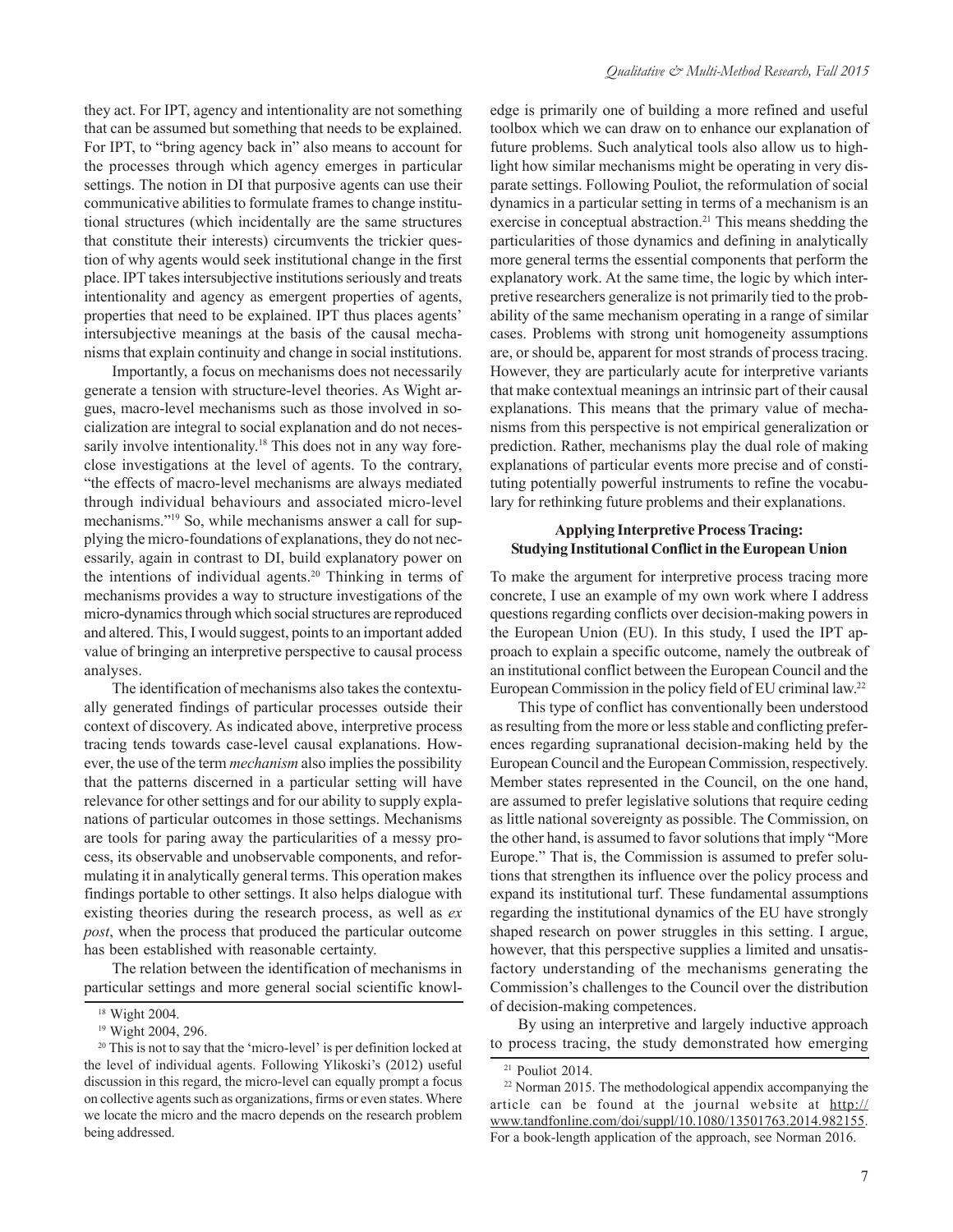they act. For IPT, agency and intentionality are not something that can be assumed but something that needs to be explained. For IPT, to "bring agency back in" also means to account for the processes through which agency emerges in particular settings. The notion in DI that purposive agents can use their communicative abilities to formulate frames to change institutional structures (which incidentally are the same structures that constitute their interests) circumvents the trickier question of why agents would seek institutional change in the first place. IPT takes intersubjective institutions seriously and treats intentionality and agency as emergent properties of agents, properties that need to be explained. IPT thus places agents' intersubjective meanings at the basis of the causal mechanisms that explain continuity and change in social institutions.

Importantly, a focus on mechanisms does not necessarily generate a tension with structure-level theories. As Wight argues, macro-level mechanisms such as those involved in socialization are integral to social explanation and do not necessarily involve intentionality.[18] This does not in any way foreclose investigations at the level of agents. To the contrary, "the effects of macro-level mechanisms are always mediated through individual behaviours and associated micro-level mechanisms."[19] So, while mechanisms answer a call for supplying the micro-foundations of explanations, they do not necessarily, again in contrast to DI, build explanatory power on the intentions of individual agents.[20] Thinking in terms of mechanisms provides a way to structure investigations of the micro-dynamics through which social structures are reproduced and altered. This, I would suggest, points to an important added value of bringing an interpretive perspective to causal process analyses.

The identification of mechanisms also takes the contextually generated findings of particular processes outside their context of discovery. As indicated above, interpretive process tracing tends towards case-level causal explanations. However, the use of the term *mechanism* also implies the possibility that the patterns discerned in a particular setting will have relevance for other settings and for our ability to supply explanations of particular outcomes in those settings. Mechanisms are tools for paring away the particularities of a messy process, its observable and unobservable components, and reformulating it in analytically general terms. This operation makes findings portable to other settings. It also helps dialogue with existing theories during the research process, as well as *ex post*, when the process that produced the particular outcome has been established with reasonable certainty.

The relation between the identification of mechanisms in particular settings and more general social scientific knowledge is primarily one of building a more refined and useful toolbox which we can draw on to enhance our explanation of future problems. Such analytical tools also allow us to highlight how similar mechanisms might be operating in very disparate settings. Following Pouliot, the reformulation of social dynamics in a particular setting in terms of a mechanism is an exercise in conceptual abstraction.[21] This means shedding the particularities of those dynamics and defining in analytically more general terms the essential components that perform the explanatory work. At the same time, the logic by which interpretive researchers generalize is not primarily tied to the probability of the same mechanism operating in a range of similar cases. Problems with strong unit homogeneity assumptions are, or should be, apparent for most strands of process tracing. However, they are particularly acute for interpretive variants that make contextual meanings an intrinsic part of their causal explanations. This means that the primary value of mechanisms from this perspective is not empirical generalization or prediction. Rather, mechanisms play the dual role of making explanations of particular events more precise and of constituting potentially powerful instruments to refine the vocabulary for rethinking future problems and their explanations.

### Applying Interpretive Process Tracing: Studying Institutional Conflict in the European Union

To make the argument for interpretive process tracing more concrete, I use an example of my own work where I address questions regarding conflicts over decision-making powers in the European Union (EU). In this study, I used the IPT approach to explain a specific outcome, namely the outbreak of an institutional conflict between the European Council and the European Commission in the policy field of EU criminal law.[22]

This type of conflict has conventionally been understood as resulting from the more or less stable and conflicting preferences regarding supranational decision-making held by the European Council and the European Commission, respectively. Member states represented in the Council, on the one hand, are assumed to prefer legislative solutions that require ceding as little national sovereignty as possible. The Commission, on the other hand, is assumed to favor solutions that imply "More Europe." That is, the Commission is assumed to prefer solutions that strengthen its influence over the policy process and expand its institutional turf. These fundamental assumptions regarding the institutional dynamics of the EU have strongly shaped research on power struggles in this setting. I argue, however, that this perspective supplies a limited and unsatisfactory understanding of the mechanisms generating the Commission's challenges to the Council over the distribution of decision-making competences.

By using an interpretive and largely inductive approach to process tracing, the study demonstrated how emerging

---

[18] Wight 2004.

[19] Wight 2004, 296.

[20] This is not to say that the 'micro-level' is per definition locked at the level of individual agents. Following Ylikoski's (2012) useful discussion in this regard, the micro-level can equally prompt a focus on collective agents such as organizations, firms or even states. Where we locate the micro and the macro depends on the research problem being addressed.

[21] Pouliot 2014.

[22] Norman 2015. The methodological appendix accompanying the article can be found at the journal website at http://www.tandfonline.com/doi/suppl/10.1080/13501763.2014.982155. For a book-length application of the approach, see Norman 2016.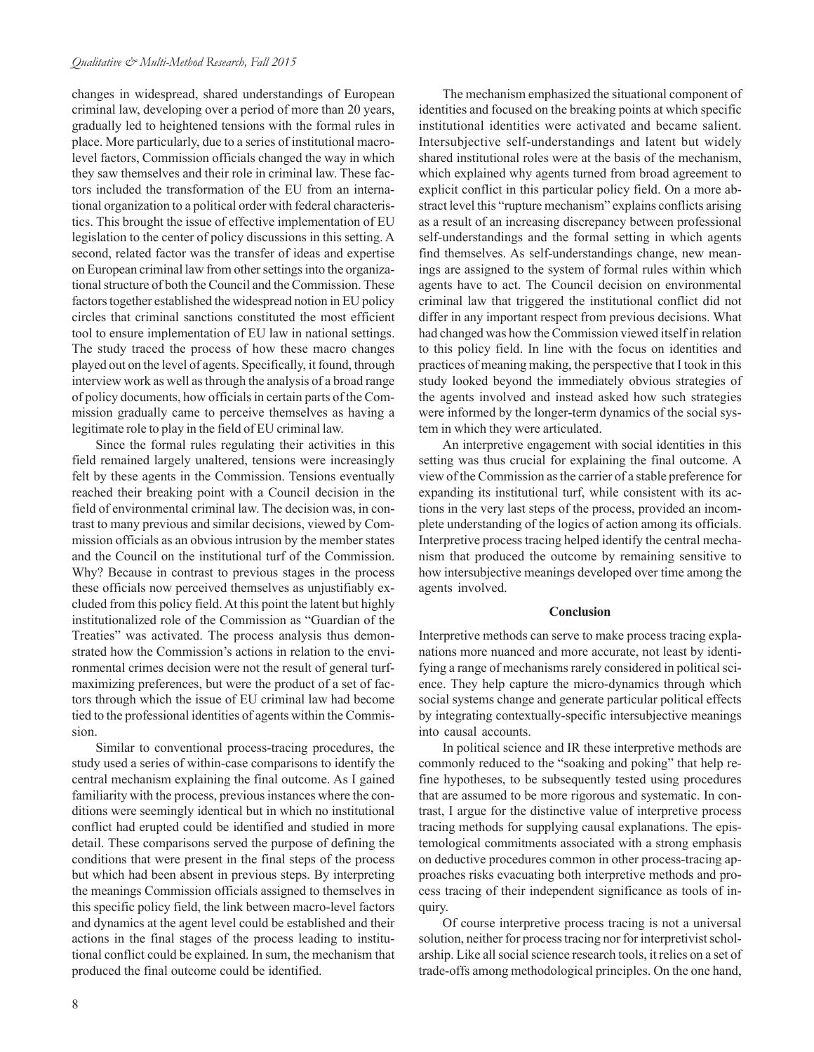changes in widespread, shared understandings of European criminal law, developing over a period of more than 20 years, gradually led to heightened tensions with the formal rules in place. More particularly, due to a series of institutional macro-level factors, Commission officials changed the way in which they saw themselves and their role in criminal law. These factors included the transformation of the EU from an international organization to a political order with federal characteristics. This brought the issue of effective implementation of EU legislation to the center of policy discussions in this setting. A second, related factor was the transfer of ideas and expertise on European criminal law from other settings into the organizational structure of both the Council and the Commission. These factors together established the widespread notion in EU policy circles that criminal sanctions constituted the most efficient tool to ensure implementation of EU law in national settings. The study traced the process of how these macro changes played out on the level of agents. Specifically, it found, through interview work as well as through the analysis of a broad range of policy documents, how officials in certain parts of the Commission gradually came to perceive themselves as having a legitimate role to play in the field of EU criminal law.

Since the formal rules regulating their activities in this field remained largely unaltered, tensions were increasingly felt by these agents in the Commission. Tensions eventually reached their breaking point with a Council decision in the field of environmental criminal law. The decision was, in contrast to many previous and similar decisions, viewed by Commission officials as an obvious intrusion by the member states and the Council on the institutional turf of the Commission. Why? Because in contrast to previous stages in the process these officials now perceived themselves as unjustifiably excluded from this policy field. At this point the latent but highly institutionalized role of the Commission as "Guardian of the Treaties" was activated. The process analysis thus demonstrated how the Commission's actions in relation to the environmental crimes decision were not the result of general turf-maximizing preferences, but were the product of a set of factors through which the issue of EU criminal law had become tied to the professional identities of agents within the Commission.

Similar to conventional process-tracing procedures, the study used a series of within-case comparisons to identify the central mechanism explaining the final outcome. As I gained familiarity with the process, previous instances where the conditions were seemingly identical but in which no institutional conflict had erupted could be identified and studied in more detail. These comparisons served the purpose of defining the conditions that were present in the final steps of the process but which had been absent in previous steps. By interpreting the meanings Commission officials assigned to themselves in this specific policy field, the link between macro-level factors and dynamics at the agent level could be established and their actions in the final stages of the process leading to institutional conflict could be explained. In sum, the mechanism that produced the final outcome could be identified.

The mechanism emphasized the situational component of identities and focused on the breaking points at which specific institutional identities were activated and became salient. Intersubjective self-understandings and latent but widely shared institutional roles were at the basis of the mechanism, which explained why agents turned from broad agreement to explicit conflict in this particular policy field. On a more abstract level this "rupture mechanism" explains conflicts arising as a result of an increasing discrepancy between professional self-understandings and the formal setting in which agents find themselves. As self-understandings change, new meanings are assigned to the system of formal rules within which agents have to act. The Council decision on environmental criminal law that triggered the institutional conflict did not differ in any important respect from previous decisions. What had changed was how the Commission viewed itself in relation to this policy field. In line with the focus on identities and practices of meaning making, the perspective that I took in this study looked beyond the immediately obvious strategies of the agents involved and instead asked how such strategies were informed by the longer-term dynamics of the social system in which they were articulated.

An interpretive engagement with social identities in this setting was thus crucial for explaining the final outcome. A view of the Commission as the carrier of a stable preference for expanding its institutional turf, while consistent with its actions in the very last steps of the process, provided an incomplete understanding of the logics of action among its officials. Interpretive process tracing helped identify the central mechanism that produced the outcome by remaining sensitive to how intersubjective meanings developed over time among the agents involved.

## Conclusion

Interpretive methods can serve to make process tracing explanations more nuanced and more accurate, not least by identifying a range of mechanisms rarely considered in political science. They help capture the micro-dynamics through which social systems change and generate particular political effects by integrating contextually-specific intersubjective meanings into causal accounts.

In political science and IR these interpretive methods are commonly reduced to the "soaking and poking" that help refine hypotheses, to be subsequently tested using procedures that are assumed to be more rigorous and systematic. In contrast, I argue for the distinctive value of interpretive process tracing methods for supplying causal explanations. The epistemological commitments associated with a strong emphasis on deductive procedures common in other process-tracing approaches risks evacuating both interpretive methods and process tracing of their independent significance as tools of inquiry.

Of course interpretive process tracing is not a universal solution, neither for process tracing nor for interpretivist scholarship. Like all social science research tools, it relies on a set of trade-offs among methodological principles. On the one hand,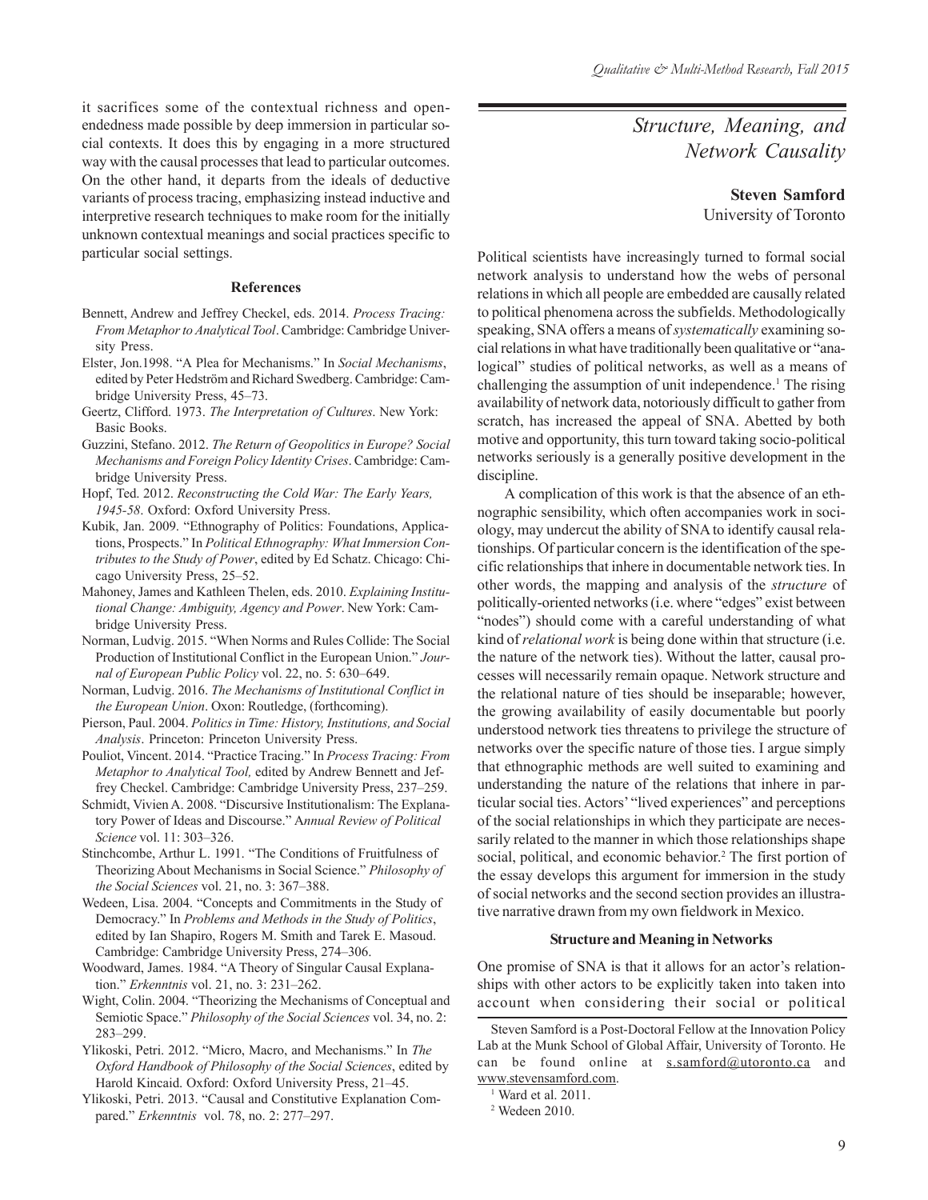it sacrifices some of the contextual richness and open-endedness made possible by deep immersion in particular social contexts. It does this by engaging in a more structured way with the causal processes that lead to particular outcomes. On the other hand, it departs from the ideals of deductive variants of process tracing, emphasizing instead inductive and interpretive research techniques to make room for the initially unknown contextual meanings and social practices specific to particular social settings.

#### References

Bennett, Andrew and Jeffrey Checkel, eds. 2014. *Process Tracing: From Metaphor to Analytical Tool*. Cambridge: Cambridge University Press.

Elster, Jon.1998. "A Plea for Mechanisms." In *Social Mechanisms*, edited by Peter Hedström and Richard Swedberg. Cambridge: Cambridge University Press, 45–73.

Geertz, Clifford. 1973. *The Interpretation of Cultures*. New York: Basic Books.

Guzzini, Stefano. 2012. *The Return of Geopolitics in Europe? Social Mechanisms and Foreign Policy Identity Crises*. Cambridge: Cambridge University Press.

Hopf, Ted. 2012. *Reconstructing the Cold War: The Early Years, 1945-58*. Oxford: Oxford University Press.

Kubik, Jan. 2009. "Ethnography of Politics: Foundations, Applications, Prospects." In *Political Ethnography: What Immersion Contributes to the Study of Power*, edited by Ed Schatz. Chicago: Chicago University Press, 25–52.

Mahoney, James and Kathleen Thelen, eds. 2010. *Explaining Institutional Change: Ambiguity, Agency and Power*. New York: Cambridge University Press.

Norman, Ludvig. 2015. "When Norms and Rules Collide: The Social Production of Institutional Conflict in the European Union." *Journal of European Public Policy* vol. 22, no. 5: 630–649.

Norman, Ludvig. 2016. *The Mechanisms of Institutional Conflict in the European Union*. Oxon: Routledge, (forthcoming).

Pierson, Paul. 2004. *Politics in Time: History, Institutions, and Social Analysis*. Princeton: Princeton University Press.

Pouliot, Vincent. 2014. "Practice Tracing." In *Process Tracing: From Metaphor to Analytical Tool,* edited by Andrew Bennett and Jeffrey Checkel. Cambridge: Cambridge University Press, 237–259.

Schmidt, Vivien A. 2008. "Discursive Institutionalism: The Explanatory Power of Ideas and Discourse." A*nnual Review of Political Science* vol. 11: 303–326.

Stinchcombe, Arthur L. 1991. "The Conditions of Fruitfulness of Theorizing About Mechanisms in Social Science." *Philosophy of the Social Sciences* vol. 21, no. 3: 367–388.

Wedeen, Lisa. 2004. "Concepts and Commitments in the Study of Democracy." In *Problems and Methods in the Study of Politics*, edited by Ian Shapiro, Rogers M. Smith and Tarek E. Masoud. Cambridge: Cambridge University Press, 274–306.

Woodward, James. 1984. "A Theory of Singular Causal Explanation." *Erkenntnis* vol. 21, no. 3: 231–262.

Wight, Colin. 2004. "Theorizing the Mechanisms of Conceptual and Semiotic Space." *Philosophy of the Social Sciences* vol. 34, no. 2: 283–299.

Ylikoski, Petri. 2012. "Micro, Macro, and Mechanisms." In *The Oxford Handbook of Philosophy of the Social Sciences*, edited by Harold Kincaid. Oxford: Oxford University Press, 21–45.

Ylikoski, Petri. 2013. "Causal and Constitutive Explanation Compared." *Erkenntnis* vol. 78, no. 2: 277–297.

# *Structure, Meaning, and Network Causality*

**Steven Samford**
University of Toronto

Political scientists have increasingly turned to formal social network analysis to understand how the webs of personal relations in which all people are embedded are causally related to political phenomena across the subfields. Methodologically speaking, SNA offers a means of *systematically* examining social relations in what have traditionally been qualitative or "analogical" studies of political networks, as well as a means of challenging the assumption of unit independence.[1] The rising availability of network data, notoriously difficult to gather from scratch, has increased the appeal of SNA. Abetted by both motive and opportunity, this turn toward taking socio-political networks seriously is a generally positive development in the discipline.

A complication of this work is that the absence of an ethnographic sensibility, which often accompanies work in sociology, may undercut the ability of SNA to identify causal relationships. Of particular concern is the identification of the specific relationships that inhere in documentable network ties. In other words, the mapping and analysis of the *structure* of politically-oriented networks (i.e. where "edges" exist between "nodes") should come with a careful understanding of what kind of *relational work* is being done within that structure (i.e. the nature of the network ties). Without the latter, causal processes will necessarily remain opaque. Network structure and the relational nature of ties should be inseparable; however, the growing availability of easily documentable but poorly understood network ties threatens to privilege the structure of networks over the specific nature of those ties. I argue simply that ethnographic methods are well suited to examining and understanding the nature of the relations that inhere in particular social ties. Actors' "lived experiences" and perceptions of the social relationships in which they participate are necessarily related to the manner in which those relationships shape social, political, and economic behavior.[2] The first portion of the essay develops this argument for immersion in the study of social networks and the second section provides an illustrative narrative drawn from my own fieldwork in Mexico.

#### Structure and Meaning in Networks

One promise of SNA is that it allows for an actor's relationships with other actors to be explicitly taken into taken into account when considering their social or political

Steven Samford is a Post-Doctoral Fellow at the Innovation Policy Lab at the Munk School of Global Affair, University of Toronto. He can be found online at s.samford@utoronto.ca and www.stevensamford.com.

[1] Ward et al. 2011.

[2] Wedeen 2010.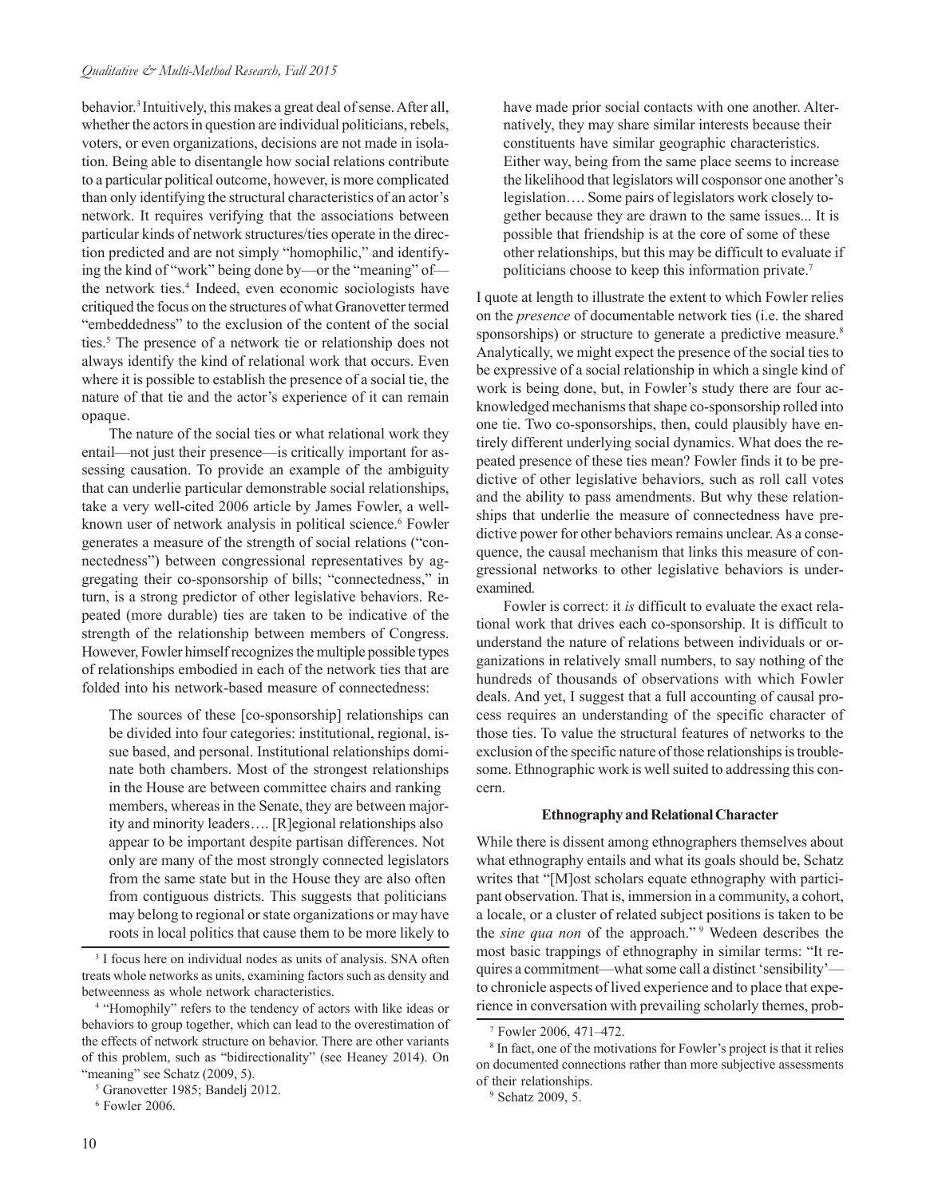behavior.[3] Intuitively, this makes a great deal of sense. After all, whether the actors in question are individual politicians, rebels, voters, or even organizations, decisions are not made in isolation. Being able to disentangle how social relations contribute to a particular political outcome, however, is more complicated than only identifying the structural characteristics of an actor's network. It requires verifying that the associations between particular kinds of network structures/ties operate in the direction predicted and are not simply "homophilic," and identifying the kind of "work" being done by—or the "meaning" of—the network ties.[4] Indeed, even economic sociologists have critiqued the focus on the structures of what Granovetter termed "embeddedness" to the exclusion of the content of the social ties.[5] The presence of a network tie or relationship does not always identify the kind of relational work that occurs. Even where it is possible to establish the presence of a social tie, the nature of that tie and the actor's experience of it can remain opaque.

The nature of the social ties or what relational work they entail—not just their presence—is critically important for assessing causation. To provide an example of the ambiguity that can underlie particular demonstrable social relationships, take a very well-cited 2006 article by James Fowler, a well-known user of network analysis in political science.[6] Fowler generates a measure of the strength of social relations ("connectedness") between congressional representatives by aggregating their co-sponsorship of bills; "connectedness," in turn, is a strong predictor of other legislative behaviors. Repeated (more durable) ties are taken to be indicative of the strength of the relationship between members of Congress. However, Fowler himself recognizes the multiple possible types of relationships embodied in each of the network ties that are folded into his network-based measure of connectedness:

> The sources of these [co-sponsorship] relationships can be divided into four categories: institutional, regional, issue based, and personal. Institutional relationships dominate both chambers. Most of the strongest relationships in the House are between committee chairs and ranking members, whereas in the Senate, they are between majority and minority leaders…. [R]egional relationships also appear to be important despite partisan differences. Not only are many of the most strongly connected legislators from the same state but in the House they are also often from contiguous districts. This suggests that politicians may belong to regional or state organizations or may have roots in local politics that cause them to be more likely to have made prior social contacts with one another. Alternatively, they may share similar interests because their constituents have similar geographic characteristics. Either way, being from the same place seems to increase the likelihood that legislators will cosponsor one another's legislation…. Some pairs of legislators work closely together because they are drawn to the same issues... It is possible that friendship is at the core of some of these other relationships, but this may be difficult to evaluate if politicians choose to keep this information private.[7]

I quote at length to illustrate the extent to which Fowler relies on the *presence* of documentable network ties (i.e. the shared sponsorships) or structure to generate a predictive measure.[8] Analytically, we might expect the presence of the social ties to be expressive of a social relationship in which a single kind of work is being done, but, in Fowler's study there are four acknowledged mechanisms that shape co-sponsorship rolled into one tie. Two co-sponsorships, then, could plausibly have entirely different underlying social dynamics. What does the repeated presence of these ties mean? Fowler finds it to be predictive of other legislative behaviors, such as roll call votes and the ability to pass amendments. But why these relationships that underlie the measure of connectedness have predictive power for other behaviors remains unclear. As a consequence, the causal mechanism that links this measure of congressional networks to other legislative behaviors is under-examined.

Fowler is correct: it *is* difficult to evaluate the exact relational work that drives each co-sponsorship. It is difficult to understand the nature of relations between individuals or organizations in relatively small numbers, to say nothing of the hundreds of thousands of observations with which Fowler deals. And yet, I suggest that a full accounting of causal process requires an understanding of the specific character of those ties. To value the structural features of networks to the exclusion of the specific nature of those relationships is troublesome. Ethnographic work is well suited to addressing this concern.

### Ethnography and Relational Character

While there is dissent among ethnographers themselves about what ethnography entails and what its goals should be, Schatz writes that "[M]ost scholars equate ethnography with participant observation. That is, immersion in a community, a cohort, a locale, or a cluster of related subject positions is taken to be the *sine qua non* of the approach."[9] Wedeen describes the most basic trappings of ethnography in similar terms: "It requires a commitment—what some call a distinct 'sensibility'—to chronicle aspects of lived experience and to place that experience in conversation with prevailing scholarly themes, prob-

---

[3] I focus here on individual nodes as units of analysis. SNA often treats whole networks as units, examining factors such as density and betweenness as whole network characteristics.

[4] "Homophily" refers to the tendency of actors with like ideas or behaviors to group together, which can lead to the overestimation of the effects of network structure on behavior. There are other variants of this problem, such as "bidirectionality" (see Heaney 2014). On "meaning" see Schatz (2009, 5).

[5] Granovetter 1985; Bandelj 2012.

[6] Fowler 2006.

[7] Fowler 2006, 471–472.

[8] In fact, one of the motivations for Fowler's project is that it relies on documented connections rather than more subjective assessments of their relationships.

[9] Schatz 2009, 5.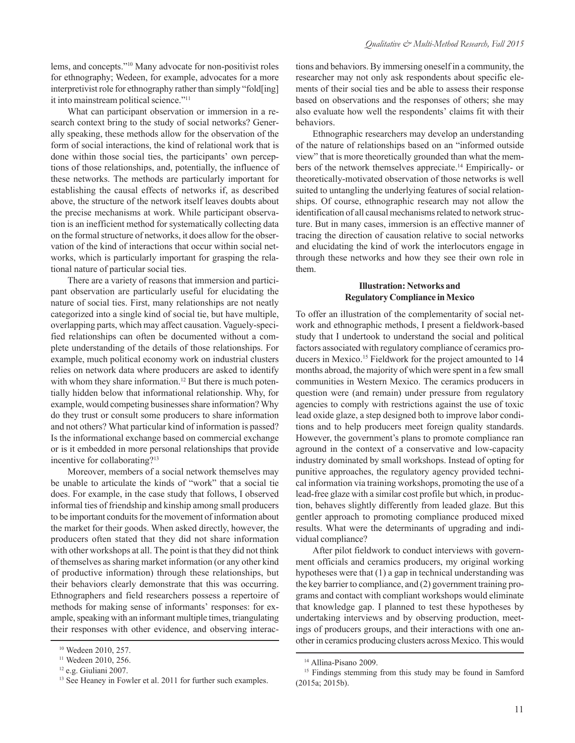lems, and concepts."[10] Many advocate for non-positivist roles for ethnography; Wedeen, for example, advocates for a more interpretivist role for ethnography rather than simply "fold[ing] it into mainstream political science."[11]

What can participant observation or immersion in a research context bring to the study of social networks? Generally speaking, these methods allow for the observation of the form of social interactions, the kind of relational work that is done within those social ties, the participants' own perceptions of those relationships, and, potentially, the influence of these networks. The methods are particularly important for establishing the causal effects of networks if, as described above, the structure of the network itself leaves doubts about the precise mechanisms at work. While participant observation is an inefficient method for systematically collecting data on the formal structure of networks, it does allow for the observation of the kind of interactions that occur within social networks, which is particularly important for grasping the relational nature of particular social ties.

There are a variety of reasons that immersion and participant observation are particularly useful for elucidating the nature of social ties. First, many relationships are not neatly categorized into a single kind of social tie, but have multiple, overlapping parts, which may affect causation. Vaguely-specified relationships can often be documented without a complete understanding of the details of those relationships. For example, much political economy work on industrial clusters relies on network data where producers are asked to identify with whom they share information.[12] But there is much potentially hidden below that informational relationship. Why, for example, would competing businesses share information? Why do they trust or consult some producers to share information and not others? What particular kind of information is passed? Is the informational exchange based on commercial exchange or is it embedded in more personal relationships that provide incentive for collaborating?[13]

Moreover, members of a social network themselves may be unable to articulate the kinds of "work" that a social tie does. For example, in the case study that follows, I observed informal ties of friendship and kinship among small producers to be important conduits for the movement of information about the market for their goods. When asked directly, however, the producers often stated that they did not share information with other workshops at all. The point is that they did not think of themselves as sharing market information (or any other kind of productive information) through these relationships, but their behaviors clearly demonstrate that this was occurring. Ethnographers and field researchers possess a repertoire of methods for making sense of informants' responses: for example, speaking with an informant multiple times, triangulating their responses with other evidence, and observing interactions and behaviors. By immersing oneself in a community, the researcher may not only ask respondents about specific elements of their social ties and be able to assess their response based on observations and the responses of others; she may also evaluate how well the respondents' claims fit with their behaviors.

Ethnographic researchers may develop an understanding of the nature of relationships based on an "informed outside view" that is more theoretically grounded than what the members of the network themselves appreciate.[14] Empirically- or theoretically-motivated observation of those networks is well suited to untangling the underlying features of social relationships. Of course, ethnographic research may not allow the identification of all causal mechanisms related to network structure. But in many cases, immersion is an effective manner of tracing the direction of causation relative to social networks and elucidating the kind of work the interlocutors engage in through these networks and how they see their own role in them.

### Illustration: Networks and Regulatory Compliance in Mexico

To offer an illustration of the complementarity of social network and ethnographic methods, I present a fieldwork-based study that I undertook to understand the social and political factors associated with regulatory compliance of ceramics producers in Mexico.[15] Fieldwork for the project amounted to 14 months abroad, the majority of which were spent in a few small communities in Western Mexico. The ceramics producers in question were (and remain) under pressure from regulatory agencies to comply with restrictions against the use of toxic lead oxide glaze, a step designed both to improve labor conditions and to help producers meet foreign quality standards. However, the government's plans to promote compliance ran aground in the context of a conservative and low-capacity industry dominated by small workshops. Instead of opting for punitive approaches, the regulatory agency provided technical information via training workshops, promoting the use of a lead-free glaze with a similar cost profile but which, in production, behaves slightly differently from leaded glaze. But this gentler approach to promoting compliance produced mixed results. What were the determinants of upgrading and individual compliance?

After pilot fieldwork to conduct interviews with government officials and ceramics producers, my original working hypotheses were that (1) a gap in technical understanding was the key barrier to compliance, and (2) government training programs and contact with compliant workshops would eliminate that knowledge gap. I planned to test these hypotheses by undertaking interviews and by observing production, meetings of producers groups, and their interactions with one another in ceramics producing clusters across Mexico. This would

---

[10] Wedeen 2010, 257.

[11] Wedeen 2010, 256.

[12] e.g. Giuliani 2007.

[13] See Heaney in Fowler et al. 2011 for further such examples.

[14] Allina-Pisano 2009.

[15] Findings stemming from this study may be found in Samford (2015a; 2015b).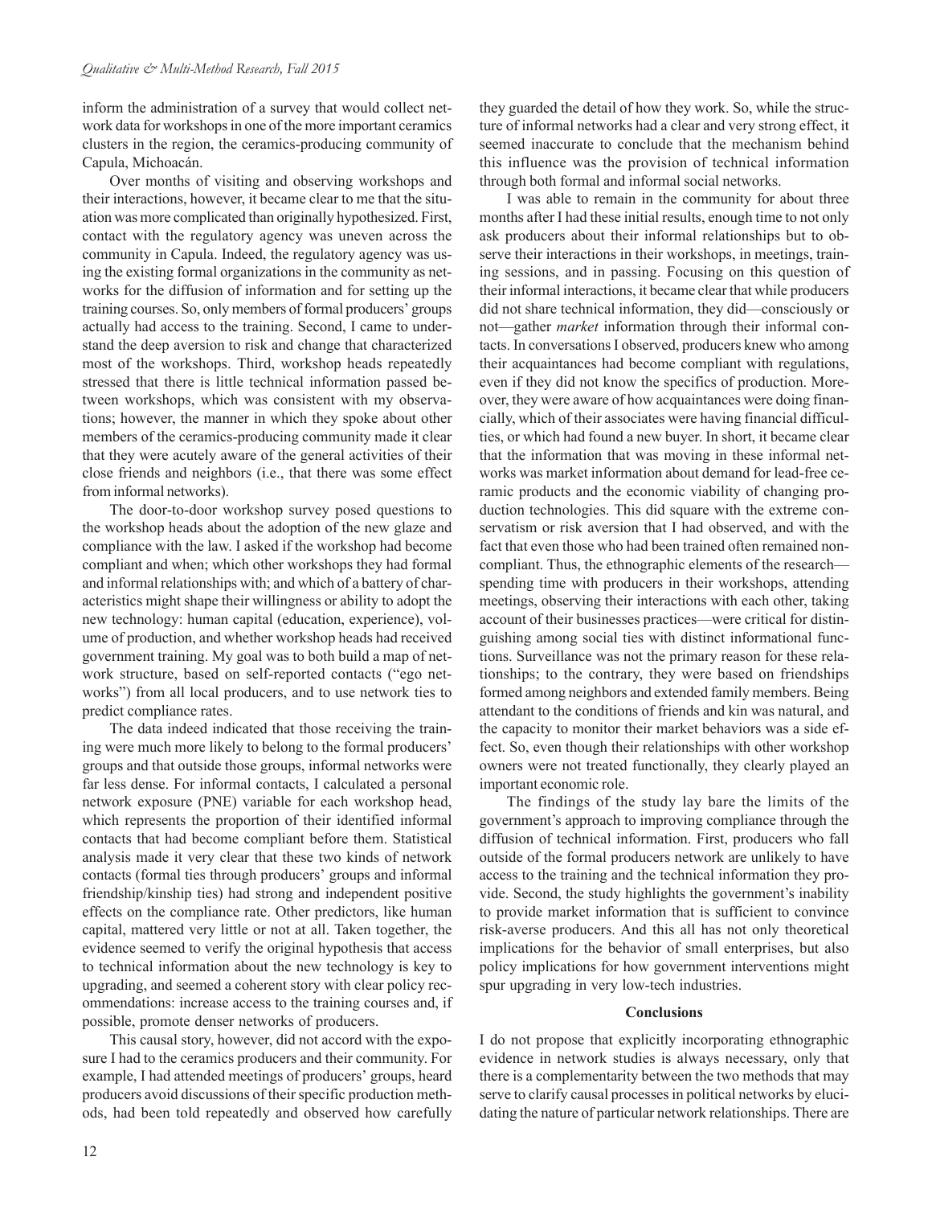inform the administration of a survey that would collect network data for workshops in one of the more important ceramics clusters in the region, the ceramics-producing community of Capula, Michoacán.

Over months of visiting and observing workshops and their interactions, however, it became clear to me that the situation was more complicated than originally hypothesized. First, contact with the regulatory agency was uneven across the community in Capula. Indeed, the regulatory agency was using the existing formal organizations in the community as networks for the diffusion of information and for setting up the training courses. So, only members of formal producers' groups actually had access to the training. Second, I came to understand the deep aversion to risk and change that characterized most of the workshops. Third, workshop heads repeatedly stressed that there is little technical information passed between workshops, which was consistent with my observations; however, the manner in which they spoke about other members of the ceramics-producing community made it clear that they were acutely aware of the general activities of their close friends and neighbors (i.e., that there was some effect from informal networks).

The door-to-door workshop survey posed questions to the workshop heads about the adoption of the new glaze and compliance with the law. I asked if the workshop had become compliant and when; which other workshops they had formal and informal relationships with; and which of a battery of characteristics might shape their willingness or ability to adopt the new technology: human capital (education, experience), volume of production, and whether workshop heads had received government training. My goal was to both build a map of network structure, based on self-reported contacts ("ego networks") from all local producers, and to use network ties to predict compliance rates.

The data indeed indicated that those receiving the training were much more likely to belong to the formal producers' groups and that outside those groups, informal networks were far less dense. For informal contacts, I calculated a personal network exposure (PNE) variable for each workshop head, which represents the proportion of their identified informal contacts that had become compliant before them. Statistical analysis made it very clear that these two kinds of network contacts (formal ties through producers' groups and informal friendship/kinship ties) had strong and independent positive effects on the compliance rate. Other predictors, like human capital, mattered very little or not at all. Taken together, the evidence seemed to verify the original hypothesis that access to technical information about the new technology is key to upgrading, and seemed a coherent story with clear policy recommendations: increase access to the training courses and, if possible, promote denser networks of producers.

This causal story, however, did not accord with the exposure I had to the ceramics producers and their community. For example, I had attended meetings of producers' groups, heard producers avoid discussions of their specific production methods, had been told repeatedly and observed how carefully they guarded the detail of how they work. So, while the structure of informal networks had a clear and very strong effect, it seemed inaccurate to conclude that the mechanism behind this influence was the provision of technical information through both formal and informal social networks.

I was able to remain in the community for about three months after I had these initial results, enough time to not only ask producers about their informal relationships but to observe their interactions in their workshops, in meetings, training sessions, and in passing. Focusing on this question of their informal interactions, it became clear that while producers did not share technical information, they did—consciously or not—gather *market* information through their informal contacts. In conversations I observed, producers knew who among their acquaintances had become compliant with regulations, even if they did not know the specifics of production. Moreover, they were aware of how acquaintances were doing financially, which of their associates were having financial difficulties, or which had found a new buyer. In short, it became clear that the information that was moving in these informal networks was market information about demand for lead-free ceramic products and the economic viability of changing production technologies. This did square with the extreme conservatism or risk aversion that I had observed, and with the fact that even those who had been trained often remained noncompliant. Thus, the ethnographic elements of the research—spending time with producers in their workshops, attending meetings, observing their interactions with each other, taking account of their businesses practices—were critical for distinguishing among social ties with distinct informational functions. Surveillance was not the primary reason for these relationships; to the contrary, they were based on friendships formed among neighbors and extended family members. Being attendant to the conditions of friends and kin was natural, and the capacity to monitor their market behaviors was a side effect. So, even though their relationships with other workshop owners were not treated functionally, they clearly played an important economic role.

The findings of the study lay bare the limits of the government's approach to improving compliance through the diffusion of technical information. First, producers who fall outside of the formal producers network are unlikely to have access to the training and the technical information they provide. Second, the study highlights the government's inability to provide market information that is sufficient to convince risk-averse producers. And this all has not only theoretical implications for the behavior of small enterprises, but also policy implications for how government interventions might spur upgrading in very low-tech industries.

## Conclusions

I do not propose that explicitly incorporating ethnographic evidence in network studies is always necessary, only that there is a complementarity between the two methods that may serve to clarify causal processes in political networks by elucidating the nature of particular network relationships. There are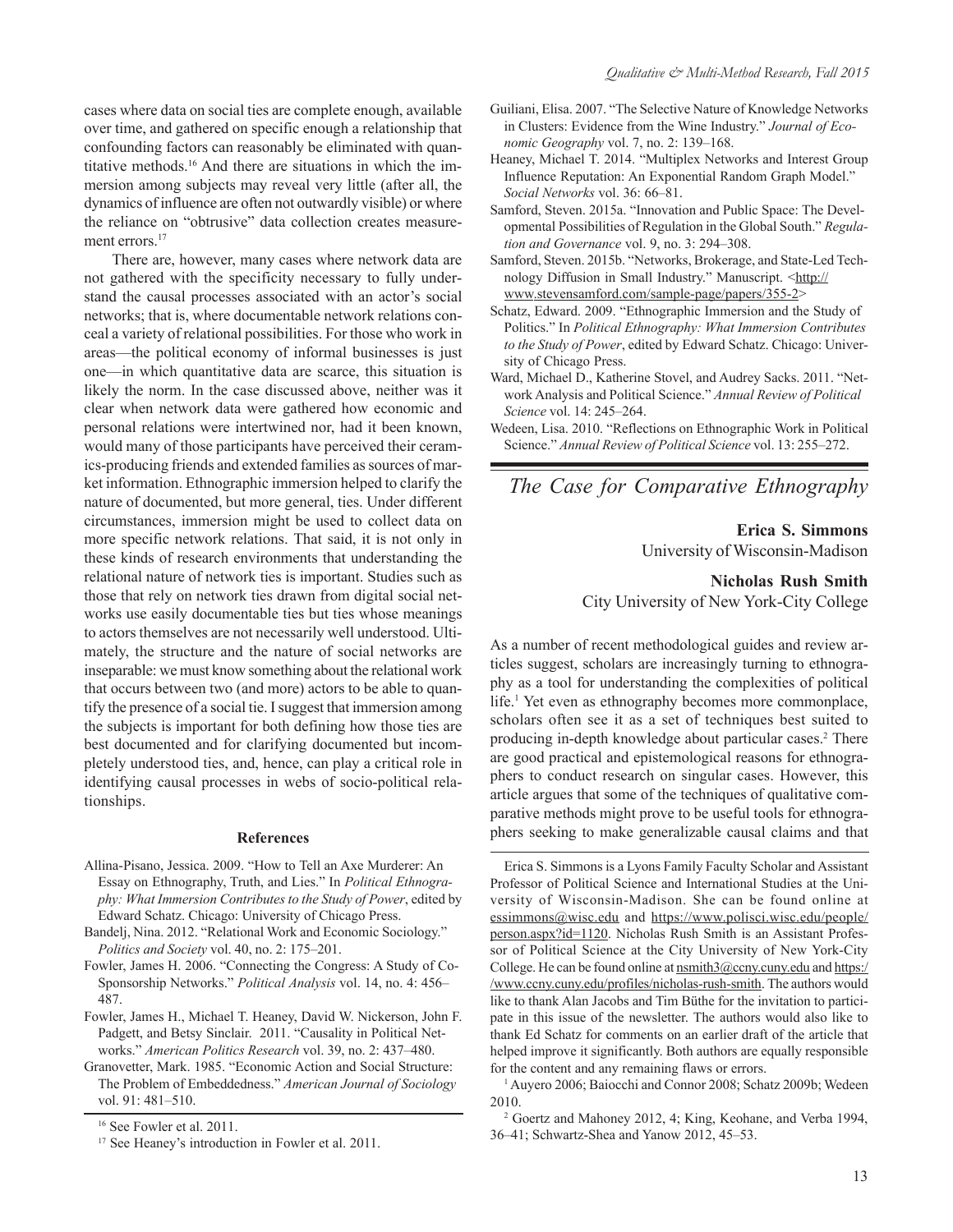cases where data on social ties are complete enough, available over time, and gathered on specific enough a relationship that confounding factors can reasonably be eliminated with quantitative methods.[16] And there are situations in which the immersion among subjects may reveal very little (after all, the dynamics of influence are often not outwardly visible) or where the reliance on "obtrusive" data collection creates measurement errors.[17]

There are, however, many cases where network data are not gathered with the specificity necessary to fully understand the causal processes associated with an actor's social networks; that is, where documentable network relations conceal a variety of relational possibilities. For those who work in areas—the political economy of informal businesses is just one—in which quantitative data are scarce, this situation is likely the norm. In the case discussed above, neither was it clear when network data were gathered how economic and personal relations were intertwined nor, had it been known, would many of those participants have perceived their ceramics-producing friends and extended families as sources of market information. Ethnographic immersion helped to clarify the nature of documented, but more general, ties. Under different circumstances, immersion might be used to collect data on more specific network relations. That said, it is not only in these kinds of research environments that understanding the relational nature of network ties is important. Studies such as those that rely on network ties drawn from digital social networks use easily documentable ties but ties whose meanings to actors themselves are not necessarily well understood. Ultimately, the structure and the nature of social networks are inseparable: we must know something about the relational work that occurs between two (and more) actors to be able to quantify the presence of a social tie. I suggest that immersion among the subjects is important for both defining how those ties are best documented and for clarifying documented but incompletely understood ties, and, hence, can play a critical role in identifying causal processes in webs of socio-political relationships.

### References

Allina-Pisano, Jessica. 2009. "How to Tell an Axe Murderer: An Essay on Ethnography, Truth, and Lies." In *Political Ethnography: What Immersion Contributes to the Study of Power*, edited by Edward Schatz. Chicago: University of Chicago Press.

Bandelj, Nina. 2012. "Relational Work and Economic Sociology." *Politics and Society* vol. 40, no. 2: 175–201.

Fowler, James H. 2006. "Connecting the Congress: A Study of Co-Sponsorship Networks." *Political Analysis* vol. 14, no. 4: 456–487.

Fowler, James H., Michael T. Heaney, David W. Nickerson, John F. Padgett, and Betsy Sinclair. 2011. "Causality in Political Networks." *American Politics Research* vol. 39, no. 2: 437–480.

Granovetter, Mark. 1985. "Economic Action and Social Structure: The Problem of Embeddedness." *American Journal of Sociology* vol. 91: 481–510.

Guiliani, Elisa. 2007. "The Selective Nature of Knowledge Networks in Clusters: Evidence from the Wine Industry." *Journal of Economic Geography* vol. 7, no. 2: 139–168.

Heaney, Michael T. 2014. "Multiplex Networks and Interest Group Influence Reputation: An Exponential Random Graph Model." *Social Networks* vol. 36: 66–81.

Samford, Steven. 2015a. "Innovation and Public Space: The Developmental Possibilities of Regulation in the Global South." *Regulation and Governance* vol. 9, no. 3: 294–308.

Samford, Steven. 2015b. "Networks, Brokerage, and State-Led Technology Diffusion in Small Industry." Manuscript. <http://www.stevensamford.com/sample-page/papers/355-2>

Schatz, Edward. 2009. "Ethnographic Immersion and the Study of Politics." In *Political Ethnography: What Immersion Contributes to the Study of Power*, edited by Edward Schatz. Chicago: University of Chicago Press.

Ward, Michael D., Katherine Stovel, and Audrey Sacks. 2011. "Network Analysis and Political Science." *Annual Review of Political Science* vol. 14: 245–264.

Wedeen, Lisa. 2010. "Reflections on Ethnographic Work in Political Science." *Annual Review of Political Science* vol. 13: 255–272.

[16] See Fowler et al. 2011.

[17] See Heaney's introduction in Fowler et al. 2011.

## The Case for Comparative Ethnography

**Erica S. Simmons**
University of Wisconsin-Madison

**Nicholas Rush Smith**
City University of New York-City College

As a number of recent methodological guides and review articles suggest, scholars are increasingly turning to ethnography as a tool for understanding the complexities of political life.[1] Yet even as ethnography becomes more commonplace, scholars often see it as a set of techniques best suited to producing in-depth knowledge about particular cases.[2] There are good practical and epistemological reasons for ethnographers to conduct research on singular cases. However, this article argues that some of the techniques of qualitative comparative methods might prove to be useful tools for ethnographers seeking to make generalizable causal claims and that

Erica S. Simmons is a Lyons Family Faculty Scholar and Assistant Professor of Political Science and International Studies at the University of Wisconsin-Madison. She can be found online at essimmons@wisc.edu and https://www.polisci.wisc.edu/people/person.aspx?id=1120. Nicholas Rush Smith is an Assistant Professor of Political Science at the City University of New York-City College. He can be found online at nsmith3@ccny.cuny.edu and https://www.ccny.cuny.edu/profiles/nicholas-rush-smith. The authors would like to thank Alan Jacobs and Tim Büthe for the invitation to participate in this issue of the newsletter. The authors would also like to thank Ed Schatz for comments on an earlier draft of the article that helped improve it significantly. Both authors are equally responsible for the content and any remaining flaws or errors.

[1] Auyero 2006; Baiocchi and Connor 2008; Schatz 2009b; Wedeen 2010.

[2] Goertz and Mahoney 2012, 4; King, Keohane, and Verba 1994, 36–41; Schwartz-Shea and Yanow 2012, 45–53.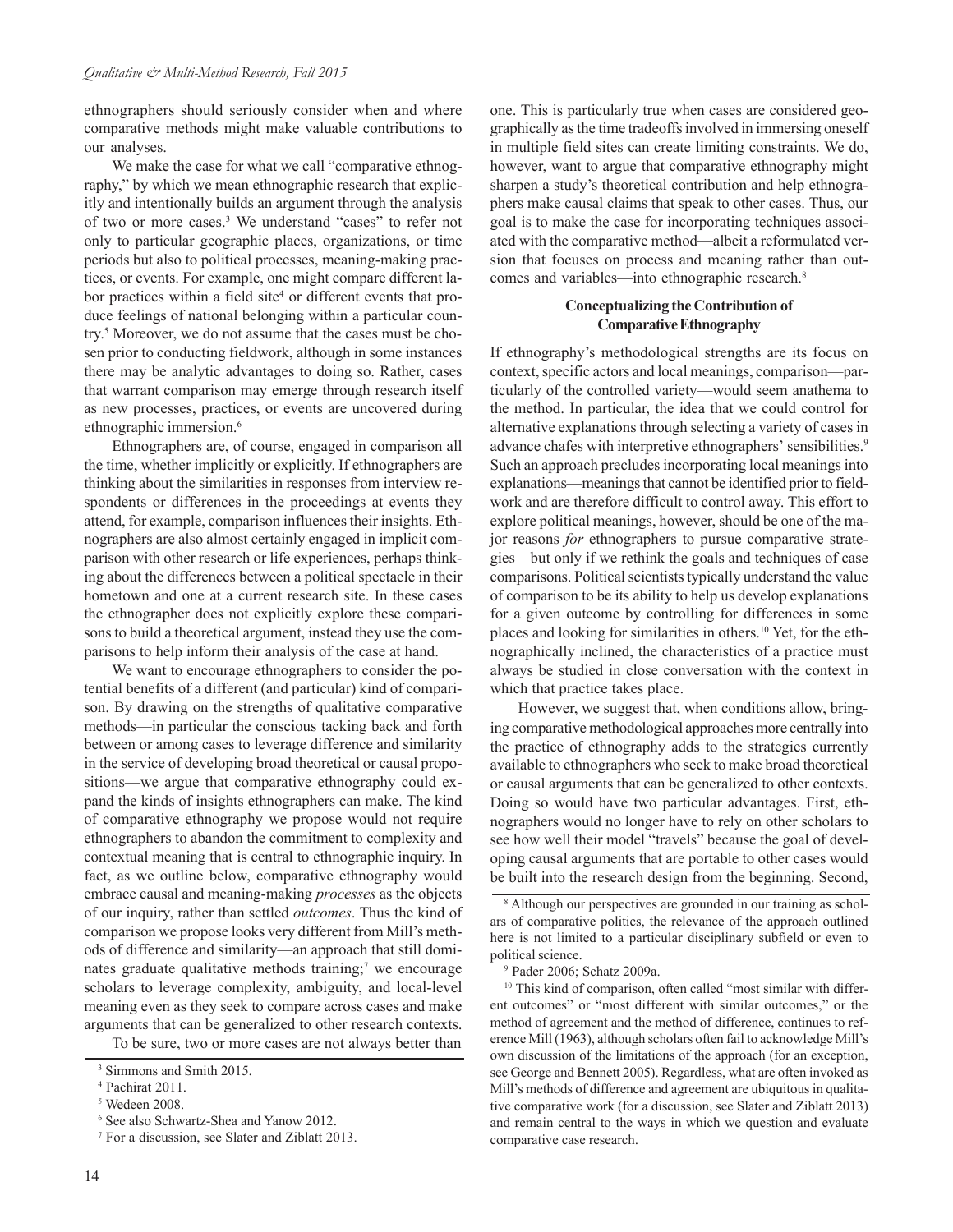ethnographers should seriously consider when and where comparative methods might make valuable contributions to our analyses.

We make the case for what we call "comparative ethnography," by which we mean ethnographic research that explicitly and intentionally builds an argument through the analysis of two or more cases.[3] We understand "cases" to refer not only to particular geographic places, organizations, or time periods but also to political processes, meaning-making practices, or events. For example, one might compare different labor practices within a field site[4] or different events that produce feelings of national belonging within a particular country.[5] Moreover, we do not assume that the cases must be chosen prior to conducting fieldwork, although in some instances there may be analytic advantages to doing so. Rather, cases that warrant comparison may emerge through research itself as new processes, practices, or events are uncovered during ethnographic immersion.[6]

Ethnographers are, of course, engaged in comparison all the time, whether implicitly or explicitly. If ethnographers are thinking about the similarities in responses from interview respondents or differences in the proceedings at events they attend, for example, comparison influences their insights. Ethnographers are also almost certainly engaged in implicit comparison with other research or life experiences, perhaps thinking about the differences between a political spectacle in their hometown and one at a current research site. In these cases the ethnographer does not explicitly explore these comparisons to build a theoretical argument, instead they use the comparisons to help inform their analysis of the case at hand.

We want to encourage ethnographers to consider the potential benefits of a different (and particular) kind of comparison. By drawing on the strengths of qualitative comparative methods—in particular the conscious tacking back and forth between or among cases to leverage difference and similarity in the service of developing broad theoretical or causal propositions—we argue that comparative ethnography could expand the kinds of insights ethnographers can make. The kind of comparative ethnography we propose would not require ethnographers to abandon the commitment to complexity and contextual meaning that is central to ethnographic inquiry. In fact, as we outline below, comparative ethnography would embrace causal and meaning-making *processes* as the objects of our inquiry, rather than settled *outcomes*. Thus the kind of comparison we propose looks very different from Mill's methods of difference and similarity—an approach that still dominates graduate qualitative methods training;[7] we encourage scholars to leverage complexity, ambiguity, and local-level meaning even as they seek to compare across cases and make arguments that can be generalized to other research contexts.

To be sure, two or more cases are not always better than one. This is particularly true when cases are considered geographically as the time tradeoffs involved in immersing oneself in multiple field sites can create limiting constraints. We do, however, want to argue that comparative ethnography might sharpen a study's theoretical contribution and help ethnographers make causal claims that speak to other cases. Thus, our goal is to make the case for incorporating techniques associated with the comparative method—albeit a reformulated version that focuses on process and meaning rather than outcomes and variables—into ethnographic research.[8]

## Conceptualizing the Contribution of Comparative Ethnography

If ethnography's methodological strengths are its focus on context, specific actors and local meanings, comparison—particularly of the controlled variety—would seem anathema to the method. In particular, the idea that we could control for alternative explanations through selecting a variety of cases in advance chafes with interpretive ethnographers' sensibilities.[9] Such an approach precludes incorporating local meanings into explanations—meanings that cannot be identified prior to fieldwork and are therefore difficult to control away. This effort to explore political meanings, however, should be one of the major reasons *for* ethnographers to pursue comparative strategies—but only if we rethink the goals and techniques of case comparisons. Political scientists typically understand the value of comparison to be its ability to help us develop explanations for a given outcome by controlling for differences in some places and looking for similarities in others.[10] Yet, for the ethnographically inclined, the characteristics of a practice must always be studied in close conversation with the context in which that practice takes place.

However, we suggest that, when conditions allow, bringing comparative methodological approaches more centrally into the practice of ethnography adds to the strategies currently available to ethnographers who seek to make broad theoretical or causal arguments that can be generalized to other contexts. Doing so would have two particular advantages. First, ethnographers would no longer have to rely on other scholars to see how well their model "travels" because the goal of developing causal arguments that are portable to other cases would be built into the research design from the beginning. Second,

---

[3] Simmons and Smith 2015.

[4] Pachirat 2011.

[5] Wedeen 2008.

[6] See also Schwartz-Shea and Yanow 2012.

[7] For a discussion, see Slater and Ziblatt 2013.

[8] Although our perspectives are grounded in our training as scholars of comparative politics, the relevance of the approach outlined here is not limited to a particular disciplinary subfield or even to political science.

[9] Pader 2006; Schatz 2009a.

[10] This kind of comparison, often called "most similar with different outcomes" or "most different with similar outcomes," or the method of agreement and the method of difference, continues to reference Mill (1963), although scholars often fail to acknowledge Mill's own discussion of the limitations of the approach (for an exception, see George and Bennett 2005). Regardless, what are often invoked as Mill's methods of difference and agreement are ubiquitous in qualitative comparative work (for a discussion, see Slater and Ziblatt 2013) and remain central to the ways in which we question and evaluate comparative case research.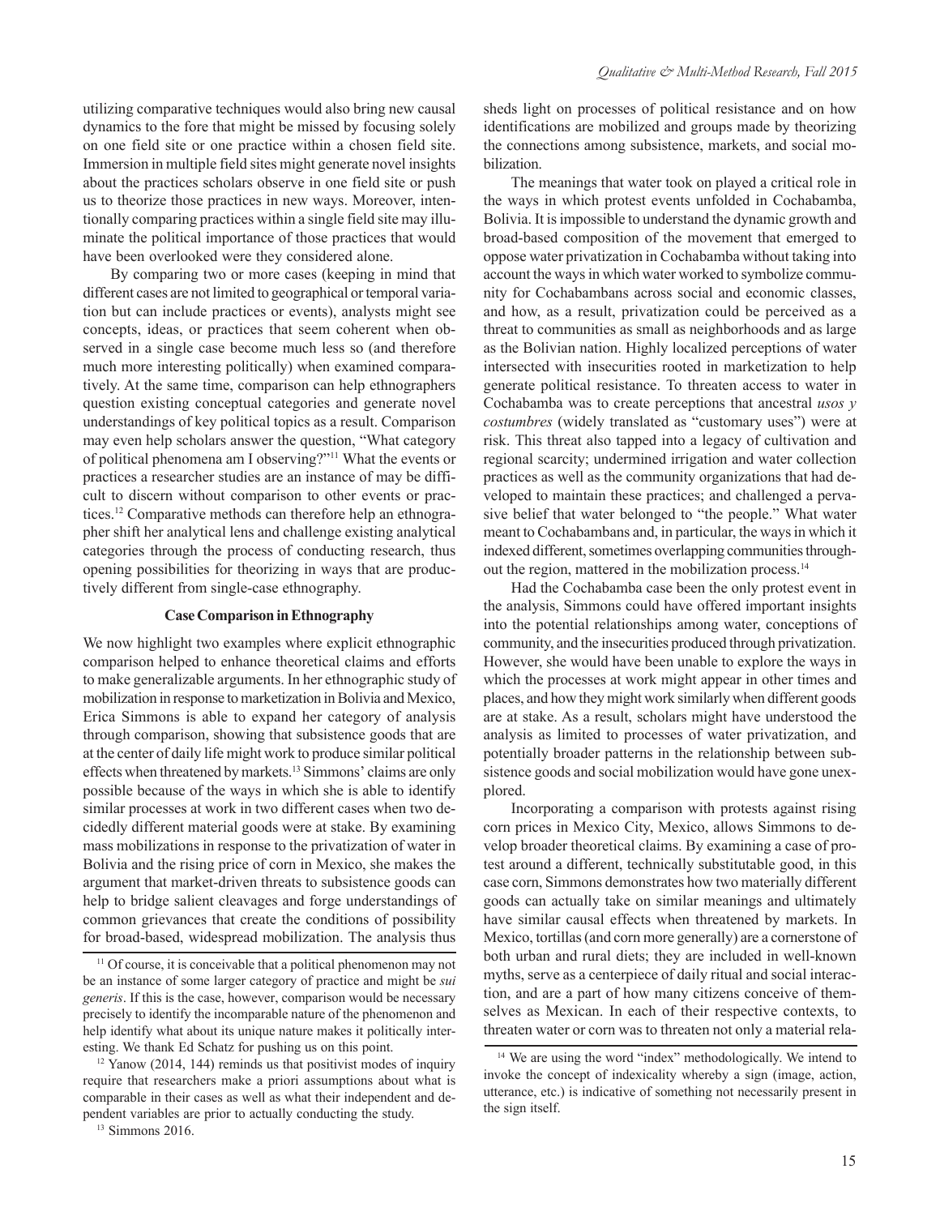utilizing comparative techniques would also bring new causal dynamics to the fore that might be missed by focusing solely on one field site or one practice within a chosen field site. Immersion in multiple field sites might generate novel insights about the practices scholars observe in one field site or push us to theorize those practices in new ways. Moreover, intentionally comparing practices within a single field site may illuminate the political importance of those practices that would have been overlooked were they considered alone.

By comparing two or more cases (keeping in mind that different cases are not limited to geographical or temporal variation but can include practices or events), analysts might see concepts, ideas, or practices that seem coherent when observed in a single case become much less so (and therefore much more interesting politically) when examined comparatively. At the same time, comparison can help ethnographers question existing conceptual categories and generate novel understandings of key political topics as a result. Comparison may even help scholars answer the question, "What category of political phenomena am I observing?"[11] What the events or practices a researcher studies are an instance of may be difficult to discern without comparison to other events or practices.[12] Comparative methods can therefore help an ethnographer shift her analytical lens and challenge existing analytical categories through the process of conducting research, thus opening possibilities for theorizing in ways that are productively different from single-case ethnography.

### Case Comparison in Ethnography

We now highlight two examples where explicit ethnographic comparison helped to enhance theoretical claims and efforts to make generalizable arguments. In her ethnographic study of mobilization in response to marketization in Bolivia and Mexico, Erica Simmons is able to expand her category of analysis through comparison, showing that subsistence goods that are at the center of daily life might work to produce similar political effects when threatened by markets.[13] Simmons' claims are only possible because of the ways in which she is able to identify similar processes at work in two different cases when two decidedly different material goods were at stake. By examining mass mobilizations in response to the privatization of water in Bolivia and the rising price of corn in Mexico, she makes the argument that market-driven threats to subsistence goods can help to bridge salient cleavages and forge understandings of common grievances that create the conditions of possibility for broad-based, widespread mobilization. The analysis thus sheds light on processes of political resistance and on how identifications are mobilized and groups made by theorizing the connections among subsistence, markets, and social mobilization.

The meanings that water took on played a critical role in the ways in which protest events unfolded in Cochabamba, Bolivia. It is impossible to understand the dynamic growth and broad-based composition of the movement that emerged to oppose water privatization in Cochabamba without taking into account the ways in which water worked to symbolize community for Cochabambans across social and economic classes, and how, as a result, privatization could be perceived as a threat to communities as small as neighborhoods and as large as the Bolivian nation. Highly localized perceptions of water intersected with insecurities rooted in marketization to help generate political resistance. To threaten access to water in Cochabamba was to create perceptions that ancestral *usos y costumbres* (widely translated as "customary uses") were at risk. This threat also tapped into a legacy of cultivation and regional scarcity; undermined irrigation and water collection practices as well as the community organizations that had developed to maintain these practices; and challenged a pervasive belief that water belonged to "the people." What water meant to Cochabambans and, in particular, the ways in which it indexed different, sometimes overlapping communities throughout the region, mattered in the mobilization process.[14]

Had the Cochabamba case been the only protest event in the analysis, Simmons could have offered important insights into the potential relationships among water, conceptions of community, and the insecurities produced through privatization. However, she would have been unable to explore the ways in which the processes at work might appear in other times and places, and how they might work similarly when different goods are at stake. As a result, scholars might have understood the analysis as limited to processes of water privatization, and potentially broader patterns in the relationship between subsistence goods and social mobilization would have gone unexplored.

Incorporating a comparison with protests against rising corn prices in Mexico City, Mexico, allows Simmons to develop broader theoretical claims. By examining a case of protest around a different, technically substitutable good, in this case corn, Simmons demonstrates how two materially different goods can actually take on similar meanings and ultimately have similar causal effects when threatened by markets. In Mexico, tortillas (and corn more generally) are a cornerstone of both urban and rural diets; they are included in well-known myths, serve as a centerpiece of daily ritual and social interaction, and are a part of how many citizens conceive of themselves as Mexican. In each of their respective contexts, to threaten water or corn was to threaten not only a material rela-

---

[11] Of course, it is conceivable that a political phenomenon may not be an instance of some larger category of practice and might be *sui generis*. If this is the case, however, comparison would be necessary precisely to identify the incomparable nature of the phenomenon and help identify what about its unique nature makes it politically interesting. We thank Ed Schatz for pushing us on this point.

[12] Yanow (2014, 144) reminds us that positivist modes of inquiry require that researchers make a priori assumptions about what is comparable in their cases as well as what their independent and dependent variables are prior to actually conducting the study.

[13] Simmons 2016.

[14] We are using the word "index" methodologically. We intend to invoke the concept of indexicality whereby a sign (image, action, utterance, etc.) is indicative of something not necessarily present in the sign itself.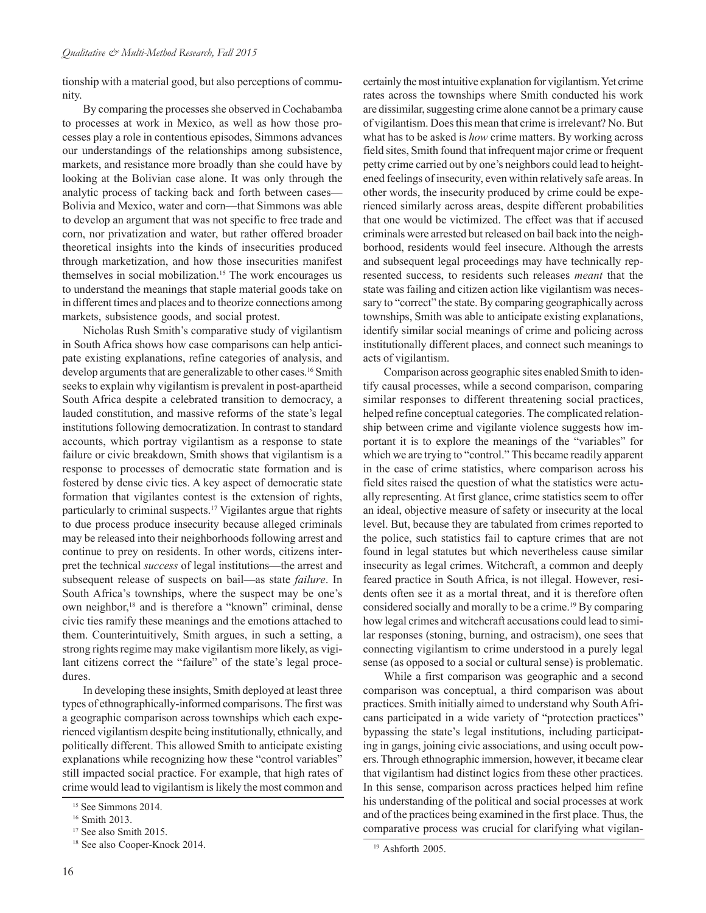tionship with a material good, but also perceptions of community.

By comparing the processes she observed in Cochabamba to processes at work in Mexico, as well as how those processes play a role in contentious episodes, Simmons advances our understandings of the relationships among subsistence, markets, and resistance more broadly than she could have by looking at the Bolivian case alone. It was only through the analytic process of tacking back and forth between cases—Bolivia and Mexico, water and corn—that Simmons was able to develop an argument that was not specific to free trade and corn, nor privatization and water, but rather offered broader theoretical insights into the kinds of insecurities produced through marketization, and how those insecurities manifest themselves in social mobilization.[15] The work encourages us to understand the meanings that staple material goods take on in different times and places and to theorize connections among markets, subsistence goods, and social protest.

Nicholas Rush Smith's comparative study of vigilantism in South Africa shows how case comparisons can help anticipate existing explanations, refine categories of analysis, and develop arguments that are generalizable to other cases.[16] Smith seeks to explain why vigilantism is prevalent in post-apartheid South Africa despite a celebrated transition to democracy, a lauded constitution, and massive reforms of the state's legal institutions following democratization. In contrast to standard accounts, which portray vigilantism as a response to state failure or civic breakdown, Smith shows that vigilantism is a response to processes of democratic state formation and is fostered by dense civic ties. A key aspect of democratic state formation that vigilantes contest is the extension of rights, particularly to criminal suspects.[17] Vigilantes argue that rights to due process produce insecurity because alleged criminals may be released into their neighborhoods following arrest and continue to prey on residents. In other words, citizens interpret the technical *success* of legal institutions—the arrest and subsequent release of suspects on bail—as state *failure*. In South Africa's townships, where the suspect may be one's own neighbor,[18] and is therefore a "known" criminal, dense civic ties ramify these meanings and the emotions attached to them. Counterintuitively, Smith argues, in such a setting, a strong rights regime may make vigilantism more likely, as vigilant citizens correct the "failure" of the state's legal procedures.

In developing these insights, Smith deployed at least three types of ethnographically-informed comparisons. The first was a geographic comparison across townships which each experienced vigilantism despite being institutionally, ethnically, and politically different. This allowed Smith to anticipate existing explanations while recognizing how these "control variables" still impacted social practice. For example, that high rates of crime would lead to vigilantism is likely the most common and certainly the most intuitive explanation for vigilantism. Yet crime rates across the townships where Smith conducted his work are dissimilar, suggesting crime alone cannot be a primary cause of vigilantism. Does this mean that crime is irrelevant? No. But what has to be asked is *how* crime matters. By working across field sites, Smith found that infrequent major crime or frequent petty crime carried out by one's neighbors could lead to heightened feelings of insecurity, even within relatively safe areas. In other words, the insecurity produced by crime could be experienced similarly across areas, despite different probabilities that one would be victimized. The effect was that if accused criminals were arrested but released on bail back into the neighborhood, residents would feel insecure. Although the arrests and subsequent legal proceedings may have technically represented success, to residents such releases *meant* that the state was failing and citizen action like vigilantism was necessary to "correct" the state. By comparing geographically across townships, Smith was able to anticipate existing explanations, identify similar social meanings of crime and policing across institutionally different places, and connect such meanings to acts of vigilantism.

Comparison across geographic sites enabled Smith to identify causal processes, while a second comparison, comparing similar responses to different threatening social practices, helped refine conceptual categories. The complicated relationship between crime and vigilante violence suggests how important it is to explore the meanings of the "variables" for which we are trying to "control." This became readily apparent in the case of crime statistics, where comparison across his field sites raised the question of what the statistics were actually representing. At first glance, crime statistics seem to offer an ideal, objective measure of safety or insecurity at the local level. But, because they are tabulated from crimes reported to the police, such statistics fail to capture crimes that are not found in legal statutes but which nevertheless cause similar insecurity as legal crimes. Witchcraft, a common and deeply feared practice in South Africa, is not illegal. However, residents often see it as a mortal threat, and it is therefore often considered socially and morally to be a crime.[19] By comparing how legal crimes and witchcraft accusations could lead to similar responses (stoning, burning, and ostracism), one sees that connecting vigilantism to crime understood in a purely legal sense (as opposed to a social or cultural sense) is problematic.

While a first comparison was geographic and a second comparison was conceptual, a third comparison was about practices. Smith initially aimed to understand why South Africans participated in a wide variety of "protection practices" bypassing the state's legal institutions, including participating in gangs, joining civic associations, and using occult powers. Through ethnographic immersion, however, it became clear that vigilantism had distinct logics from these other practices. In this sense, comparison across practices helped him refine his understanding of the political and social processes at work and of the practices being examined in the first place. Thus, the comparative process was crucial for clarifying what vigilan-

[15] See Simmons 2014.

[16] Smith 2013.

[17] See also Smith 2015.

[18] See also Cooper-Knock 2014.

[19] Ashforth 2005.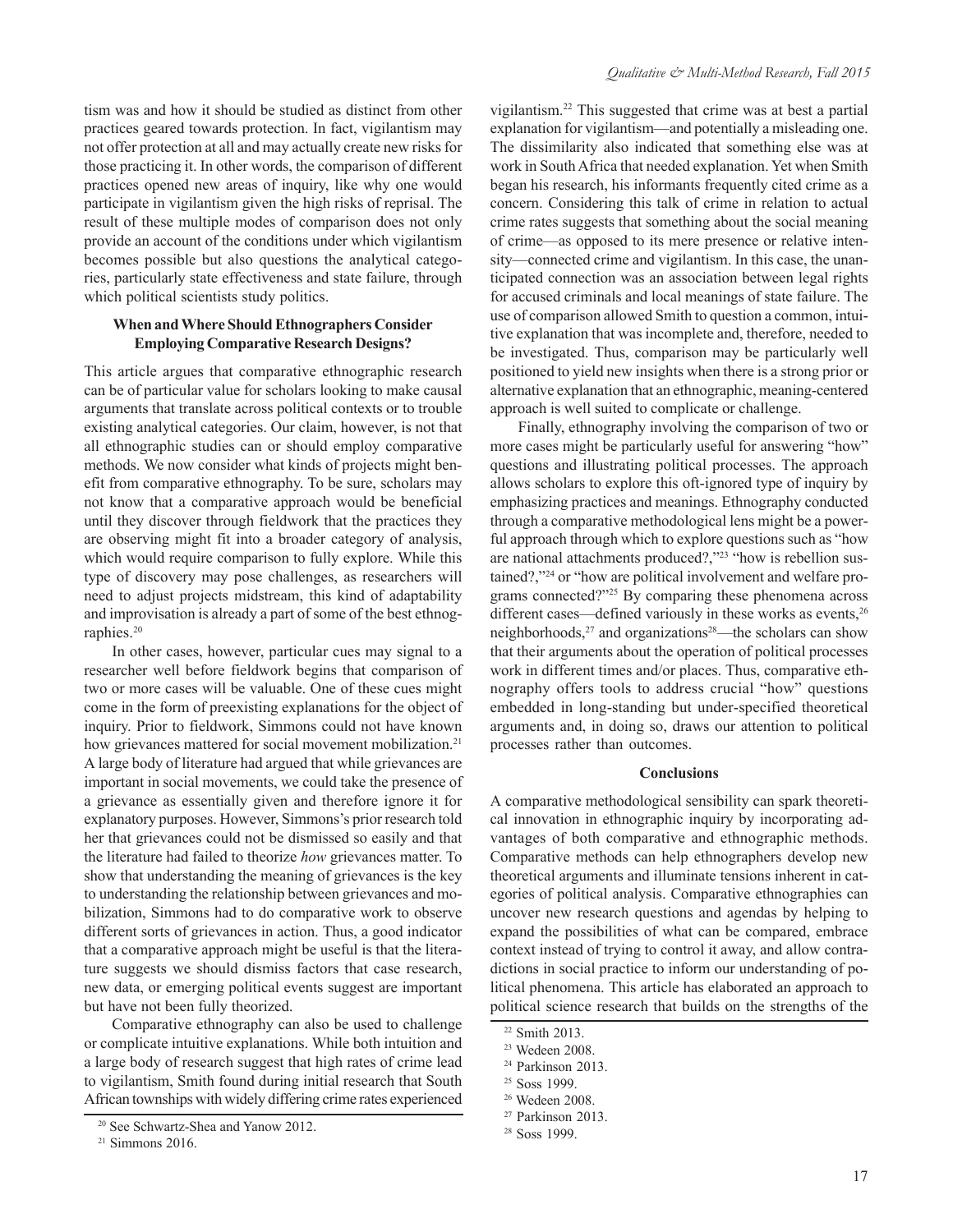tism was and how it should be studied as distinct from other practices geared towards protection. In fact, vigilantism may not offer protection at all and may actually create new risks for those practicing it. In other words, the comparison of different practices opened new areas of inquiry, like why one would participate in vigilantism given the high risks of reprisal. The result of these multiple modes of comparison does not only provide an account of the conditions under which vigilantism becomes possible but also questions the analytical categories, particularly state effectiveness and state failure, through which political scientists study politics.

### When and Where Should Ethnographers Consider Employing Comparative Research Designs?

This article argues that comparative ethnographic research can be of particular value for scholars looking to make causal arguments that translate across political contexts or to trouble existing analytical categories. Our claim, however, is not that all ethnographic studies can or should employ comparative methods. We now consider what kinds of projects might benefit from comparative ethnography. To be sure, scholars may not know that a comparative approach would be beneficial until they discover through fieldwork that the practices they are observing might fit into a broader category of analysis, which would require comparison to fully explore. While this type of discovery may pose challenges, as researchers will need to adjust projects midstream, this kind of adaptability and improvisation is already a part of some of the best ethnographies.[20]

In other cases, however, particular cues may signal to a researcher well before fieldwork begins that comparison of two or more cases will be valuable. One of these cues might come in the form of preexisting explanations for the object of inquiry. Prior to fieldwork, Simmons could not have known how grievances mattered for social movement mobilization.[21] A large body of literature had argued that while grievances are important in social movements, we could take the presence of a grievance as essentially given and therefore ignore it for explanatory purposes. However, Simmons's prior research told her that grievances could not be dismissed so easily and that the literature had failed to theorize *how* grievances matter. To show that understanding the meaning of grievances is the key to understanding the relationship between grievances and mobilization, Simmons had to do comparative work to observe different sorts of grievances in action. Thus, a good indicator that a comparative approach might be useful is that the literature suggests we should dismiss factors that case research, new data, or emerging political events suggest are important but have not been fully theorized.

Comparative ethnography can also be used to challenge or complicate intuitive explanations. While both intuition and a large body of research suggest that high rates of crime lead to vigilantism, Smith found during initial research that South African townships with widely differing crime rates experienced vigilantism.[22] This suggested that crime was at best a partial explanation for vigilantism—and potentially a misleading one. The dissimilarity also indicated that something else was at work in South Africa that needed explanation. Yet when Smith began his research, his informants frequently cited crime as a concern. Considering this talk of crime in relation to actual crime rates suggests that something about the social meaning of crime—as opposed to its mere presence or relative intensity—connected crime and vigilantism. In this case, the unanticipated connection was an association between legal rights for accused criminals and local meanings of state failure. The use of comparison allowed Smith to question a common, intuitive explanation that was incomplete and, therefore, needed to be investigated. Thus, comparison may be particularly well positioned to yield new insights when there is a strong prior or alternative explanation that an ethnographic, meaning-centered approach is well suited to complicate or challenge.

Finally, ethnography involving the comparison of two or more cases might be particularly useful for answering "how" questions and illustrating political processes. The approach allows scholars to explore this oft-ignored type of inquiry by emphasizing practices and meanings. Ethnography conducted through a comparative methodological lens might be a powerful approach through which to explore questions such as "how are national attachments produced?,"[23] "how is rebellion sustained?,"[24] or "how are political involvement and welfare programs connected?"[25] By comparing these phenomena across different cases—defined variously in these works as events,[26] neighborhoods,[27] and organizations[28]—the scholars can show that their arguments about the operation of political processes work in different times and/or places. Thus, comparative ethnography offers tools to address crucial "how" questions embedded in long-standing but under-specified theoretical arguments and, in doing so, draws our attention to political processes rather than outcomes.

### Conclusions

A comparative methodological sensibility can spark theoretical innovation in ethnographic inquiry by incorporating advantages of both comparative and ethnographic methods. Comparative methods can help ethnographers develop new theoretical arguments and illuminate tensions inherent in categories of political analysis. Comparative ethnographies can uncover new research questions and agendas by helping to expand the possibilities of what can be compared, embrace context instead of trying to control it away, and allow contradictions in social practice to inform our understanding of political phenomena. This article has elaborated an approach to political science research that builds on the strengths of the

[20] See Schwartz-Shea and Yanow 2012.

[21] Simmons 2016.

[22] Smith 2013.

[23] Wedeen 2008.

[24] Parkinson 2013.

[25] Soss 1999.

[26] Wedeen 2008.

[27] Parkinson 2013.

[28] Soss 1999.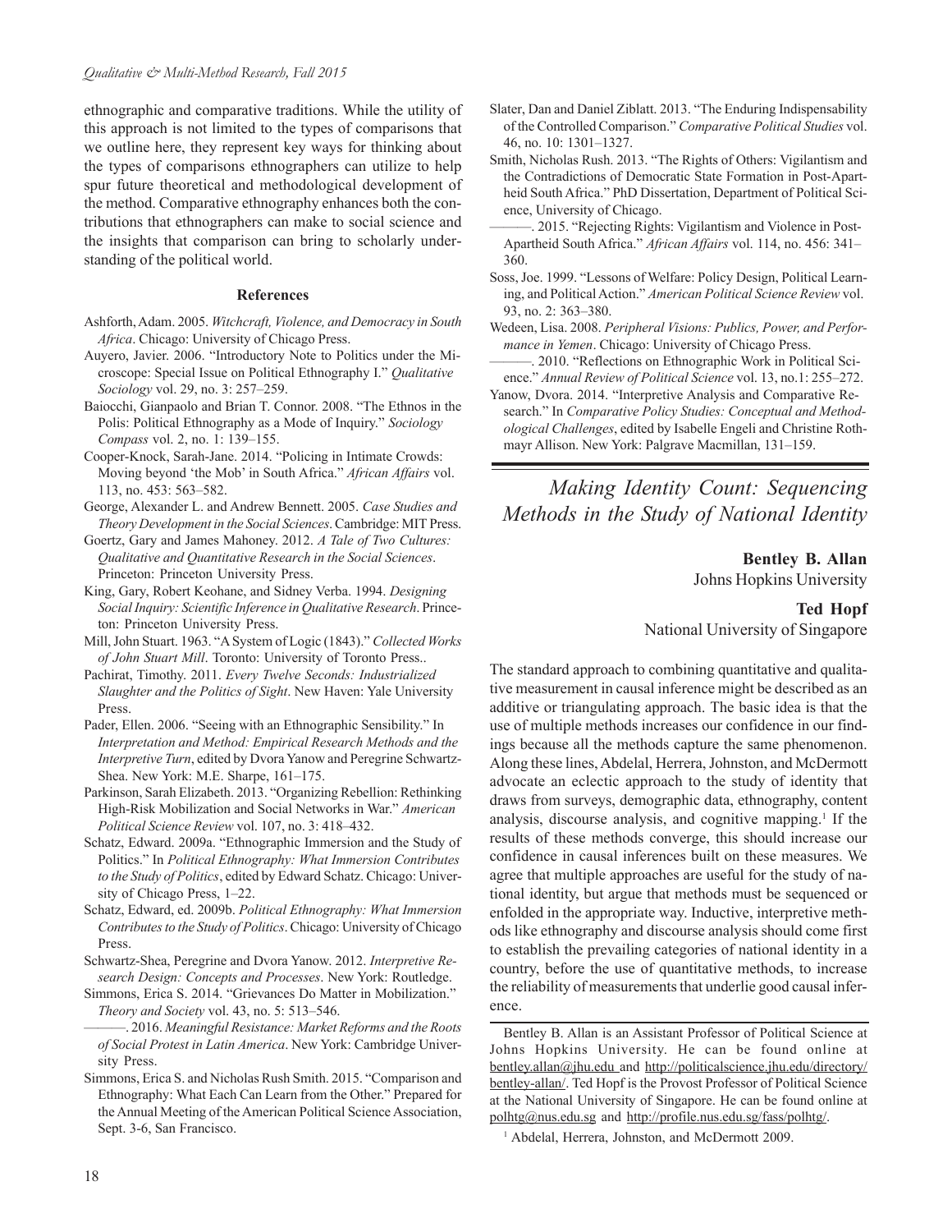ethnographic and comparative traditions. While the utility of this approach is not limited to the types of comparisons that we outline here, they represent key ways for thinking about the types of comparisons ethnographers can utilize to help spur future theoretical and methodological development of the method. Comparative ethnography enhances both the contributions that ethnographers can make to social science and the insights that comparison can bring to scholarly understanding of the political world.

#### References

Ashforth, Adam. 2005. *Witchcraft, Violence, and Democracy in South Africa*. Chicago: University of Chicago Press.

Auyero, Javier. 2006. "Introductory Note to Politics under the Microscope: Special Issue on Political Ethnography I." *Qualitative Sociology* vol. 29, no. 3: 257–259.

Baiocchi, Gianpaolo and Brian T. Connor. 2008. "The Ethnos in the Polis: Political Ethnography as a Mode of Inquiry." *Sociology Compass* vol. 2, no. 1: 139–155.

Cooper-Knock, Sarah-Jane. 2014. "Policing in Intimate Crowds: Moving beyond 'the Mob' in South Africa." *African Affairs* vol. 113, no. 453: 563–582.

George, Alexander L. and Andrew Bennett. 2005. *Case Studies and Theory Development in the Social Sciences*. Cambridge: MIT Press.

Goertz, Gary and James Mahoney. 2012. *A Tale of Two Cultures: Qualitative and Quantitative Research in the Social Sciences*. Princeton: Princeton University Press.

King, Gary, Robert Keohane, and Sidney Verba. 1994. *Designing Social Inquiry: Scientific Inference in Qualitative Research*. Princeton: Princeton University Press.

Mill, John Stuart. 1963. "A System of Logic (1843)." *Collected Works of John Stuart Mill*. Toronto: University of Toronto Press..

Pachirat, Timothy. 2011. *Every Twelve Seconds: Industrialized Slaughter and the Politics of Sight*. New Haven: Yale University Press.

Pader, Ellen. 2006. "Seeing with an Ethnographic Sensibility." In *Interpretation and Method: Empirical Research Methods and the Interpretive Turn*, edited by Dvora Yanow and Peregrine Schwartz-Shea. New York: M.E. Sharpe, 161–175.

Parkinson, Sarah Elizabeth. 2013. "Organizing Rebellion: Rethinking High-Risk Mobilization and Social Networks in War." *American Political Science Review* vol. 107, no. 3: 418–432.

Schatz, Edward. 2009a. "Ethnographic Immersion and the Study of Politics." In *Political Ethnography: What Immersion Contributes to the Study of Politics*, edited by Edward Schatz. Chicago: University of Chicago Press, 1–22.

Schatz, Edward, ed. 2009b. *Political Ethnography: What Immersion Contributes to the Study of Politics*. Chicago: University of Chicago Press.

Schwartz-Shea, Peregrine and Dvora Yanow. 2012. *Interpretive Research Design: Concepts and Processes*. New York: Routledge.

Simmons, Erica S. 2014. "Grievances Do Matter in Mobilization." *Theory and Society* vol. 43, no. 5: 513–546.

———. 2016. *Meaningful Resistance: Market Reforms and the Roots of Social Protest in Latin America*. New York: Cambridge University Press.

Simmons, Erica S. and Nicholas Rush Smith. 2015. "Comparison and Ethnography: What Each Can Learn from the Other." Prepared for the Annual Meeting of the American Political Science Association, Sept. 3-6, San Francisco.

Slater, Dan and Daniel Ziblatt. 2013. "The Enduring Indispensability of the Controlled Comparison." *Comparative Political Studies* vol. 46, no. 10: 1301–1327.

Smith, Nicholas Rush. 2013. "The Rights of Others: Vigilantism and the Contradictions of Democratic State Formation in Post-Apartheid South Africa." PhD Dissertation, Department of Political Science, University of Chicago.

———. 2015. "Rejecting Rights: Vigilantism and Violence in Post-Apartheid South Africa." *African Affairs* vol. 114, no. 456: 341–360.

Soss, Joe. 1999. "Lessons of Welfare: Policy Design, Political Learning, and Political Action." *American Political Science Review* vol. 93, no. 2: 363–380.

Wedeen, Lisa. 2008. *Peripheral Visions: Publics, Power, and Performance in Yemen*. Chicago: University of Chicago Press.

———. 2010. "Reflections on Ethnographic Work in Political Science." *Annual Review of Political Science* vol. 13, no.1: 255–272.

Yanow, Dvora. 2014. "Interpretive Analysis and Comparative Research." In *Comparative Policy Studies: Conceptual and Methodological Challenges*, edited by Isabelle Engeli and Christine Rothmayr Allison. New York: Palgrave Macmillan, 131–159.

## *Making Identity Count: Sequencing Methods in the Study of National Identity*

**Bentley B. Allan**
Johns Hopkins University

**Ted Hopf**
National University of Singapore

The standard approach to combining quantitative and qualitative measurement in causal inference might be described as an additive or triangulating approach. The basic idea is that the use of multiple methods increases our confidence in our findings because all the methods capture the same phenomenon. Along these lines, Abdelal, Herrera, Johnston, and McDermott advocate an eclectic approach to the study of identity that draws from surveys, demographic data, ethnography, content analysis, discourse analysis, and cognitive mapping.[1] If the results of these methods converge, this should increase our confidence in causal inferences built on these measures. We agree that multiple approaches are useful for the study of national identity, but argue that methods must be sequenced or enfolded in the appropriate way. Inductive, interpretive methods like ethnography and discourse analysis should come first to establish the prevailing categories of national identity in a country, before the use of quantitative methods, to increase the reliability of measurements that underlie good causal inference.

Bentley B. Allan is an Assistant Professor of Political Science at Johns Hopkins University. He can be found online at bentley.allan@jhu.edu and http://politicalscience.jhu.edu/directory/bentley-allan/. Ted Hopf is the Provost Professor of Political Science at the National University of Singapore. He can be found online at polhtg@nus.edu.sg and http://profile.nus.edu.sg/fass/polhtg/.

[1] Abdelal, Herrera, Johnston, and McDermott 2009.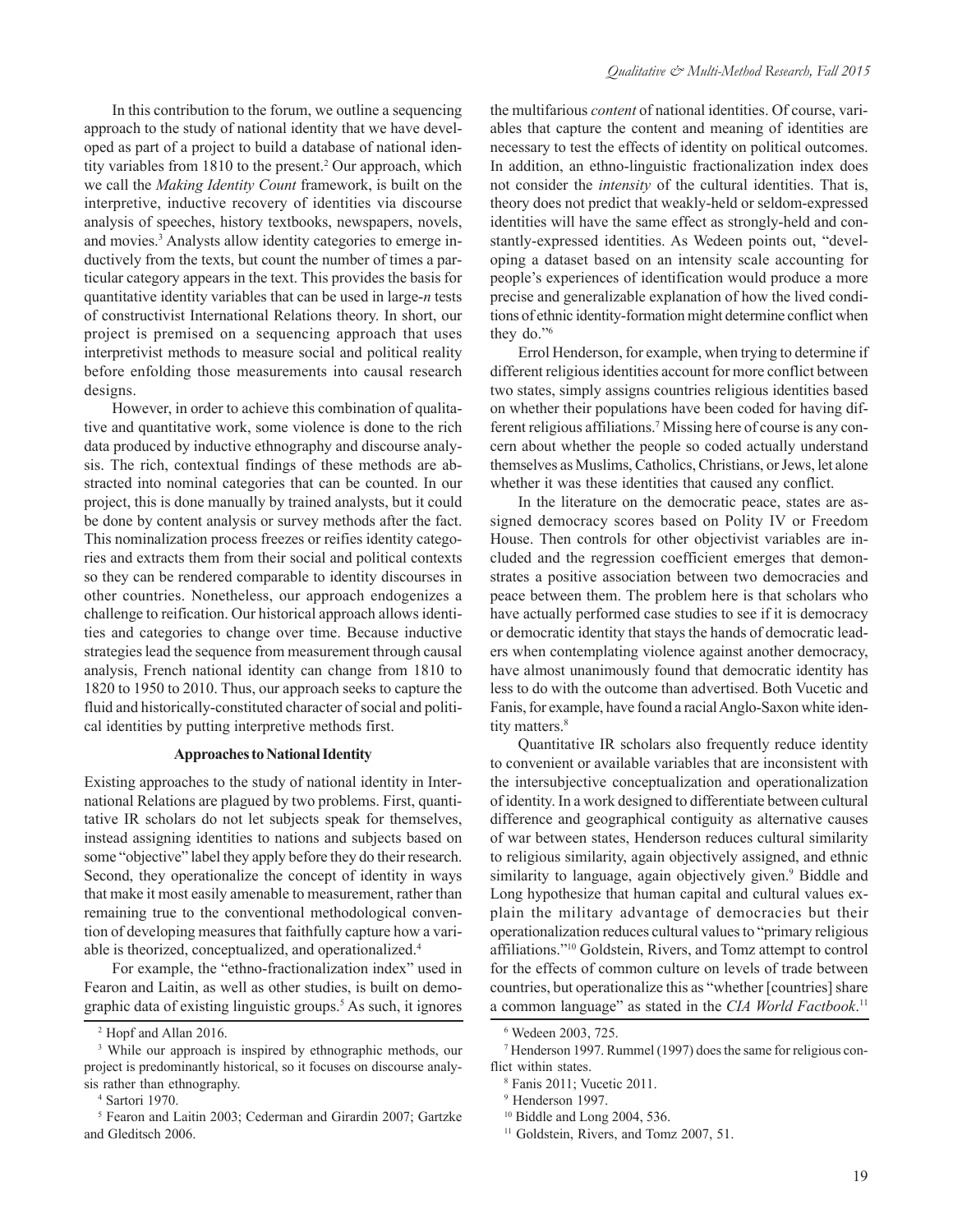In this contribution to the forum, we outline a sequencing approach to the study of national identity that we have developed as part of a project to build a database of national identity variables from 1810 to the present.[2] Our approach, which we call the *Making Identity Count* framework, is built on the interpretive, inductive recovery of identities via discourse analysis of speeches, history textbooks, newspapers, novels, and movies.[3] Analysts allow identity categories to emerge inductively from the texts, but count the number of times a particular category appears in the text. This provides the basis for quantitative identity variables that can be used in large-*n* tests of constructivist International Relations theory. In short, our project is premised on a sequencing approach that uses interpretivist methods to measure social and political reality before enfolding those measurements into causal research designs.

However, in order to achieve this combination of qualitative and quantitative work, some violence is done to the rich data produced by inductive ethnography and discourse analysis. The rich, contextual findings of these methods are abstracted into nominal categories that can be counted. In our project, this is done manually by trained analysts, but it could be done by content analysis or survey methods after the fact. This nominalization process freezes or reifies identity categories and extracts them from their social and political contexts so they can be rendered comparable to identity discourses in other countries. Nonetheless, our approach endogenizes a challenge to reification. Our historical approach allows identities and categories to change over time. Because inductive strategies lead the sequence from measurement through causal analysis, French national identity can change from 1810 to 1820 to 1950 to 2010. Thus, our approach seeks to capture the fluid and historically-constituted character of social and political identities by putting interpretive methods first.

### Approaches to National Identity

Existing approaches to the study of national identity in International Relations are plagued by two problems. First, quantitative IR scholars do not let subjects speak for themselves, instead assigning identities to nations and subjects based on some "objective" label they apply before they do their research. Second, they operationalize the concept of identity in ways that make it most easily amenable to measurement, rather than remaining true to the conventional methodological convention of developing measures that faithfully capture how a variable is theorized, conceptualized, and operationalized.[4]

For example, the "ethno-fractionalization index" used in Fearon and Laitin, as well as other studies, is built on demographic data of existing linguistic groups.[5] As such, it ignores the multifarious *content* of national identities. Of course, variables that capture the content and meaning of identities are necessary to test the effects of identity on political outcomes. In addition, an ethno-linguistic fractionalization index does not consider the *intensity* of the cultural identities. That is, theory does not predict that weakly-held or seldom-expressed identities will have the same effect as strongly-held and constantly-expressed identities. As Wedeen points out, "developing a dataset based on an intensity scale accounting for people's experiences of identification would produce a more precise and generalizable explanation of how the lived conditions of ethnic identity-formation might determine conflict when they do."[6]

Errol Henderson, for example, when trying to determine if different religious identities account for more conflict between two states, simply assigns countries religious identities based on whether their populations have been coded for having different religious affiliations.[7] Missing here of course is any concern about whether the people so coded actually understand themselves as Muslims, Catholics, Christians, or Jews, let alone whether it was these identities that caused any conflict.

In the literature on the democratic peace, states are assigned democracy scores based on Polity IV or Freedom House. Then controls for other objectivist variables are included and the regression coefficient emerges that demonstrates a positive association between two democracies and peace between them. The problem here is that scholars who have actually performed case studies to see if it is democracy or democratic identity that stays the hands of democratic leaders when contemplating violence against another democracy, have almost unanimously found that democratic identity has less to do with the outcome than advertised. Both Vucetic and Fanis, for example, have found a racial Anglo-Saxon white identity matters.[8]

Quantitative IR scholars also frequently reduce identity to convenient or available variables that are inconsistent with the intersubjective conceptualization and operationalization of identity. In a work designed to differentiate between cultural difference and geographical contiguity as alternative causes of war between states, Henderson reduces cultural similarity to religious similarity, again objectively assigned, and ethnic similarity to language, again objectively given.[9] Biddle and Long hypothesize that human capital and cultural values explain the military advantage of democracies but their operationalization reduces cultural values to "primary religious affiliations."[10] Goldstein, Rivers, and Tomz attempt to control for the effects of common culture on levels of trade between countries, but operationalize this as "whether [countries] share a common language" as stated in the *CIA World Factbook*.[11]

---

[2] Hopf and Allan 2016.

[3] While our approach is inspired by ethnographic methods, our project is predominantly historical, so it focuses on discourse analysis rather than ethnography.

[4] Sartori 1970.

[5] Fearon and Laitin 2003; Cederman and Girardin 2007; Gartzke and Gleditsch 2006.

[6] Wedeen 2003, 725.

[7] Henderson 1997. Rummel (1997) does the same for religious conflict within states.

[8] Fanis 2011; Vucetic 2011.

[9] Henderson 1997.

[10] Biddle and Long 2004, 536.

[11] Goldstein, Rivers, and Tomz 2007, 51.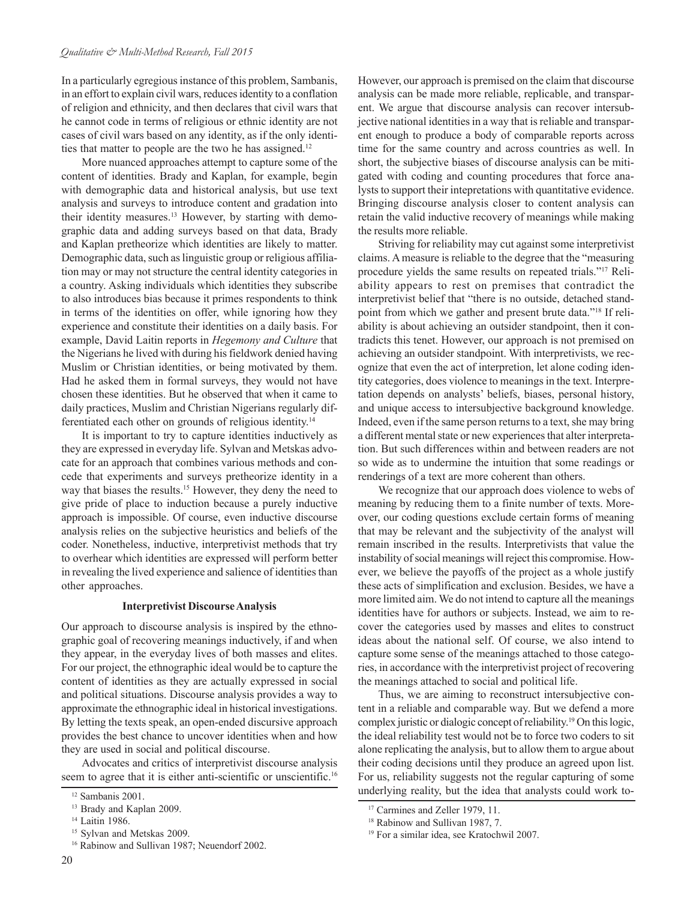In a particularly egregious instance of this problem, Sambanis, in an effort to explain civil wars, reduces identity to a conflation of religion and ethnicity, and then declares that civil wars that he cannot code in terms of religious or ethnic identity are not cases of civil wars based on any identity, as if the only identities that matter to people are the two he has assigned.[12]

More nuanced approaches attempt to capture some of the content of identities. Brady and Kaplan, for example, begin with demographic data and historical analysis, but use text analysis and surveys to introduce content and gradation into their identity measures.[13] However, by starting with demographic data and adding surveys based on that data, Brady and Kaplan pretheorize which identities are likely to matter. Demographic data, such as linguistic group or religious affiliation may or may not structure the central identity categories in a country. Asking individuals which identities they subscribe to also introduces bias because it primes respondents to think in terms of the identities on offer, while ignoring how they experience and constitute their identities on a daily basis. For example, David Laitin reports in *Hegemony and Culture* that the Nigerians he lived with during his fieldwork denied having Muslim or Christian identities, or being motivated by them. Had he asked them in formal surveys, they would not have chosen these identities. But he observed that when it came to daily practices, Muslim and Christian Nigerians regularly differentiated each other on grounds of religious identity.[14]

It is important to try to capture identities inductively as they are expressed in everyday life. Sylvan and Metskas advocate for an approach that combines various methods and concede that experiments and surveys pretheorize identity in a way that biases the results.[15] However, they deny the need to give pride of place to induction because a purely inductive approach is impossible. Of course, even inductive discourse analysis relies on the subjective heuristics and beliefs of the coder. Nonetheless, inductive, interpretivist methods that try to overhear which identities are expressed will perform better in revealing the lived experience and salience of identities than other approaches.

### Interpretivist Discourse Analysis

Our approach to discourse analysis is inspired by the ethnographic goal of recovering meanings inductively, if and when they appear, in the everyday lives of both masses and elites. For our project, the ethnographic ideal would be to capture the content of identities as they are actually expressed in social and political situations. Discourse analysis provides a way to approximate the ethnographic ideal in historical investigations. By letting the texts speak, an open-ended discursive approach provides the best chance to uncover identities when and how they are used in social and political discourse.

Advocates and critics of interpretivist discourse analysis seem to agree that it is either anti-scientific or unscientific.[16] However, our approach is premised on the claim that discourse analysis can be made more reliable, replicable, and transparent. We argue that discourse analysis can recover intersubjective national identities in a way that is reliable and transparent enough to produce a body of comparable reports across time for the same country and across countries as well. In short, the subjective biases of discourse analysis can be mitigated with coding and counting procedures that force analysts to support their intepretations with quantitative evidence. Bringing discourse analysis closer to content analysis can retain the valid inductive recovery of meanings while making the results more reliable.

Striving for reliability may cut against some interpretivist claims. A measure is reliable to the degree that the "measuring procedure yields the same results on repeated trials."[17] Reliability appears to rest on premises that contradict the interpretivist belief that "there is no outside, detached standpoint from which we gather and present brute data."[18] If reliability is about achieving an outsider standpoint, then it contradicts this tenet. However, our approach is not premised on achieving an outsider standpoint. With interpretivists, we recognize that even the act of interpretion, let alone coding identity categories, does violence to meanings in the text. Interpretation depends on analysts' beliefs, biases, personal history, and unique access to intersubjective background knowledge. Indeed, even if the same person returns to a text, she may bring a different mental state or new experiences that alter interpretation. But such differences within and between readers are not so wide as to undermine the intuition that some readings or renderings of a text are more coherent than others.

We recognize that our approach does violence to webs of meaning by reducing them to a finite number of texts. Moreover, our coding questions exclude certain forms of meaning that may be relevant and the subjectivity of the analyst will remain inscribed in the results. Interpretivists that value the instability of social meanings will reject this compromise. However, we believe the payoffs of the project as a whole justify these acts of simplification and exclusion. Besides, we have a more limited aim. We do not intend to capture all the meanings identities have for authors or subjects. Instead, we aim to recover the categories used by masses and elites to construct ideas about the national self. Of course, we also intend to capture some sense of the meanings attached to those categories, in accordance with the interpretivist project of recovering the meanings attached to social and political life.

Thus, we are aiming to reconstruct intersubjective content in a reliable and comparable way. But we defend a more complex juristic or dialogic concept of reliability.[19] On this logic, the ideal reliability test would not be to force two coders to sit alone replicating the analysis, but to allow them to argue about their coding decisions until they produce an agreed upon list. For us, reliability suggests not the regular capturing of some underlying reality, but the idea that analysts could work to-

[12] Sambanis 2001.

[13] Brady and Kaplan 2009.

[14] Laitin 1986.

[15] Sylvan and Metskas 2009.

[16] Rabinow and Sullivan 1987; Neuendorf 2002.

[17] Carmines and Zeller 1979, 11.

[18] Rabinow and Sullivan 1987, 7.

[19] For a similar idea, see Kratochwil 2007.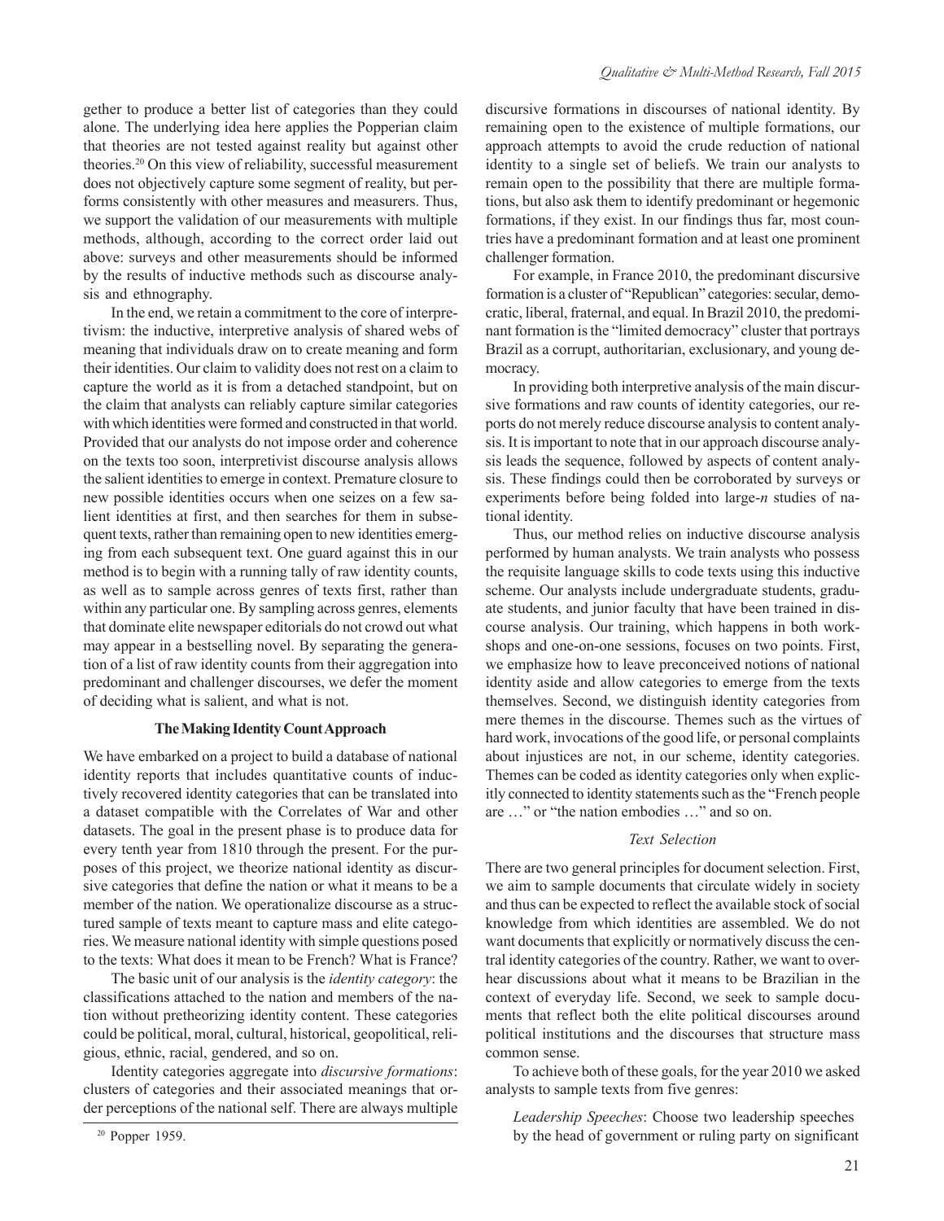gether to produce a better list of categories than they could alone. The underlying idea here applies the Popperian claim that theories are not tested against reality but against other theories.[20] On this view of reliability, successful measurement does not objectively capture some segment of reality, but performs consistently with other measures and measurers. Thus, we support the validation of our measurements with multiple methods, although, according to the correct order laid out above: surveys and other measurements should be informed by the results of inductive methods such as discourse analysis and ethnography.

In the end, we retain a commitment to the core of interpretivism: the inductive, interpretive analysis of shared webs of meaning that individuals draw on to create meaning and form their identities. Our claim to validity does not rest on a claim to capture the world as it is from a detached standpoint, but on the claim that analysts can reliably capture similar categories with which identities were formed and constructed in that world. Provided that our analysts do not impose order and coherence on the texts too soon, interpretivist discourse analysis allows the salient identities to emerge in context. Premature closure to new possible identities occurs when one seizes on a few salient identities at first, and then searches for them in subsequent texts, rather than remaining open to new identities emerging from each subsequent text. One guard against this in our method is to begin with a running tally of raw identity counts, as well as to sample across genres of texts first, rather than within any particular one. By sampling across genres, elements that dominate elite newspaper editorials do not crowd out what may appear in a bestselling novel. By separating the generation of a list of raw identity counts from their aggregation into predominant and challenger discourses, we defer the moment of deciding what is salient, and what is not.

### The Making Identity Count Approach

We have embarked on a project to build a database of national identity reports that includes quantitative counts of inductively recovered identity categories that can be translated into a dataset compatible with the Correlates of War and other datasets. The goal in the present phase is to produce data for every tenth year from 1810 through the present. For the purposes of this project, we theorize national identity as discursive categories that define the nation or what it means to be a member of the nation. We operationalize discourse as a structured sample of texts meant to capture mass and elite categories. We measure national identity with simple questions posed to the texts: What does it mean to be French? What is France?

The basic unit of our analysis is the *identity category*: the classifications attached to the nation and members of the nation without pretheorizing identity content. These categories could be political, moral, cultural, historical, geopolitical, religious, ethnic, racial, gendered, and so on.

Identity categories aggregate into *discursive formations*: clusters of categories and their associated meanings that order perceptions of the national self. There are always multiple discursive formations in discourses of national identity. By remaining open to the existence of multiple formations, our approach attempts to avoid the crude reduction of national identity to a single set of beliefs. We train our analysts to remain open to the possibility that there are multiple formations, but also ask them to identify predominant or hegemonic formations, if they exist. In our findings thus far, most countries have a predominant formation and at least one prominent challenger formation.

For example, in France 2010, the predominant discursive formation is a cluster of "Republican" categories: secular, democratic, liberal, fraternal, and equal. In Brazil 2010, the predominant formation is the "limited democracy" cluster that portrays Brazil as a corrupt, authoritarian, exclusionary, and young democracy.

In providing both interpretive analysis of the main discursive formations and raw counts of identity categories, our reports do not merely reduce discourse analysis to content analysis. It is important to note that in our approach discourse analysis leads the sequence, followed by aspects of content analysis. These findings could then be corroborated by surveys or experiments before being folded into large-*n* studies of national identity.

Thus, our method relies on inductive discourse analysis performed by human analysts. We train analysts who possess the requisite language skills to code texts using this inductive scheme. Our analysts include undergraduate students, graduate students, and junior faculty that have been trained in discourse analysis. Our training, which happens in both workshops and one-on-one sessions, focuses on two points. First, we emphasize how to leave preconceived notions of national identity aside and allow categories to emerge from the texts themselves. Second, we distinguish identity categories from mere themes in the discourse. Themes such as the virtues of hard work, invocations of the good life, or personal complaints about injustices are not, in our scheme, identity categories. Themes can be coded as identity categories only when explicitly connected to identity statements such as the "French people are …" or "the nation embodies …" and so on.

#### *Text Selection*

There are two general principles for document selection. First, we aim to sample documents that circulate widely in society and thus can be expected to reflect the available stock of social knowledge from which identities are assembled. We do not want documents that explicitly or normatively discuss the central identity categories of the country. Rather, we want to overhear discussions about what it means to be Brazilian in the context of everyday life. Second, we seek to sample documents that reflect both the elite political discourses around political institutions and the discourses that structure mass common sense.

To achieve both of these goals, for the year 2010 we asked analysts to sample texts from five genres:

*Leadership Speeches*: Choose two leadership speeches by the head of government or ruling party on significant

[20] Popper 1959.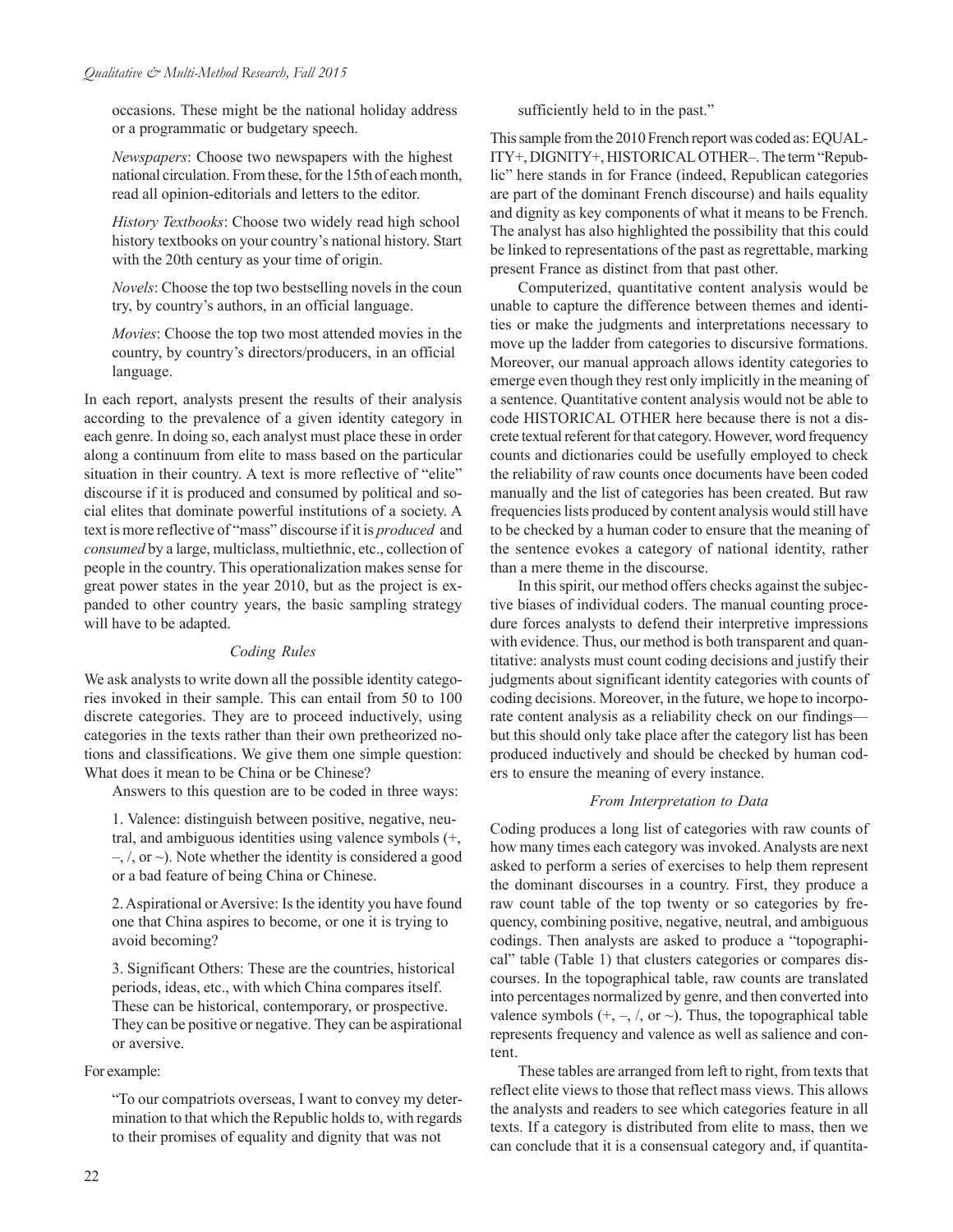occasions. These might be the national holiday address or a programmatic or budgetary speech.

*Newspapers*: Choose two newspapers with the highest national circulation. From these, for the 15th of each month, read all opinion-editorials and letters to the editor.

*History Textbooks*: Choose two widely read high school history textbooks on your country's national history. Start with the 20th century as your time of origin.

*Novels*: Choose the top two bestselling novels in the country, by country's authors, in an official language.

*Movies*: Choose the top two most attended movies in the country, by country's directors/producers, in an official language.

In each report, analysts present the results of their analysis according to the prevalence of a given identity category in each genre. In doing so, each analyst must place these in order along a continuum from elite to mass based on the particular situation in their country. A text is more reflective of "elite" discourse if it is produced and consumed by political and social elites that dominate powerful institutions of a society. A text is more reflective of "mass" discourse if it is *produced* and *consumed* by a large, multiclass, multiethnic, etc., collection of people in the country. This operationalization makes sense for great power states in the year 2010, but as the project is expanded to other country years, the basic sampling strategy will have to be adapted.

### *Coding Rules*

We ask analysts to write down all the possible identity categories invoked in their sample. This can entail from 50 to 100 discrete categories. They are to proceed inductively, using categories in the texts rather than their own pretheorized notions and classifications. We give them one simple question: What does it mean to be China or be Chinese?

Answers to this question are to be coded in three ways:

1. Valence: distinguish between positive, negative, neutral, and ambiguous identities using valence symbols (+, –, /, or ~). Note whether the identity is considered a good or a bad feature of being China or Chinese.

2. Aspirational or Aversive: Is the identity you have found one that China aspires to become, or one it is trying to avoid becoming?

3. Significant Others: These are the countries, historical periods, ideas, etc., with which China compares itself. These can be historical, contemporary, or prospective. They can be positive or negative. They can be aspirational or aversive.

For example:

"To our compatriots overseas, I want to convey my determination to that which the Republic holds to, with regards to their promises of equality and dignity that was not sufficiently held to in the past."

This sample from the 2010 French report was coded as: EQUALITY+, DIGNITY+, HISTORICAL OTHER–. The term "Republic" here stands in for France (indeed, Republican categories are part of the dominant French discourse) and hails equality and dignity as key components of what it means to be French. The analyst has also highlighted the possibility that this could be linked to representations of the past as regrettable, marking present France as distinct from that past other.

Computerized, quantitative content analysis would be unable to capture the difference between themes and identities or make the judgments and interpretations necessary to move up the ladder from categories to discursive formations. Moreover, our manual approach allows identity categories to emerge even though they rest only implicitly in the meaning of a sentence. Quantitative content analysis would not be able to code HISTORICAL OTHER here because there is not a discrete textual referent for that category. However, word frequency counts and dictionaries could be usefully employed to check the reliability of raw counts once documents have been coded manually and the list of categories has been created. But raw frequencies lists produced by content analysis would still have to be checked by a human coder to ensure that the meaning of the sentence evokes a category of national identity, rather than a mere theme in the discourse.

In this spirit, our method offers checks against the subjective biases of individual coders. The manual counting procedure forces analysts to defend their interpretive impressions with evidence. Thus, our method is both transparent and quantitative: analysts must count coding decisions and justify their judgments about significant identity categories with counts of coding decisions. Moreover, in the future, we hope to incorporate content analysis as a reliability check on our findings—but this should only take place after the category list has been produced inductively and should be checked by human coders to ensure the meaning of every instance.

### *From Interpretation to Data*

Coding produces a long list of categories with raw counts of how many times each category was invoked. Analysts are next asked to perform a series of exercises to help them represent the dominant discourses in a country. First, they produce a raw count table of the top twenty or so categories by frequency, combining positive, negative, neutral, and ambiguous codings. Then analysts are asked to produce a "topographical" table (Table 1) that clusters categories or compares discourses. In the topographical table, raw counts are translated into percentages normalized by genre, and then converted into valence symbols (+, –, /, or ~). Thus, the topographical table represents frequency and valence as well as salience and content.

These tables are arranged from left to right, from texts that reflect elite views to those that reflect mass views. This allows the analysts and readers to see which categories feature in all texts. If a category is distributed from elite to mass, then we can conclude that it is a consensual category and, if quantita-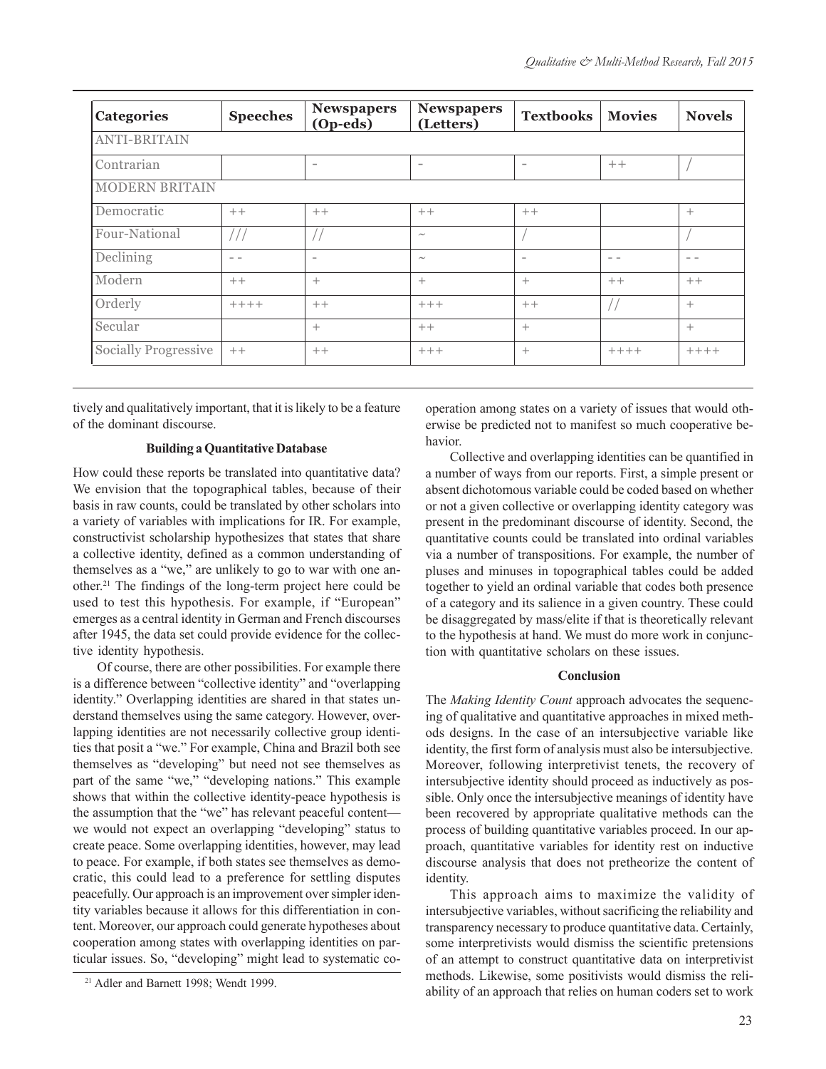| Categories | Speeches | Newspapers (Op-eds) | Newspapers (Letters) | Textbooks | Movies | Novels |
|---|---|---|---|---|---|---|
| ANTI-BRITAIN | | | | | | |
| Contrarian | | - | - | - | ++ | / |
| MODERN BRITAIN | | | | | | |
| Democratic | ++ | ++ | ++ | ++ | | + |
| Four-National | /// | // | ~ | / | | / |
| Declining | - - | - | ~ | - | - - | - - |
| Modern | ++ | + | + | + | ++ | ++ |
| Orderly | ++++ | ++ | +++ | ++ | // | + |
| Secular | | + | ++ | + | | + |
| Socially Progressive | ++ | ++ | +++ | + | ++++ | ++++ |

tively and qualitatively important, that it is likely to be a feature of the dominant discourse.

### Building a Quantitative Database

How could these reports be translated into quantitative data? We envision that the topographical tables, because of their basis in raw counts, could be translated by other scholars into a variety of variables with implications for IR. For example, constructivist scholarship hypothesizes that states that share a collective identity, defined as a common understanding of themselves as a "we," are unlikely to go to war with one another.[21] The findings of the long-term project here could be used to test this hypothesis. For example, if "European" emerges as a central identity in German and French discourses after 1945, the data set could provide evidence for the collective identity hypothesis.

Of course, there are other possibilities. For example there is a difference between "collective identity" and "overlapping identity." Overlapping identities are shared in that states understand themselves using the same category. However, overlapping identities are not necessarily collective group identities that posit a "we." For example, China and Brazil both see themselves as "developing" but need not see themselves as part of the same "we," "developing nations." This example shows that within the collective identity-peace hypothesis is the assumption that the "we" has relevant peaceful content—we would not expect an overlapping "developing" status to create peace. Some overlapping identities, however, may lead to peace. For example, if both states see themselves as democratic, this could lead to a preference for settling disputes peacefully. Our approach is an improvement over simpler identity variables because it allows for this differentiation in content. Moreover, our approach could generate hypotheses about cooperation among states with overlapping identities on particular issues. So, "developing" might lead to systematic cooperation among states on a variety of issues that would otherwise be predicted not to manifest so much cooperative behavior.

Collective and overlapping identities can be quantified in a number of ways from our reports. First, a simple present or absent dichotomous variable could be coded based on whether or not a given collective or overlapping identity category was present in the predominant discourse of identity. Second, the quantitative counts could be translated into ordinal variables via a number of transpositions. For example, the number of pluses and minuses in topographical tables could be added together to yield an ordinal variable that codes both presence of a category and its salience in a given country. These could be disaggregated by mass/elite if that is theoretically relevant to the hypothesis at hand. We must do more work in conjunction with quantitative scholars on these issues.

### Conclusion

The *Making Identity Count* approach advocates the sequencing of qualitative and quantitative approaches in mixed methods designs. In the case of an intersubjective variable like identity, the first form of analysis must also be intersubjective. Moreover, following interpretivist tenets, the recovery of intersubjective identity should proceed as inductively as possible. Only once the intersubjective meanings of identity have been recovered by appropriate qualitative methods can the process of building quantitative variables proceed. In our approach, quantitative variables for identity rest on inductive discourse analysis that does not pretheorize the content of identity.

This approach aims to maximize the validity of intersubjective variables, without sacrificing the reliability and transparency necessary to produce quantitative data. Certainly, some interpretivists would dismiss the scientific pretensions of an attempt to construct quantitative data on interpretivist methods. Likewise, some positivists would dismiss the reliability of an approach that relies on human coders set to work

[21] Adler and Barnett 1998; Wendt 1999.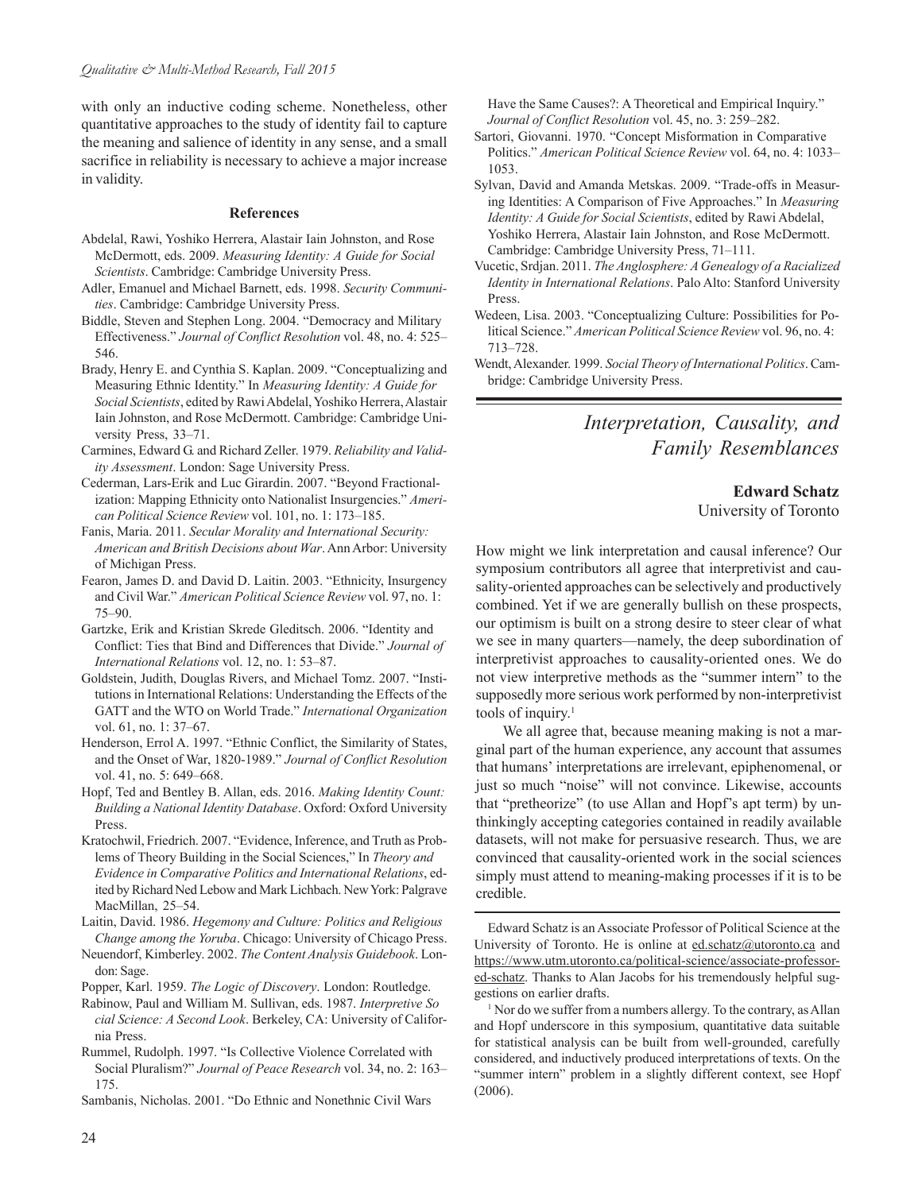with only an inductive coding scheme. Nonetheless, other quantitative approaches to the study of identity fail to capture the meaning and salience of identity in any sense, and a small sacrifice in reliability is necessary to achieve a major increase in validity.

### References

Abdelal, Rawi, Yoshiko Herrera, Alastair Iain Johnston, and Rose McDermott, eds. 2009. *Measuring Identity: A Guide for Social Scientists*. Cambridge: Cambridge University Press.

Adler, Emanuel and Michael Barnett, eds. 1998. *Security Communities*. Cambridge: Cambridge University Press.

Biddle, Steven and Stephen Long. 2004. "Democracy and Military Effectiveness." *Journal of Conflict Resolution* vol. 48, no. 4: 525–546.

Brady, Henry E. and Cynthia S. Kaplan. 2009. "Conceptualizing and Measuring Ethnic Identity." In *Measuring Identity: A Guide for Social Scientists*, edited by Rawi Abdelal, Yoshiko Herrera, Alastair Iain Johnston, and Rose McDermott. Cambridge: Cambridge University Press, 33–71.

Carmines, Edward G. and Richard Zeller. 1979. *Reliability and Validity Assessment*. London: Sage University Press.

Cederman, Lars-Erik and Luc Girardin. 2007. "Beyond Fractionalization: Mapping Ethnicity onto Nationalist Insurgencies." *American Political Science Review* vol. 101, no. 1: 173–185.

Fanis, Maria. 2011. *Secular Morality and International Security: American and British Decisions about War*. Ann Arbor: University of Michigan Press.

Fearon, James D. and David D. Laitin. 2003. "Ethnicity, Insurgency and Civil War." *American Political Science Review* vol. 97, no. 1: 75–90.

Gartzke, Erik and Kristian Skrede Gleditsch. 2006. "Identity and Conflict: Ties that Bind and Differences that Divide." *Journal of International Relations* vol. 12, no. 1: 53–87.

Goldstein, Judith, Douglas Rivers, and Michael Tomz. 2007. "Institutions in International Relations: Understanding the Effects of the GATT and the WTO on World Trade." *International Organization* vol. 61, no. 1: 37–67.

Henderson, Errol A. 1997. "Ethnic Conflict, the Similarity of States, and the Onset of War, 1820-1989." *Journal of Conflict Resolution* vol. 41, no. 5: 649–668.

Hopf, Ted and Bentley B. Allan, eds. 2016. *Making Identity Count: Building a National Identity Database*. Oxford: Oxford University Press.

Kratochwil, Friedrich. 2007. "Evidence, Inference, and Truth as Problems of Theory Building in the Social Sciences," In *Theory and Evidence in Comparative Politics and International Relations*, edited by Richard Ned Lebow and Mark Lichbach. New York: Palgrave MacMillan, 25–54.

Laitin, David. 1986. *Hegemony and Culture: Politics and Religious Change among the Yoruba*. Chicago: University of Chicago Press.

Neuendorf, Kimberley. 2002. *The Content Analysis Guidebook*. London: Sage.

Popper, Karl. 1959. *The Logic of Discovery*. London: Routledge.

Rabinow, Paul and William M. Sullivan, eds. 1987. *Interpretive Social Science: A Second Look*. Berkeley, CA: University of California Press.

Rummel, Rudolph. 1997. "Is Collective Violence Correlated with Social Pluralism?" *Journal of Peace Research* vol. 34, no. 2: 163–175.

Sambanis, Nicholas. 2001. "Do Ethnic and Nonethnic Civil Wars Have the Same Causes?: A Theoretical and Empirical Inquiry." *Journal of Conflict Resolution* vol. 45, no. 3: 259–282.

Sartori, Giovanni. 1970. "Concept Misformation in Comparative Politics." *American Political Science Review* vol. 64, no. 4: 1033–1053.

Sylvan, David and Amanda Metskas. 2009. "Trade-offs in Measuring Identities: A Comparison of Five Approaches." In *Measuring Identity: A Guide for Social Scientists*, edited by Rawi Abdelal, Yoshiko Herrera, Alastair Iain Johnston, and Rose McDermott. Cambridge: Cambridge University Press, 71–111.

Vucetic, Srdjan. 2011. *The Anglosphere: A Genealogy of a Racialized Identity in International Relations*. Palo Alto: Stanford University Press.

Wedeen, Lisa. 2003. "Conceptualizing Culture: Possibilities for Political Science." *American Political Science Review* vol. 96, no. 4: 713–728.

Wendt, Alexander. 1999. *Social Theory of International Politics*. Cambridge: Cambridge University Press.

## *Interpretation, Causality, and Family Resemblances*

**Edward Schatz**
University of Toronto

How might we link interpretation and causal inference? Our symposium contributors all agree that interpretivist and causality-oriented approaches can be selectively and productively combined. Yet if we are generally bullish on these prospects, our optimism is built on a strong desire to steer clear of what we see in many quarters—namely, the deep subordination of interpretivist approaches to causality-oriented ones. We do not view interpretive methods as the "summer intern" to the supposedly more serious work performed by non-interpretivist tools of inquiry.[1]

We all agree that, because meaning making is not a marginal part of the human experience, any account that assumes that humans' interpretations are irrelevant, epiphenomenal, or just so much "noise" will not convince. Likewise, accounts that "pretheorize" (to use Allan and Hopf's apt term) by unthinkingly accepting categories contained in readily available datasets, will not make for persuasive research. Thus, we are convinced that causality-oriented work in the social sciences simply must attend to meaning-making processes if it is to be credible.

---

Edward Schatz is an Associate Professor of Political Science at the University of Toronto. He is online at ed.schatz@utoronto.ca and https://www.utm.utoronto.ca/political-science/associate-professor-ed-schatz. Thanks to Alan Jacobs for his tremendously helpful suggestions on earlier drafts.

[1] Nor do we suffer from a numbers allergy. To the contrary, as Allan and Hopf underscore in this symposium, quantitative data suitable for statistical analysis can be built from well-grounded, carefully considered, and inductively produced interpretations of texts. On the "summer intern" problem in a slightly different context, see Hopf (2006).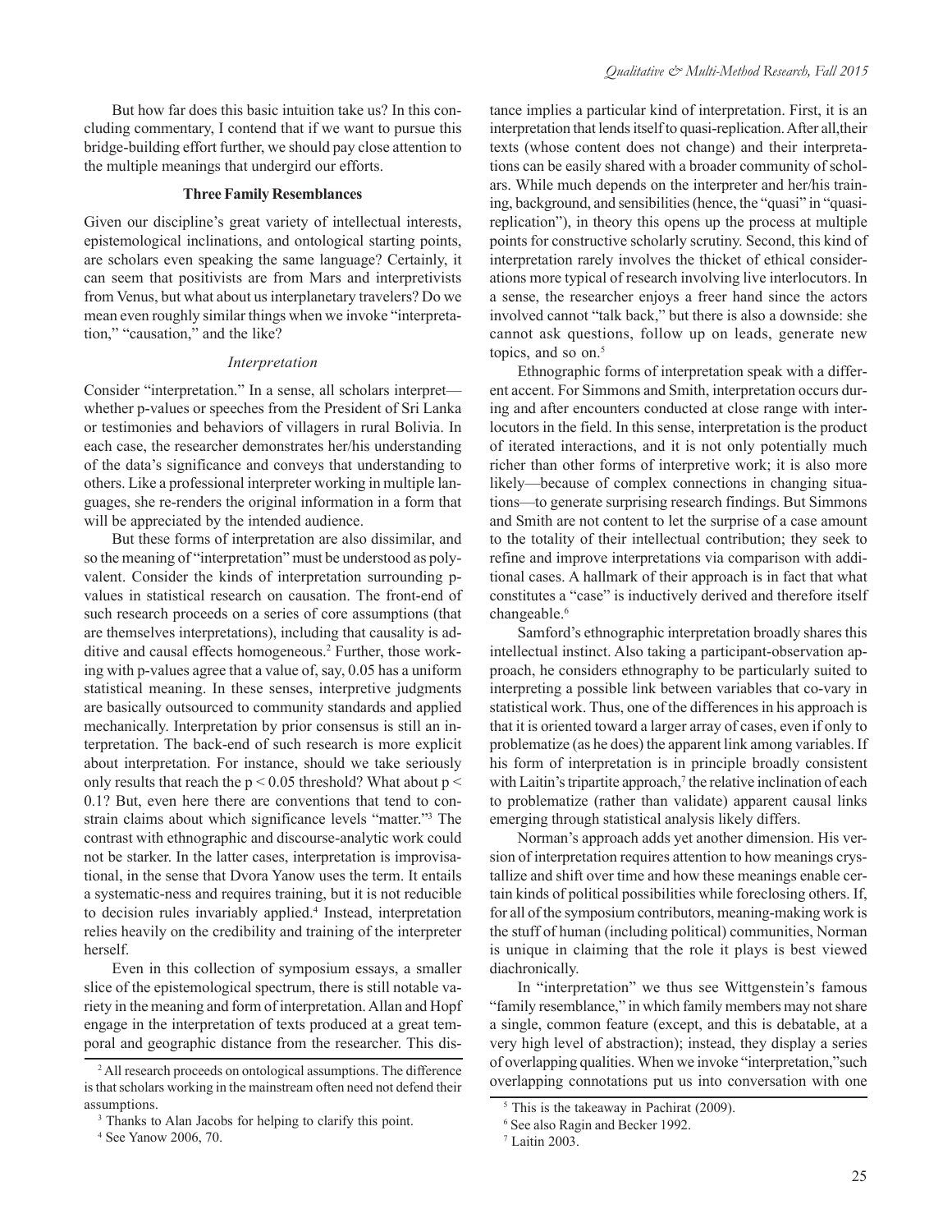But how far does this basic intuition take us? In this concluding commentary, I contend that if we want to pursue this bridge-building effort further, we should pay close attention to the multiple meanings that undergird our efforts.

## Three Family Resemblances

Given our discipline's great variety of intellectual interests, epistemological inclinations, and ontological starting points, are scholars even speaking the same language? Certainly, it can seem that positivists are from Mars and interpretivists from Venus, but what about us interplanetary travelers? Do we mean even roughly similar things when we invoke "interpretation," "causation," and the like?

### *Interpretation*

Consider "interpretation." In a sense, all scholars interpret—whether p-values or speeches from the President of Sri Lanka or testimonies and behaviors of villagers in rural Bolivia. In each case, the researcher demonstrates her/his understanding of the data's significance and conveys that understanding to others. Like a professional interpreter working in multiple languages, she re-renders the original information in a form that will be appreciated by the intended audience.

But these forms of interpretation are also dissimilar, and so the meaning of "interpretation" must be understood as polyvalent. Consider the kinds of interpretation surrounding p-values in statistical research on causation. The front-end of such research proceeds on a series of core assumptions (that are themselves interpretations), including that causality is additive and causal effects homogeneous.[2] Further, those working with p-values agree that a value of, say, 0.05 has a uniform statistical meaning. In these senses, interpretive judgments are basically outsourced to community standards and applied mechanically. Interpretation by prior consensus is still an interpretation. The back-end of such research is more explicit about interpretation. For instance, should we take seriously only results that reach the $p < 0.05$ threshold? What about $p < 0.1$? But, even here there are conventions that tend to constrain claims about which significance levels "matter."[3] The contrast with ethnographic and discourse-analytic work could not be starker. In the latter cases, interpretation is improvisational, in the sense that Dvora Yanow uses the term. It entails a systematic-ness and requires training, but it is not reducible to decision rules invariably applied.[4] Instead, interpretation relies heavily on the credibility and training of the interpreter herself.

Even in this collection of symposium essays, a smaller slice of the epistemological spectrum, there is still notable variety in the meaning and form of interpretation. Allan and Hopf engage in the interpretation of texts produced at a great temporal and geographic distance from the researcher. This distance implies a particular kind of interpretation. First, it is an interpretation that lends itself to quasi-replication. After all, their texts (whose content does not change) and their interpretations can be easily shared with a broader community of scholars. While much depends on the interpreter and her/his training, background, and sensibilities (hence, the "quasi" in "quasi-replication"), in theory this opens up the process at multiple points for constructive scholarly scrutiny. Second, this kind of interpretation rarely involves the thicket of ethical considerations more typical of research involving live interlocutors. In a sense, the researcher enjoys a freer hand since the actors involved cannot "talk back," but there is also a downside: she cannot ask questions, follow up on leads, generate new topics, and so on.[5]

Ethnographic forms of interpretation speak with a different accent. For Simmons and Smith, interpretation occurs during and after encounters conducted at close range with interlocutors in the field. In this sense, interpretation is the product of iterated interactions, and it is not only potentially much richer than other forms of interpretive work; it is also more likely—because of complex connections in changing situations—to generate surprising research findings. But Simmons and Smith are not content to let the surprise of a case amount to the totality of their intellectual contribution; they seek to refine and improve interpretations via comparison with additional cases. A hallmark of their approach is in fact that what constitutes a "case" is inductively derived and therefore itself changeable.[6]

Samford's ethnographic interpretation broadly shares this intellectual instinct. Also taking a participant-observation approach, he considers ethnography to be particularly suited to interpreting a possible link between variables that co-vary in statistical work. Thus, one of the differences in his approach is that it is oriented toward a larger array of cases, even if only to problematize (as he does) the apparent link among variables. If his form of interpretation is in principle broadly consistent with Laitin's tripartite approach,[7] the relative inclination of each to problematize (rather than validate) apparent causal links emerging through statistical analysis likely differs.

Norman's approach adds yet another dimension. His version of interpretation requires attention to how meanings crystallize and shift over time and how these meanings enable certain kinds of political possibilities while foreclosing others. If, for all of the symposium contributors, meaning-making work is the stuff of human (including political) communities, Norman is unique in claiming that the role it plays is best viewed diachronically.

In "interpretation" we thus see Wittgenstein's famous "family resemblance," in which family members may not share a single, common feature (except, and this is debatable, at a very high level of abstraction); instead, they display a series of overlapping qualities. When we invoke "interpretation," such overlapping connotations put us into conversation with one

---

[2] All research proceeds on ontological assumptions. The difference is that scholars working in the mainstream often need not defend their assumptions.

[3] Thanks to Alan Jacobs for helping to clarify this point.

[4] See Yanow 2006, 70.

[5] This is the takeaway in Pachirat (2009).

[6] See also Ragin and Becker 1992.

[7] Laitin 2003.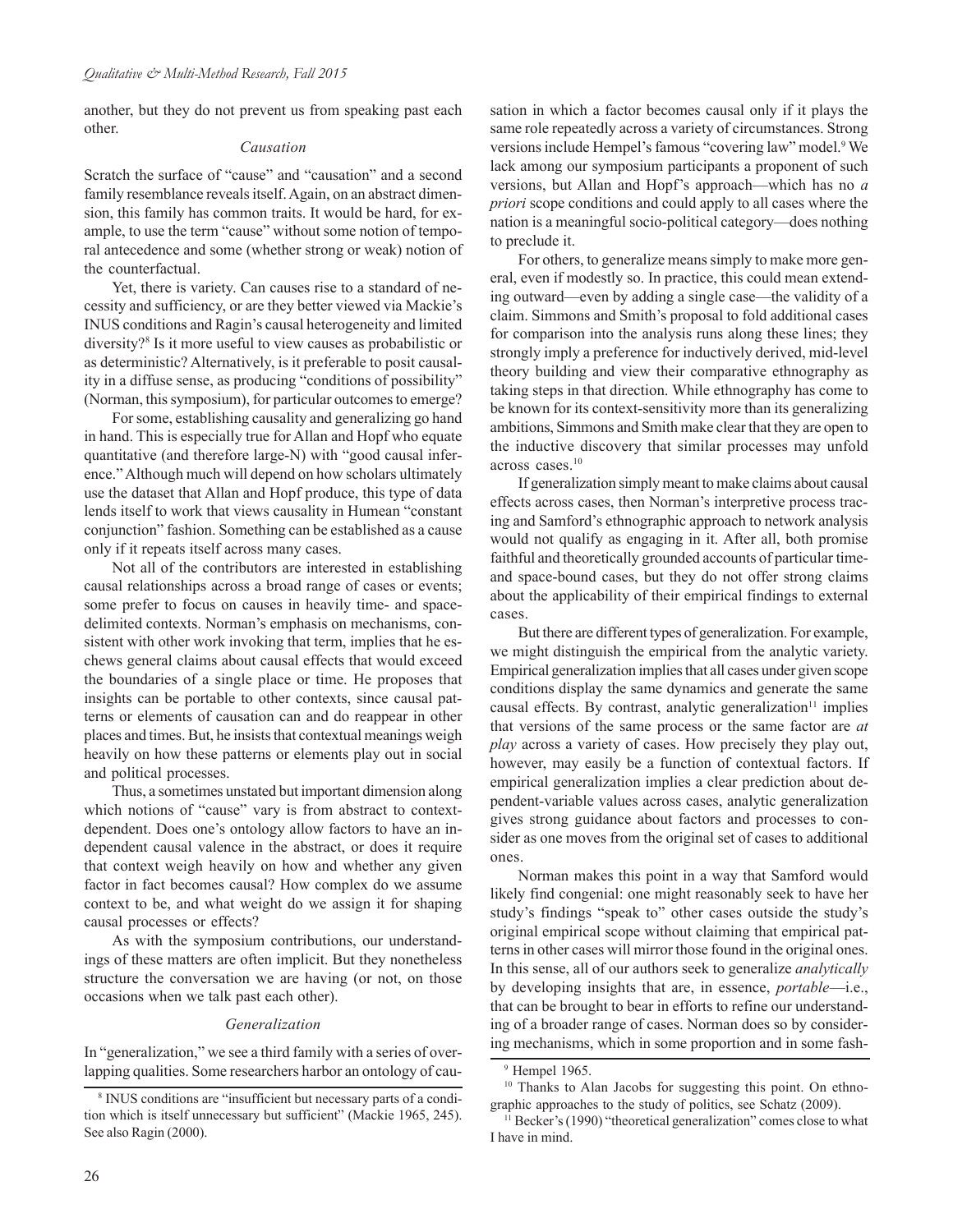another, but they do not prevent us from speaking past each other.

### *Causation*

Scratch the surface of "cause" and "causation" and a second family resemblance reveals itself. Again, on an abstract dimension, this family has common traits. It would be hard, for example, to use the term "cause" without some notion of temporal antecedence and some (whether strong or weak) notion of the counterfactual.

Yet, there is variety. Can causes rise to a standard of necessity and sufficiency, or are they better viewed via Mackie's INUS conditions and Ragin's causal heterogeneity and limited diversity?[8] Is it more useful to view causes as probabilistic or as deterministic? Alternatively, is it preferable to posit causality in a diffuse sense, as producing "conditions of possibility" (Norman, this symposium), for particular outcomes to emerge?

For some, establishing causality and generalizing go hand in hand. This is especially true for Allan and Hopf who equate quantitative (and therefore large-N) with "good causal inference." Although much will depend on how scholars ultimately use the dataset that Allan and Hopf produce, this type of data lends itself to work that views causality in Humean "constant conjunction" fashion. Something can be established as a cause only if it repeats itself across many cases.

Not all of the contributors are interested in establishing causal relationships across a broad range of cases or events; some prefer to focus on causes in heavily time- and space-delimited contexts. Norman's emphasis on mechanisms, consistent with other work invoking that term, implies that he eschews general claims about causal effects that would exceed the boundaries of a single place or time. He proposes that insights can be portable to other contexts, since causal patterns or elements of causation can and do reappear in other places and times. But, he insists that contextual meanings weigh heavily on how these patterns or elements play out in social and political processes.

Thus, a sometimes unstated but important dimension along which notions of "cause" vary is from abstract to context-dependent. Does one's ontology allow factors to have an independent causal valence in the abstract, or does it require that context weigh heavily on how and whether any given factor in fact becomes causal? How complex do we assume context to be, and what weight do we assign it for shaping causal processes or effects?

As with the symposium contributions, our understandings of these matters are often implicit. But they nonetheless structure the conversation we are having (or not, on those occasions when we talk past each other).

### *Generalization*

In "generalization," we see a third family with a series of overlapping qualities. Some researchers harbor an ontology of causation in which a factor becomes causal only if it plays the same role repeatedly across a variety of circumstances. Strong versions include Hempel's famous "covering law" model.[9] We lack among our symposium participants a proponent of such versions, but Allan and Hopf's approach—which has no *a priori* scope conditions and could apply to all cases where the nation is a meaningful socio-political category—does nothing to preclude it.

For others, to generalize means simply to make more general, even if modestly so. In practice, this could mean extending outward—even by adding a single case—the validity of a claim. Simmons and Smith's proposal to fold additional cases for comparison into the analysis runs along these lines; they strongly imply a preference for inductively derived, mid-level theory building and view their comparative ethnography as taking steps in that direction. While ethnography has come to be known for its context-sensitivity more than its generalizing ambitions, Simmons and Smith make clear that they are open to the inductive discovery that similar processes may unfold across cases.[10]

If generalization simply meant to make claims about causal effects across cases, then Norman's interpretive process tracing and Samford's ethnographic approach to network analysis would not qualify as engaging in it. After all, both promise faithful and theoretically grounded accounts of particular time- and space-bound cases, but they do not offer strong claims about the applicability of their empirical findings to external cases.

But there are different types of generalization. For example, we might distinguish the empirical from the analytic variety. Empirical generalization implies that all cases under given scope conditions display the same dynamics and generate the same causal effects. By contrast, analytic generalization[11] implies that versions of the same process or the same factor are *at play* across a variety of cases. How precisely they play out, however, may easily be a function of contextual factors. If empirical generalization implies a clear prediction about dependent-variable values across cases, analytic generalization gives strong guidance about factors and processes to consider as one moves from the original set of cases to additional ones.

Norman makes this point in a way that Samford would likely find congenial: one might reasonably seek to have her study's findings "speak to" other cases outside the study's original empirical scope without claiming that empirical patterns in other cases will mirror those found in the original ones. In this sense, all of our authors seek to generalize *analytically* by developing insights that are, in essence, *portable*—i.e., that can be brought to bear in efforts to refine our understanding of a broader range of cases. Norman does so by considering mechanisms, which in some proportion and in some fash-

---

[8] INUS conditions are "insufficient but necessary parts of a condition which is itself unnecessary but sufficient" (Mackie 1965, 245). See also Ragin (2000).

[9] Hempel 1965.

[10] Thanks to Alan Jacobs for suggesting this point. On ethnographic approaches to the study of politics, see Schatz (2009).

[11] Becker's (1990) "theoretical generalization" comes close to what I have in mind.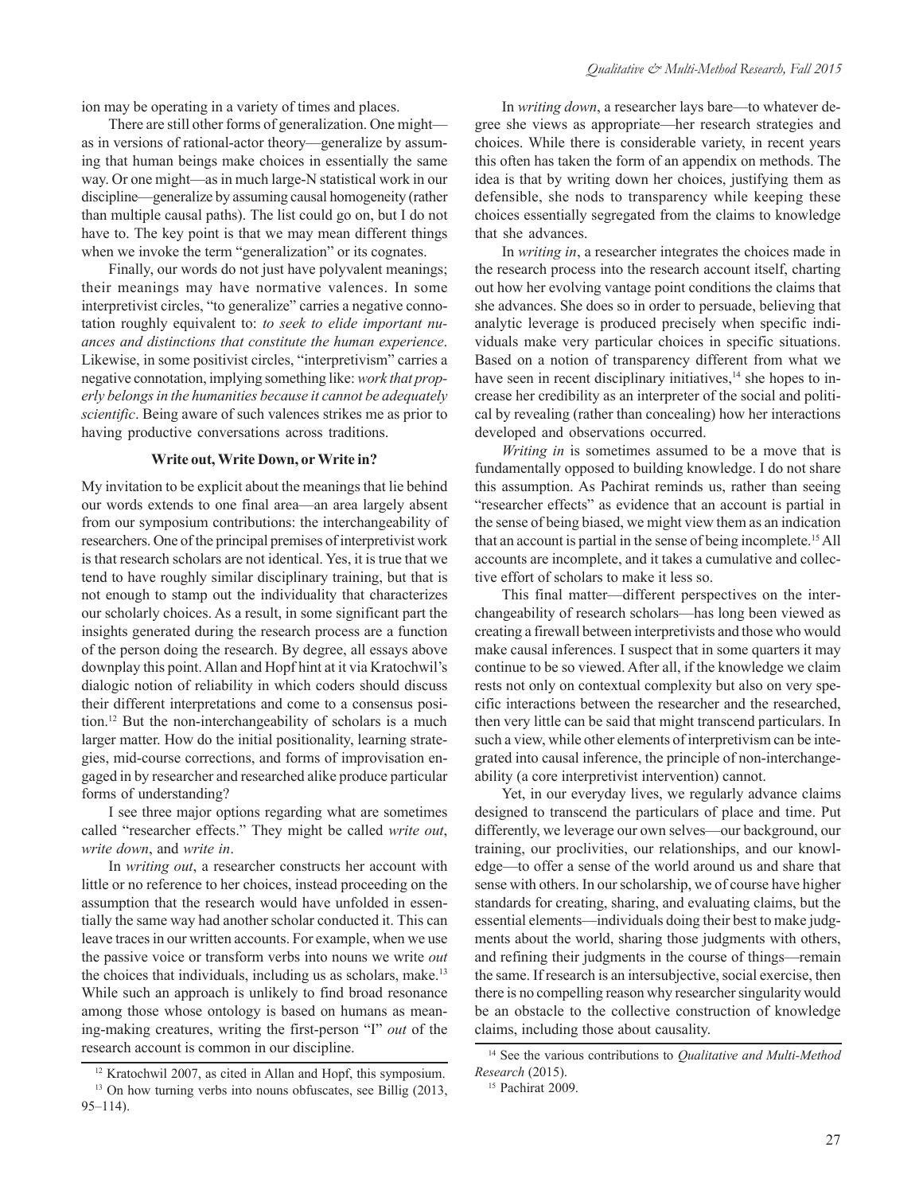ion may be operating in a variety of times and places.

There are still other forms of generalization. One might—as in versions of rational-actor theory—generalize by assuming that human beings make choices in essentially the same way. Or one might—as in much large-N statistical work in our discipline—generalize by assuming causal homogeneity (rather than multiple causal paths). The list could go on, but I do not have to. The key point is that we may mean different things when we invoke the term "generalization" or its cognates.

Finally, our words do not just have polyvalent meanings; their meanings may have normative valences. In some interpretivist circles, "to generalize" carries a negative connotation roughly equivalent to: *to seek to elide important nuances and distinctions that constitute the human experience*. Likewise, in some positivist circles, "interpretivism" carries a negative connotation, implying something like: *work that properly belongs in the humanities because it cannot be adequately scientific*. Being aware of such valences strikes me as prior to having productive conversations across traditions.

### Write out, Write Down, or Write in?

My invitation to be explicit about the meanings that lie behind our words extends to one final area—an area largely absent from our symposium contributions: the interchangeability of researchers. One of the principal premises of interpretivist work is that research scholars are not identical. Yes, it is true that we tend to have roughly similar disciplinary training, but that is not enough to stamp out the individuality that characterizes our scholarly choices. As a result, in some significant part the insights generated during the research process are a function of the person doing the research. By degree, all essays above downplay this point. Allan and Hopf hint at it via Kratochwil's dialogic notion of reliability in which coders should discuss their different interpretations and come to a consensus position.[12] But the non-interchangeability of scholars is a much larger matter. How do the initial positionality, learning strategies, mid-course corrections, and forms of improvisation engaged in by researcher and researched alike produce particular forms of understanding?

I see three major options regarding what are sometimes called "researcher effects." They might be called *write out*, *write down*, and *write in*.

In *writing out*, a researcher constructs her account with little or no reference to her choices, instead proceeding on the assumption that the research would have unfolded in essentially the same way had another scholar conducted it. This can leave traces in our written accounts. For example, when we use the passive voice or transform verbs into nouns we write *out* the choices that individuals, including us as scholars, make.[13] While such an approach is unlikely to find broad resonance among those whose ontology is based on humans as meaning-making creatures, writing the first-person "I" *out* of the research account is common in our discipline.

In *writing down*, a researcher lays bare—to whatever degree she views as appropriate—her research strategies and choices. While there is considerable variety, in recent years this often has taken the form of an appendix on methods. The idea is that by writing down her choices, justifying them as defensible, she nods to transparency while keeping these choices essentially segregated from the claims to knowledge that she advances.

In *writing in*, a researcher integrates the choices made in the research process into the research account itself, charting out how her evolving vantage point conditions the claims that she advances. She does so in order to persuade, believing that analytic leverage is produced precisely when specific individuals make very particular choices in specific situations. Based on a notion of transparency different from what we have seen in recent disciplinary initiatives,[14] she hopes to increase her credibility as an interpreter of the social and political by revealing (rather than concealing) how her interactions developed and observations occurred.

*Writing in* is sometimes assumed to be a move that is fundamentally opposed to building knowledge. I do not share this assumption. As Pachirat reminds us, rather than seeing "researcher effects" as evidence that an account is partial in the sense of being biased, we might view them as an indication that an account is partial in the sense of being incomplete.[15] All accounts are incomplete, and it takes a cumulative and collective effort of scholars to make it less so.

This final matter—different perspectives on the interchangeability of research scholars—has long been viewed as creating a firewall between interpretivists and those who would make causal inferences. I suspect that in some quarters it may continue to be so viewed. After all, if the knowledge we claim rests not only on contextual complexity but also on very specific interactions between the researcher and the researched, then very little can be said that might transcend particulars. In such a view, while other elements of interpretivism can be integrated into causal inference, the principle of non-interchangeability (a core interpretivist intervention) cannot.

Yet, in our everyday lives, we regularly advance claims designed to transcend the particulars of place and time. Put differently, we leverage our own selves—our background, our training, our proclivities, our relationships, and our knowledge—to offer a sense of the world around us and share that sense with others. In our scholarship, we of course have higher standards for creating, sharing, and evaluating claims, but the essential elements—individuals doing their best to make judgments about the world, sharing those judgments with others, and refining their judgments in the course of things—remain the same. If research is an intersubjective, social exercise, then there is no compelling reason why researcher singularity would be an obstacle to the collective construction of knowledge claims, including those about causality.

---

[12] Kratochwil 2007, as cited in Allan and Hopf, this symposium.

[13] On how turning verbs into nouns obfuscates, see Billig (2013, 95–114).

[14] See the various contributions to *Qualitative and Multi-Method Research* (2015).

[15] Pachirat 2009.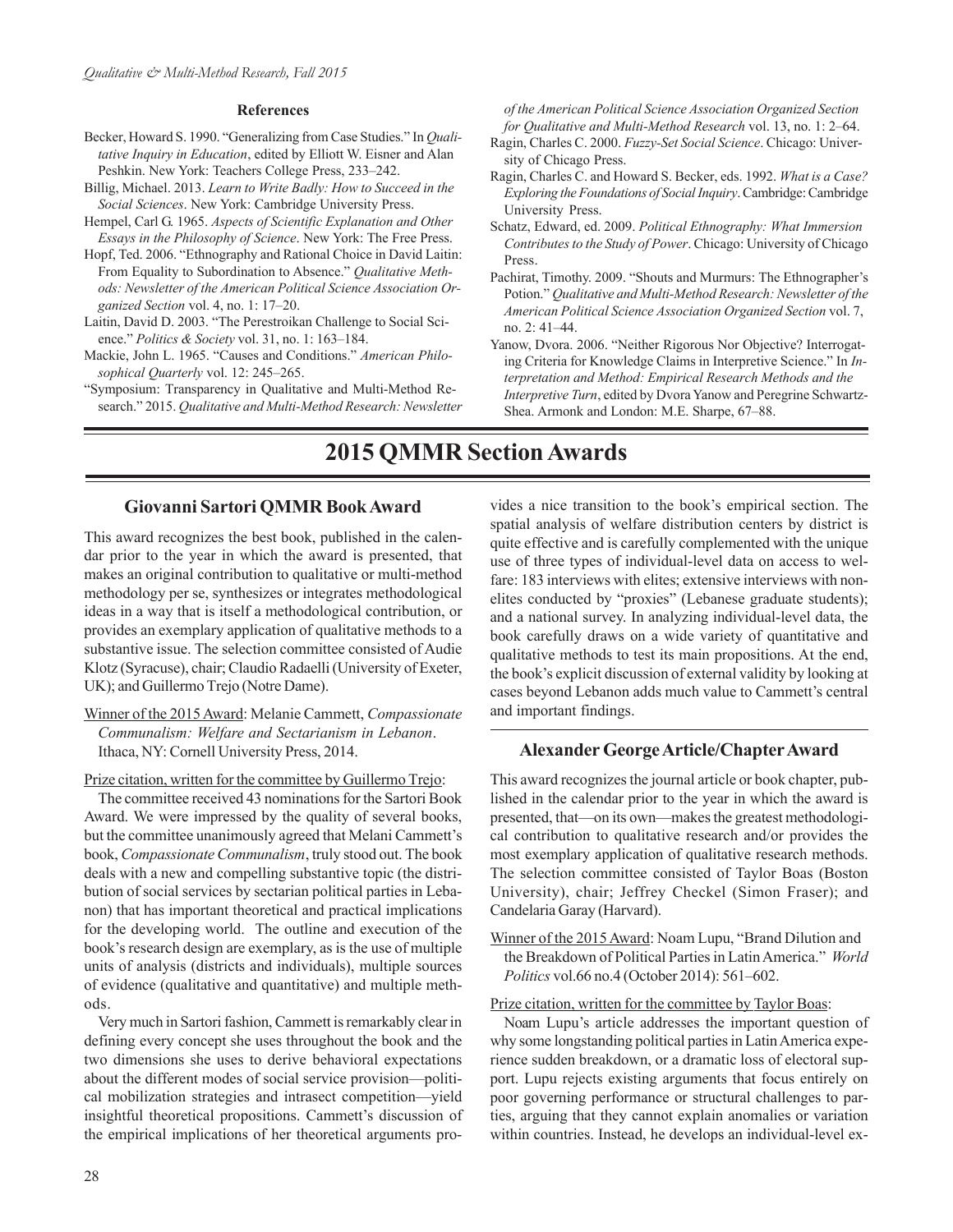### References

Becker, Howard S. 1990. "Generalizing from Case Studies." In *Qualitative Inquiry in Education*, edited by Elliott W. Eisner and Alan Peshkin. New York: Teachers College Press, 233–242.

Billig, Michael. 2013. *Learn to Write Badly: How to Succeed in the Social Sciences*. New York: Cambridge University Press.

Hempel, Carl G. 1965. *Aspects of Scientific Explanation and Other Essays in the Philosophy of Science*. New York: The Free Press.

Hopf, Ted. 2006. "Ethnography and Rational Choice in David Laitin: From Equality to Subordination to Absence." *Qualitative Methods: Newsletter of the American Political Science Association Organized Section* vol. 4, no. 1: 17–20.

Laitin, David D. 2003. "The Perestroikan Challenge to Social Science." *Politics & Society* vol. 31, no. 1: 163–184.

Mackie, John L. 1965. "Causes and Conditions." *American Philosophical Quarterly* vol. 12: 245–265.

"Symposium: Transparency in Qualitative and Multi-Method Research." 2015. *Qualitative and Multi-Method Research: Newsletter of the American Political Science Association Organized Section for Qualitative and Multi-Method Research* vol. 13, no. 1: 2–64.

Ragin, Charles C. 2000. *Fuzzy-Set Social Science*. Chicago: University of Chicago Press.

Ragin, Charles C. and Howard S. Becker, eds. 1992. *What is a Case? Exploring the Foundations of Social Inquiry*. Cambridge: Cambridge University Press.

Schatz, Edward, ed. 2009. *Political Ethnography: What Immersion Contributes to the Study of Power*. Chicago: University of Chicago Press.

Pachirat, Timothy. 2009. "Shouts and Murmurs: The Ethnographer's Potion." *Qualitative and Multi-Method Research: Newsletter of the American Political Science Association Organized Section* vol. 7, no. 2: 41–44.

Yanow, Dvora. 2006. "Neither Rigorous Nor Objective? Interrogating Criteria for Knowledge Claims in Interpretive Science." In *Interpretation and Method: Empirical Research Methods and the Interpretive Turn*, edited by Dvora Yanow and Peregrine Schwartz-Shea. Armonk and London: M.E. Sharpe, 67–88.

# 2015 QMMR Section Awards

## Giovanni Sartori QMMR Book Award

This award recognizes the best book, published in the calendar prior to the year in which the award is presented, that makes an original contribution to qualitative or multi-method methodology per se, synthesizes or integrates methodological ideas in a way that is itself a methodological contribution, or provides an exemplary application of qualitative methods to a substantive issue. The selection committee consisted of Audie Klotz (Syracuse), chair; Claudio Radaelli (University of Exeter, UK); and Guillermo Trejo (Notre Dame).

Winner of the 2015 Award: Melanie Cammett, *Compassionate Communalism: Welfare and Sectarianism in Lebanon*. Ithaca, NY: Cornell University Press, 2014.

Prize citation, written for the committee by Guillermo Trejo:

The committee received 43 nominations for the Sartori Book Award. We were impressed by the quality of several books, but the committee unanimously agreed that Melani Cammett's book, *Compassionate Communalism*, truly stood out. The book deals with a new and compelling substantive topic (the distribution of social services by sectarian political parties in Lebanon) that has important theoretical and practical implications for the developing world. The outline and execution of the book's research design are exemplary, as is the use of multiple units of analysis (districts and individuals), multiple sources of evidence (qualitative and quantitative) and multiple methods.

Very much in Sartori fashion, Cammett is remarkably clear in defining every concept she uses throughout the book and the two dimensions she uses to derive behavioral expectations about the different modes of social service provision—political mobilization strategies and intrasect competition—yield insightful theoretical propositions. Cammett's discussion of the empirical implications of her theoretical arguments provides a nice transition to the book's empirical section. The spatial analysis of welfare distribution centers by district is quite effective and is carefully complemented with the unique use of three types of individual-level data on access to welfare: 183 interviews with elites; extensive interviews with non-elites conducted by "proxies" (Lebanese graduate students); and a national survey. In analyzing individual-level data, the book carefully draws on a wide variety of quantitative and qualitative methods to test its main propositions. At the end, the book's explicit discussion of external validity by looking at cases beyond Lebanon adds much value to Cammett's central and important findings.

## Alexander George Article/Chapter Award

This award recognizes the journal article or book chapter, published in the calendar prior to the year in which the award is presented, that—on its own—makes the greatest methodological contribution to qualitative research and/or provides the most exemplary application of qualitative research methods. The selection committee consisted of Taylor Boas (Boston University), chair; Jeffrey Checkel (Simon Fraser); and Candelaria Garay (Harvard).

Winner of the 2015 Award: Noam Lupu, "Brand Dilution and the Breakdown of Political Parties in Latin America." *World Politics* vol.66 no.4 (October 2014): 561–602.

Prize citation, written for the committee by Taylor Boas:

Noam Lupu's article addresses the important question of why some longstanding political parties in Latin America experience sudden breakdown, or a dramatic loss of electoral support. Lupu rejects existing arguments that focus entirely on poor governing performance or structural challenges to parties, arguing that they cannot explain anomalies or variation within countries. Instead, he develops an individual-level ex-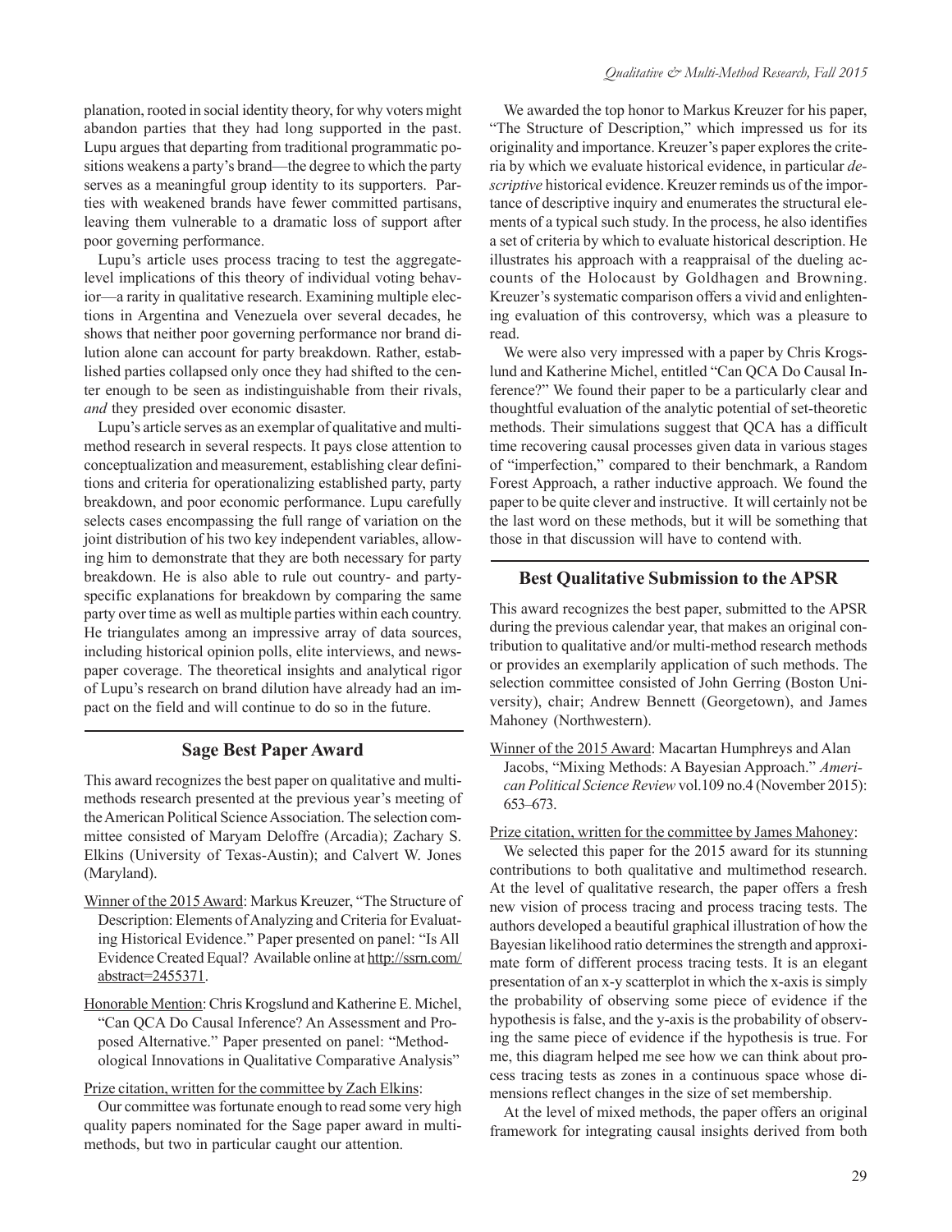planation, rooted in social identity theory, for why voters might abandon parties that they had long supported in the past. Lupu argues that departing from traditional programmatic positions weakens a party's brand—the degree to which the party serves as a meaningful group identity to its supporters. Parties with weakened brands have fewer committed partisans, leaving them vulnerable to a dramatic loss of support after poor governing performance.

Lupu's article uses process tracing to test the aggregate-level implications of this theory of individual voting behavior—a rarity in qualitative research. Examining multiple elections in Argentina and Venezuela over several decades, he shows that neither poor governing performance nor brand dilution alone can account for party breakdown. Rather, established parties collapsed only once they had shifted to the center enough to be seen as indistinguishable from their rivals, *and* they presided over economic disaster.

Lupu's article serves as an exemplar of qualitative and multi-method research in several respects. It pays close attention to conceptualization and measurement, establishing clear definitions and criteria for operationalizing established party, party breakdown, and poor economic performance. Lupu carefully selects cases encompassing the full range of variation on the joint distribution of his two key independent variables, allowing him to demonstrate that they are both necessary for party breakdown. He is also able to rule out country- and party-specific explanations for breakdown by comparing the same party over time as well as multiple parties within each country. He triangulates among an impressive array of data sources, including historical opinion polls, elite interviews, and newspaper coverage. The theoretical insights and analytical rigor of Lupu's research on brand dilution have already had an impact on the field and will continue to do so in the future.

## Sage Best Paper Award

This award recognizes the best paper on qualitative and multi-methods research presented at the previous year's meeting of the American Political Science Association. The selection committee consisted of Maryam Deloffre (Arcadia); Zachary S. Elkins (University of Texas-Austin); and Calvert W. Jones (Maryland).

Winner of the 2015 Award: Markus Kreuzer, "The Structure of Description: Elements of Analyzing and Criteria for Evaluating Historical Evidence." Paper presented on panel: "Is All Evidence Created Equal? Available online at http://ssrn.com/abstract=2455371.

Honorable Mention: Chris Krogslund and Katherine E. Michel, "Can QCA Do Causal Inference? An Assessment and Proposed Alternative." Paper presented on panel: "Methodological Innovations in Qualitative Comparative Analysis"

Prize citation, written for the committee by Zach Elkins:

Our committee was fortunate enough to read some very high quality papers nominated for the Sage paper award in multi-methods, but two in particular caught our attention.

We awarded the top honor to Markus Kreuzer for his paper, "The Structure of Description," which impressed us for its originality and importance. Kreuzer's paper explores the criteria by which we evaluate historical evidence, in particular *descriptive* historical evidence. Kreuzer reminds us of the importance of descriptive inquiry and enumerates the structural elements of a typical such study. In the process, he also identifies a set of criteria by which to evaluate historical description. He illustrates his approach with a reappraisal of the dueling accounts of the Holocaust by Goldhagen and Browning. Kreuzer's systematic comparison offers a vivid and enlightening evaluation of this controversy, which was a pleasure to read.

We were also very impressed with a paper by Chris Krogslund and Katherine Michel, entitled "Can QCA Do Causal Inference?" We found their paper to be a particularly clear and thoughtful evaluation of the analytic potential of set-theoretic methods. Their simulations suggest that QCA has a difficult time recovering causal processes given data in various stages of "imperfection," compared to their benchmark, a Random Forest Approach, a rather inductive approach. We found the paper to be quite clever and instructive. It will certainly not be the last word on these methods, but it will be something that those in that discussion will have to contend with.

## Best Qualitative Submission to the APSR

This award recognizes the best paper, submitted to the APSR during the previous calendar year, that makes an original contribution to qualitative and/or multi-method research methods or provides an exemplarily application of such methods. The selection committee consisted of John Gerring (Boston University), chair; Andrew Bennett (Georgetown), and James Mahoney (Northwestern).

Winner of the 2015 Award: Macartan Humphreys and Alan Jacobs, "Mixing Methods: A Bayesian Approach." *American Political Science Review* vol.109 no.4 (November 2015): 653–673.

Prize citation, written for the committee by James Mahoney:

We selected this paper for the 2015 award for its stunning contributions to both qualitative and multimethod research. At the level of qualitative research, the paper offers a fresh new vision of process tracing and process tracing tests. The authors developed a beautiful graphical illustration of how the Bayesian likelihood ratio determines the strength and approximate form of different process tracing tests. It is an elegant presentation of an x-y scatterplot in which the x-axis is simply the probability of observing some piece of evidence if the hypothesis is false, and the y-axis is the probability of observing the same piece of evidence if the hypothesis is true. For me, this diagram helped me see how we can think about process tracing tests as zones in a continuous space whose dimensions reflect changes in the size of set membership.

At the level of mixed methods, the paper offers an original framework for integrating causal insights derived from both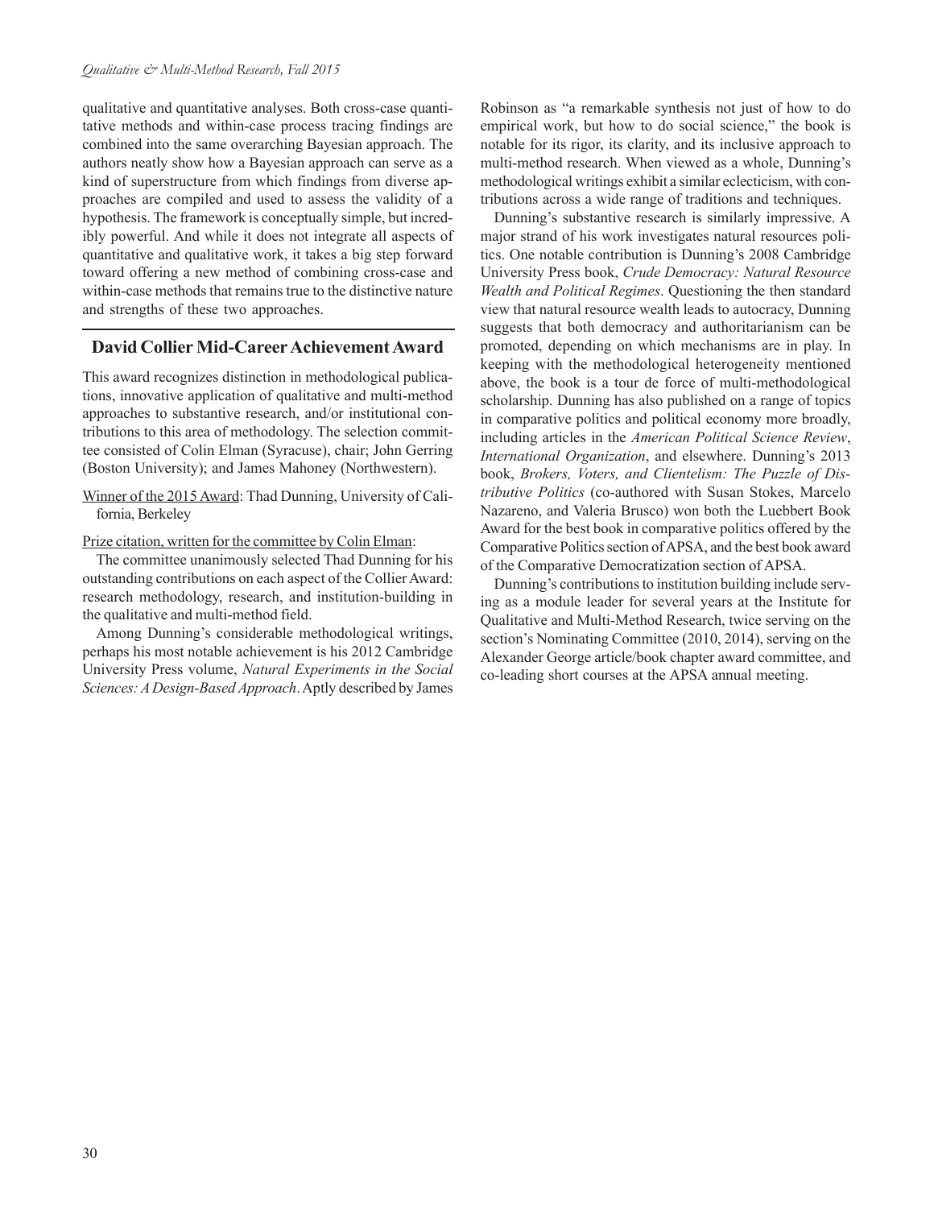qualitative and quantitative analyses. Both cross-case quantitative methods and within-case process tracing findings are combined into the same overarching Bayesian approach. The authors neatly show how a Bayesian approach can serve as a kind of superstructure from which findings from diverse approaches are compiled and used to assess the validity of a hypothesis. The framework is conceptually simple, but incredibly powerful. And while it does not integrate all aspects of quantitative and qualitative work, it takes a big step forward toward offering a new method of combining cross-case and within-case methods that remains true to the distinctive nature and strengths of these two approaches.

## David Collier Mid-Career Achievement Award

This award recognizes distinction in methodological publications, innovative application of qualitative and multi-method approaches to substantive research, and/or institutional contributions to this area of methodology. The selection committee consisted of Colin Elman (Syracuse), chair; John Gerring (Boston University); and James Mahoney (Northwestern).

Winner of the 2015 Award: Thad Dunning, University of California, Berkeley

Prize citation, written for the committee by Colin Elman:

The committee unanimously selected Thad Dunning for his outstanding contributions on each aspect of the Collier Award: research methodology, research, and institution-building in the qualitative and multi-method field.

Among Dunning's considerable methodological writings, perhaps his most notable achievement is his 2012 Cambridge University Press volume, *Natural Experiments in the Social Sciences: A Design-Based Approach*. Aptly described by James Robinson as "a remarkable synthesis not just of how to do empirical work, but how to do social science," the book is notable for its rigor, its clarity, and its inclusive approach to multi-method research. When viewed as a whole, Dunning's methodological writings exhibit a similar eclecticism, with contributions across a wide range of traditions and techniques.

Dunning's substantive research is similarly impressive. A major strand of his work investigates natural resources politics. One notable contribution is Dunning's 2008 Cambridge University Press book, *Crude Democracy: Natural Resource Wealth and Political Regimes*. Questioning the then standard view that natural resource wealth leads to autocracy, Dunning suggests that both democracy and authoritarianism can be promoted, depending on which mechanisms are in play. In keeping with the methodological heterogeneity mentioned above, the book is a tour de force of multi-methodological scholarship. Dunning has also published on a range of topics in comparative politics and political economy more broadly, including articles in the *American Political Science Review*, *International Organization*, and elsewhere. Dunning's 2013 book, *Brokers, Voters, and Clientelism: The Puzzle of Distributive Politics* (co-authored with Susan Stokes, Marcelo Nazareno, and Valeria Brusco) won both the Luebbert Book Award for the best book in comparative politics offered by the Comparative Politics section of APSA, and the best book award of the Comparative Democratization section of APSA.

Dunning's contributions to institution building include serving as a module leader for several years at the Institute for Qualitative and Multi-Method Research, twice serving on the section's Nominating Committee (2010, 2014), serving on the Alexander George article/book chapter award committee, and co-leading short courses at the APSA annual meeting.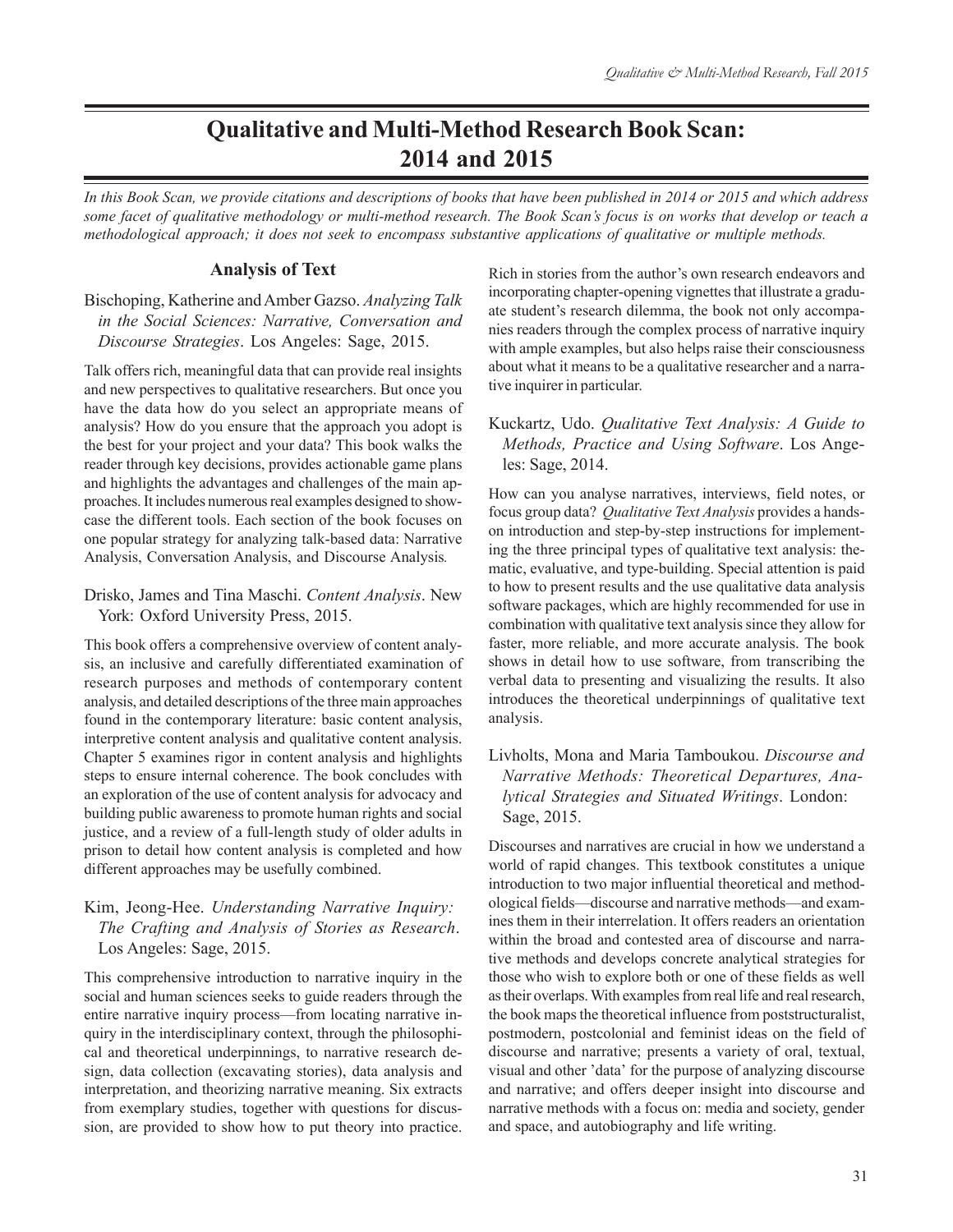# Qualitative and Multi-Method Research Book Scan: 2014 and 2015

*In this Book Scan, we provide citations and descriptions of books that have been published in 2014 or 2015 and which address some facet of qualitative methodology or multi-method research. The Book Scan's focus is on works that develop or teach a methodological approach; it does not seek to encompass substantive applications of qualitative or multiple methods.*

## Analysis of Text

Bischoping, Katherine and Amber Gazso. *Analyzing Talk in the Social Sciences: Narrative, Conversation and Discourse Strategies*. Los Angeles: Sage, 2015.

Talk offers rich, meaningful data that can provide real insights and new perspectives to qualitative researchers. But once you have the data how do you select an appropriate means of analysis? How do you ensure that the approach you adopt is the best for your project and your data? This book walks the reader through key decisions, provides actionable game plans and highlights the advantages and challenges of the main approaches. It includes numerous real examples designed to showcase the different tools. Each section of the book focuses on one popular strategy for analyzing talk-based data: Narrative Analysis, Conversation Analysis, and Discourse Analysis.

Drisko, James and Tina Maschi. *Content Analysis*. New York: Oxford University Press, 2015.

This book offers a comprehensive overview of content analysis, an inclusive and carefully differentiated examination of research purposes and methods of contemporary content analysis, and detailed descriptions of the three main approaches found in the contemporary literature: basic content analysis, interpretive content analysis and qualitative content analysis. Chapter 5 examines rigor in content analysis and highlights steps to ensure internal coherence. The book concludes with an exploration of the use of content analysis for advocacy and building public awareness to promote human rights and social justice, and a review of a full-length study of older adults in prison to detail how content analysis is completed and how different approaches may be usefully combined.

Kim, Jeong-Hee. *Understanding Narrative Inquiry: The Crafting and Analysis of Stories as Research*. Los Angeles: Sage, 2015.

This comprehensive introduction to narrative inquiry in the social and human sciences seeks to guide readers through the entire narrative inquiry process—from locating narrative inquiry in the interdisciplinary context, through the philosophical and theoretical underpinnings, to narrative research design, data collection (excavating stories), data analysis and interpretation, and theorizing narrative meaning. Six extracts from exemplary studies, together with questions for discussion, are provided to show how to put theory into practice. Rich in stories from the author's own research endeavors and incorporating chapter-opening vignettes that illustrate a graduate student's research dilemma, the book not only accompanies readers through the complex process of narrative inquiry with ample examples, but also helps raise their consciousness about what it means to be a qualitative researcher and a narrative inquirer in particular.

Kuckartz, Udo. *Qualitative Text Analysis: A Guide to Methods, Practice and Using Software*. Los Angeles: Sage, 2014.

How can you analyse narratives, interviews, field notes, or focus group data? *Qualitative Text Analysis* provides a hands-on introduction and step-by-step instructions for implementing the three principal types of qualitative text analysis: thematic, evaluative, and type-building. Special attention is paid to how to present results and the use qualitative data analysis software packages, which are highly recommended for use in combination with qualitative text analysis since they allow for faster, more reliable, and more accurate analysis. The book shows in detail how to use software, from transcribing the verbal data to presenting and visualizing the results. It also introduces the theoretical underpinnings of qualitative text analysis.

Livholts, Mona and Maria Tamboukou. *Discourse and Narrative Methods: Theoretical Departures, Analytical Strategies and Situated Writings*. London: Sage, 2015.

Discourses and narratives are crucial in how we understand a world of rapid changes. This textbook constitutes a unique introduction to two major influential theoretical and methodological fields—discourse and narrative methods—and examines them in their interrelation. It offers readers an orientation within the broad and contested area of discourse and narrative methods and develops concrete analytical strategies for those who wish to explore both or one of these fields as well as their overlaps. With examples from real life and real research, the book maps the theoretical influence from poststructuralist, postmodern, postcolonial and feminist ideas on the field of discourse and narrative; presents a variety of oral, textual, visual and other 'data' for the purpose of analyzing discourse and narrative; and offers deeper insight into discourse and narrative methods with a focus on: media and society, gender and space, and autobiography and life writing.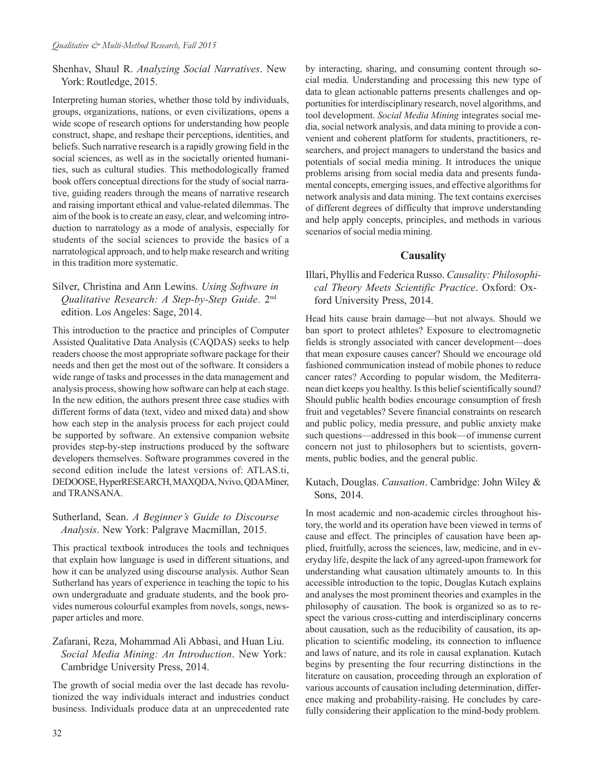Shenhav, Shaul R. *Analyzing Social Narratives*. New York: Routledge, 2015.

Interpreting human stories, whether those told by individuals, groups, organizations, nations, or even civilizations, opens a wide scope of research options for understanding how people construct, shape, and reshape their perceptions, identities, and beliefs. Such narrative research is a rapidly growing field in the social sciences, as well as in the societally oriented humanities, such as cultural studies. This methodologically framed book offers conceptual directions for the study of social narrative, guiding readers through the means of narrative research and raising important ethical and value-related dilemmas. The aim of the book is to create an easy, clear, and welcoming introduction to narratology as a mode of analysis, especially for students of the social sciences to provide the basics of a narratological approach, and to help make research and writing in this tradition more systematic.

Silver, Christina and Ann Lewins. *Using Software in Qualitative Research: A Step-by-Step Guide*. 2nd edition. Los Angeles: Sage, 2014.

This introduction to the practice and principles of Computer Assisted Qualitative Data Analysis (CAQDAS) seeks to help readers choose the most appropriate software package for their needs and then get the most out of the software. It considers a wide range of tasks and processes in the data management and analysis process, showing how software can help at each stage. In the new edition, the authors present three case studies with different forms of data (text, video and mixed data) and show how each step in the analysis process for each project could be supported by software. An extensive companion website provides step-by-step instructions produced by the software developers themselves. Software programmes covered in the second edition include the latest versions of: ATLAS.ti, DEDOOSE, HyperRESEARCH, MAXQDA, Nvivo, QDA Miner, and TRANSANA.

Sutherland, Sean. *A Beginner's Guide to Discourse Analysis*. New York: Palgrave Macmillan, 2015.

This practical textbook introduces the tools and techniques that explain how language is used in different situations, and how it can be analyzed using discourse analysis. Author Sean Sutherland has years of experience in teaching the topic to his own undergraduate and graduate students, and the book provides numerous colourful examples from novels, songs, newspaper articles and more.

Zafarani, Reza, Mohammad Ali Abbasi, and Huan Liu. *Social Media Mining: An Introduction*. New York: Cambridge University Press, 2014.

The growth of social media over the last decade has revolutionized the way individuals interact and industries conduct business. Individuals produce data at an unprecedented rate by interacting, sharing, and consuming content through social media. Understanding and processing this new type of data to glean actionable patterns presents challenges and opportunities for interdisciplinary research, novel algorithms, and tool development. *Social Media Mining* integrates social media, social network analysis, and data mining to provide a convenient and coherent platform for students, practitioners, researchers, and project managers to understand the basics and potentials of social media mining. It introduces the unique problems arising from social media data and presents fundamental concepts, emerging issues, and effective algorithms for network analysis and data mining. The text contains exercises of different degrees of difficulty that improve understanding and help apply concepts, principles, and methods in various scenarios of social media mining.

## Causality

Illari, Phyllis and Federica Russo. *Causality: Philosophical Theory Meets Scientific Practice*. Oxford: Oxford University Press, 2014.

Head hits cause brain damage—but not always. Should we ban sport to protect athletes? Exposure to electromagnetic fields is strongly associated with cancer development—does that mean exposure causes cancer? Should we encourage old fashioned communication instead of mobile phones to reduce cancer rates? According to popular wisdom, the Mediterranean diet keeps you healthy. Is this belief scientifically sound? Should public health bodies encourage consumption of fresh fruit and vegetables? Severe financial constraints on research and public policy, media pressure, and public anxiety make such questions—addressed in this book—of immense current concern not just to philosophers but to scientists, governments, public bodies, and the general public.

Kutach, Douglas. *Causation*. Cambridge: John Wiley & Sons, 2014.

In most academic and non-academic circles throughout history, the world and its operation have been viewed in terms of cause and effect. The principles of causation have been applied, fruitfully, across the sciences, law, medicine, and in everyday life, despite the lack of any agreed-upon framework for understanding what causation ultimately amounts to. In this accessible introduction to the topic, Douglas Kutach explains and analyses the most prominent theories and examples in the philosophy of causation. The book is organized so as to respect the various cross-cutting and interdisciplinary concerns about causation, such as the reducibility of causation, its application to scientific modeling, its connection to influence and laws of nature, and its role in causal explanation. Kutach begins by presenting the four recurring distinctions in the literature on causation, proceeding through an exploration of various accounts of causation including determination, difference making and probability-raising. He concludes by carefully considering their application to the mind-body problem.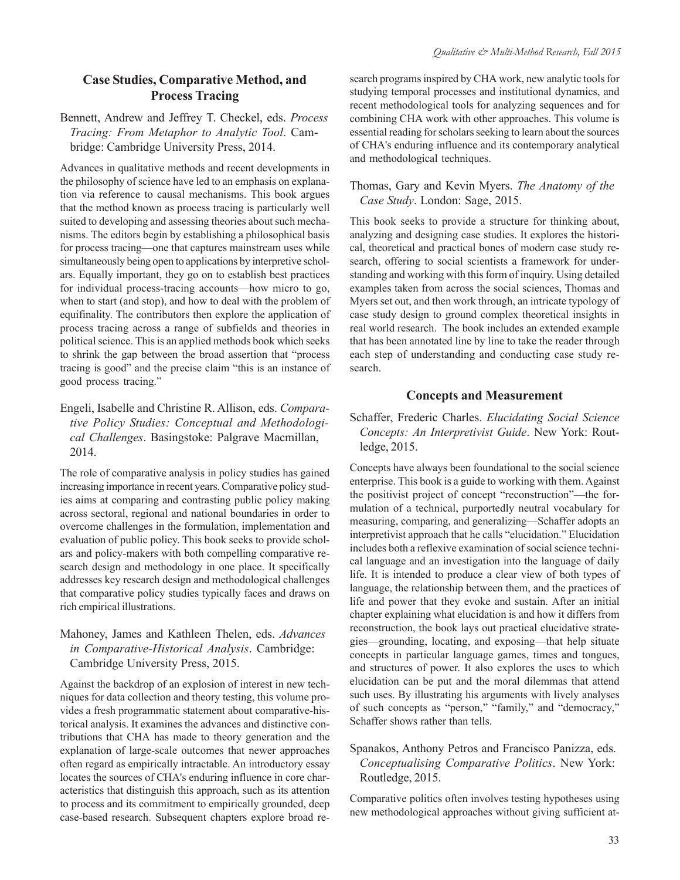## Case Studies, Comparative Method, and Process Tracing

Bennett, Andrew and Jeffrey T. Checkel, eds. *Process Tracing: From Metaphor to Analytic Tool*. Cambridge: Cambridge University Press, 2014.

Advances in qualitative methods and recent developments in the philosophy of science have led to an emphasis on explanation via reference to causal mechanisms. This book argues that the method known as process tracing is particularly well suited to developing and assessing theories about such mechanisms. The editors begin by establishing a philosophical basis for process tracing—one that captures mainstream uses while simultaneously being open to applications by interpretive scholars. Equally important, they go on to establish best practices for individual process-tracing accounts—how micro to go, when to start (and stop), and how to deal with the problem of equifinality. The contributors then explore the application of process tracing across a range of subfields and theories in political science. This is an applied methods book which seeks to shrink the gap between the broad assertion that "process tracing is good" and the precise claim "this is an instance of good process tracing."

Engeli, Isabelle and Christine R. Allison, eds. *Comparative Policy Studies: Conceptual and Methodological Challenges*. Basingstoke: Palgrave Macmillan, 2014.

The role of comparative analysis in policy studies has gained increasing importance in recent years. Comparative policy studies aims at comparing and contrasting public policy making across sectoral, regional and national boundaries in order to overcome challenges in the formulation, implementation and evaluation of public policy. This book seeks to provide scholars and policy-makers with both compelling comparative research design and methodology in one place. It specifically addresses key research design and methodological challenges that comparative policy studies typically faces and draws on rich empirical illustrations.

Mahoney, James and Kathleen Thelen, eds. *Advances in Comparative-Historical Analysis*. Cambridge: Cambridge University Press, 2015.

Against the backdrop of an explosion of interest in new techniques for data collection and theory testing, this volume provides a fresh programmatic statement about comparative-historical analysis. It examines the advances and distinctive contributions that CHA has made to theory generation and the explanation of large-scale outcomes that newer approaches often regard as empirically intractable. An introductory essay locates the sources of CHA's enduring influence in core characteristics that distinguish this approach, such as its attention to process and its commitment to empirically grounded, deep case-based research. Subsequent chapters explore broad research programs inspired by CHA work, new analytic tools for studying temporal processes and institutional dynamics, and recent methodological tools for analyzing sequences and for combining CHA work with other approaches. This volume is essential reading for scholars seeking to learn about the sources of CHA's enduring influence and its contemporary analytical and methodological techniques.

Thomas, Gary and Kevin Myers. *The Anatomy of the Case Study*. London: Sage, 2015.

This book seeks to provide a structure for thinking about, analyzing and designing case studies. It explores the historical, theoretical and practical bones of modern case study research, offering to social scientists a framework for understanding and working with this form of inquiry. Using detailed examples taken from across the social sciences, Thomas and Myers set out, and then work through, an intricate typology of case study design to ground complex theoretical insights in real world research. The book includes an extended example that has been annotated line by line to take the reader through each step of understanding and conducting case study research.

## Concepts and Measurement

Schaffer, Frederic Charles. *Elucidating Social Science Concepts: An Interpretivist Guide*. New York: Routledge, 2015.

Concepts have always been foundational to the social science enterprise. This book is a guide to working with them. Against the positivist project of concept "reconstruction"—the formulation of a technical, purportedly neutral vocabulary for measuring, comparing, and generalizing—Schaffer adopts an interpretivist approach that he calls "elucidation." Elucidation includes both a reflexive examination of social science technical language and an investigation into the language of daily life. It is intended to produce a clear view of both types of language, the relationship between them, and the practices of life and power that they evoke and sustain. After an initial chapter explaining what elucidation is and how it differs from reconstruction, the book lays out practical elucidative strategies—grounding, locating, and exposing—that help situate concepts in particular language games, times and tongues, and structures of power. It also explores the uses to which elucidation can be put and the moral dilemmas that attend such uses. By illustrating his arguments with lively analyses of such concepts as "person," "family," and "democracy," Schaffer shows rather than tells.

Spanakos, Anthony Petros and Francisco Panizza, eds. *Conceptualising Comparative Politics*. New York: Routledge, 2015.

Comparative politics often involves testing hypotheses using new methodological approaches without giving sufficient at-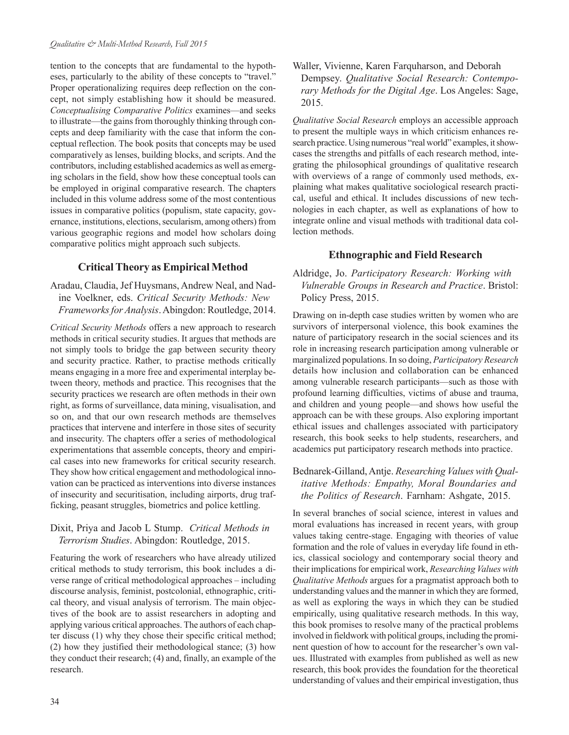tention to the concepts that are fundamental to the hypotheses, particularly to the ability of these concepts to "travel." Proper operationalizing requires deep reflection on the concept, not simply establishing how it should be measured. *Conceptualising Comparative Politics* examines—and seeks to illustrate—the gains from thoroughly thinking through concepts and deep familiarity with the case that inform the conceptual reflection. The book posits that concepts may be used comparatively as lenses, building blocks, and scripts. And the contributors, including established academics as well as emerging scholars in the field, show how these conceptual tools can be employed in original comparative research. The chapters included in this volume address some of the most contentious issues in comparative politics (populism, state capacity, governance, institutions, elections, secularism, among others) from various geographic regions and model how scholars doing comparative politics might approach such subjects.

### Critical Theory as Empirical Method

Aradau, Claudia, Jef Huysmans, Andrew Neal, and Nadine Voelkner, eds. *Critical Security Methods: New Frameworks for Analysis*. Abingdon: Routledge, 2014.

*Critical Security Methods* offers a new approach to research methods in critical security studies. It argues that methods are not simply tools to bridge the gap between security theory and security practice. Rather, to practise methods critically means engaging in a more free and experimental interplay between theory, methods and practice. This recognises that the security practices we research are often methods in their own right, as forms of surveillance, data mining, visualisation, and so on, and that our own research methods are themselves practices that intervene and interfere in those sites of security and insecurity. The chapters offer a series of methodological experimentations that assemble concepts, theory and empirical cases into new frameworks for critical security research. They show how critical engagement and methodological innovation can be practiced as interventions into diverse instances of insecurity and securitisation, including airports, drug trafficking, peasant struggles, biometrics and police kettling.

Dixit, Priya and Jacob L Stump. *Critical Methods in Terrorism Studies*. Abingdon: Routledge, 2015.

Featuring the work of researchers who have already utilized critical methods to study terrorism, this book includes a diverse range of critical methodological approaches – including discourse analysis, feminist, postcolonial, ethnographic, critical theory, and visual analysis of terrorism. The main objectives of the book are to assist researchers in adopting and applying various critical approaches. The authors of each chapter discuss (1) why they chose their specific critical method; (2) how they justified their methodological stance; (3) how they conduct their research; (4) and, finally, an example of the research.

Waller, Vivienne, Karen Farquharson, and Deborah Dempsey. *Qualitative Social Research: Contemporary Methods for the Digital Age*. Los Angeles: Sage, 2015.

*Qualitative Social Research* employs an accessible approach to present the multiple ways in which criticism enhances research practice. Using numerous "real world" examples, it showcases the strengths and pitfalls of each research method, integrating the philosophical groundings of qualitative research with overviews of a range of commonly used methods, explaining what makes qualitative sociological research practical, useful and ethical. It includes discussions of new technologies in each chapter, as well as explanations of how to integrate online and visual methods with traditional data collection methods.

### Ethnographic and Field Research

Aldridge, Jo. *Participatory Research: Working with Vulnerable Groups in Research and Practice*. Bristol: Policy Press, 2015.

Drawing on in-depth case studies written by women who are survivors of interpersonal violence, this book examines the nature of participatory research in the social sciences and its role in increasing research participation among vulnerable or marginalized populations. In so doing, *Participatory Research* details how inclusion and collaboration can be enhanced among vulnerable research participants—such as those with profound learning difficulties, victims of abuse and trauma, and children and young people—and shows how useful the approach can be with these groups. Also exploring important ethical issues and challenges associated with participatory research, this book seeks to help students, researchers, and academics put participatory research methods into practice.

Bednarek-Gilland, Antje. *Researching Values with Qualitative Methods: Empathy, Moral Boundaries and the Politics of Research*. Farnham: Ashgate, 2015.

In several branches of social science, interest in values and moral evaluations has increased in recent years, with group values taking centre-stage. Engaging with theories of value formation and the role of values in everyday life found in ethics, classical sociology and contemporary social theory and their implications for empirical work, *Researching Values with Qualitative Methods* argues for a pragmatist approach both to understanding values and the manner in which they are formed, as well as exploring the ways in which they can be studied empirically, using qualitative research methods. In this way, this book promises to resolve many of the practical problems involved in fieldwork with political groups, including the prominent question of how to account for the researcher's own values. Illustrated with examples from published as well as new research, this book provides the foundation for the theoretical understanding of values and their empirical investigation, thus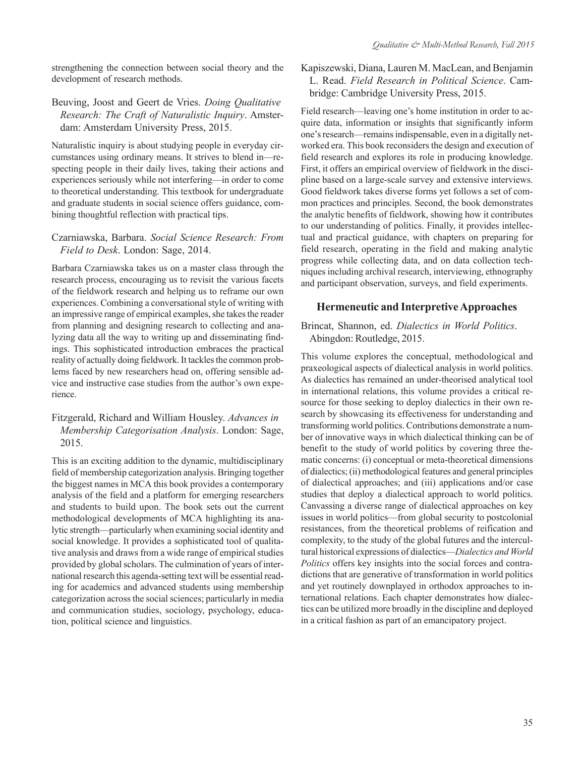strengthening the connection between social theory and the development of research methods.

Beuving, Joost and Geert de Vries. *Doing Qualitative Research: The Craft of Naturalistic Inquiry*. Amsterdam: Amsterdam University Press, 2015.

Naturalistic inquiry is about studying people in everyday circumstances using ordinary means. It strives to blend in—respecting people in their daily lives, taking their actions and experiences seriously while not interfering—in order to come to theoretical understanding. This textbook for undergraduate and graduate students in social science offers guidance, combining thoughtful reflection with practical tips.

Czarniawska, Barbara. *Social Science Research: From Field to Desk*. London: Sage, 2014.

Barbara Czarniawska takes us on a master class through the research process, encouraging us to revisit the various facets of the fieldwork research and helping us to reframe our own experiences. Combining a conversational style of writing with an impressive range of empirical examples, she takes the reader from planning and designing research to collecting and analyzing data all the way to writing up and disseminating findings. This sophisticated introduction embraces the practical reality of actually doing fieldwork. It tackles the common problems faced by new researchers head on, offering sensible advice and instructive case studies from the author's own experience.

Fitzgerald, Richard and William Housley. *Advances in Membership Categorisation Analysis*. London: Sage, 2015.

This is an exciting addition to the dynamic, multidisciplinary field of membership categorization analysis. Bringing together the biggest names in MCA this book provides a contemporary analysis of the field and a platform for emerging researchers and students to build upon. The book sets out the current methodological developments of MCA highlighting its analytic strength—particularly when examining social identity and social knowledge. It provides a sophisticated tool of qualitative analysis and draws from a wide range of empirical studies provided by global scholars. The culmination of years of international research this agenda-setting text will be essential reading for academics and advanced students using membership categorization across the social sciences; particularly in media and communication studies, sociology, psychology, education, political science and linguistics.

Kapiszewski, Diana, Lauren M. MacLean, and Benjamin L. Read. *Field Research in Political Science*. Cambridge: Cambridge University Press, 2015.

Field research—leaving one's home institution in order to acquire data, information or insights that significantly inform one's research—remains indispensable, even in a digitally networked era. This book reconsiders the design and execution of field research and explores its role in producing knowledge. First, it offers an empirical overview of fieldwork in the discipline based on a large-scale survey and extensive interviews. Good fieldwork takes diverse forms yet follows a set of common practices and principles. Second, the book demonstrates the analytic benefits of fieldwork, showing how it contributes to our understanding of politics. Finally, it provides intellectual and practical guidance, with chapters on preparing for field research, operating in the field and making analytic progress while collecting data, and on data collection techniques including archival research, interviewing, ethnography and participant observation, surveys, and field experiments.

## Hermeneutic and Interpretive Approaches

Brincat, Shannon, ed. *Dialectics in World Politics*. Abingdon: Routledge, 2015.

This volume explores the conceptual, methodological and praxeological aspects of dialectical analysis in world politics. As dialectics has remained an under-theorised analytical tool in international relations, this volume provides a critical resource for those seeking to deploy dialectics in their own research by showcasing its effectiveness for understanding and transforming world politics. Contributions demonstrate a number of innovative ways in which dialectical thinking can be of benefit to the study of world politics by covering three thematic concerns: (i) conceptual or meta-theoretical dimensions of dialectics; (ii) methodological features and general principles of dialectical approaches; and (iii) applications and/or case studies that deploy a dialectical approach to world politics. Canvassing a diverse range of dialectical approaches on key issues in world politics—from global security to postcolonial resistances, from the theoretical problems of reification and complexity, to the study of the global futures and the intercultural historical expressions of dialectics—*Dialectics and World Politics* offers key insights into the social forces and contradictions that are generative of transformation in world politics and yet routinely downplayed in orthodox approaches to international relations. Each chapter demonstrates how dialectics can be utilized more broadly in the discipline and deployed in a critical fashion as part of an emancipatory project.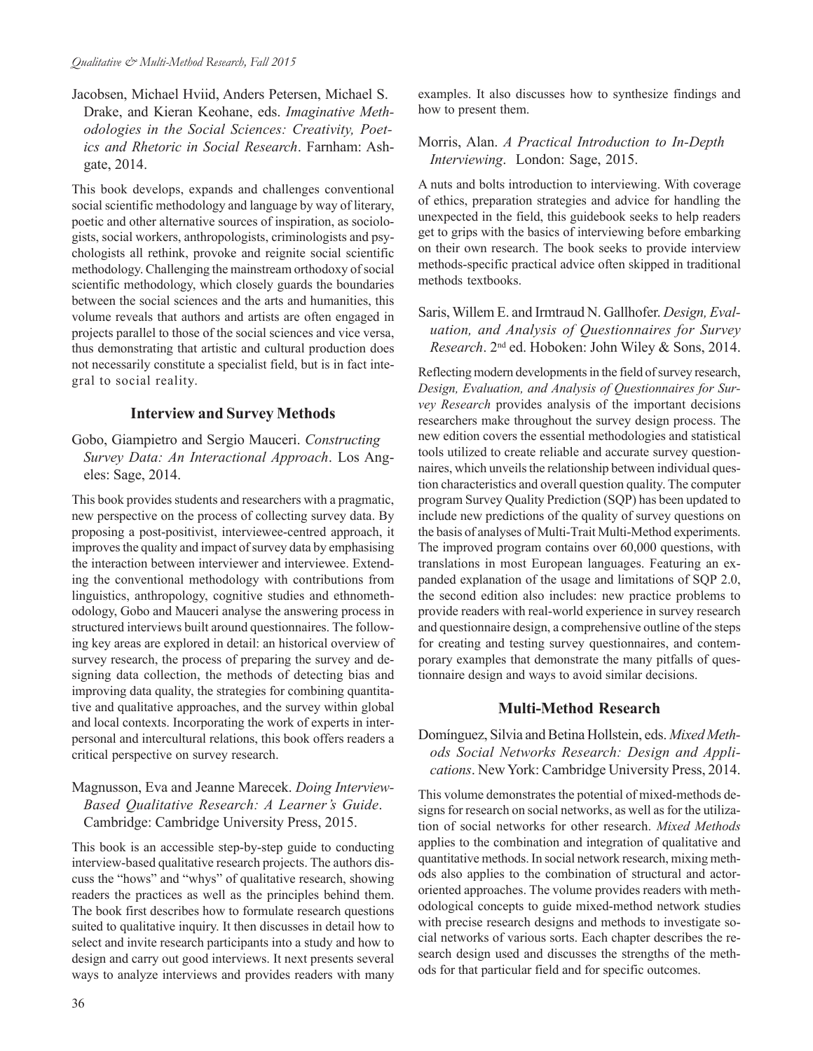Jacobsen, Michael Hviid, Anders Petersen, Michael S. Drake, and Kieran Keohane, eds. *Imaginative Methodologies in the Social Sciences: Creativity, Poetics and Rhetoric in Social Research*. Farnham: Ashgate, 2014.

This book develops, expands and challenges conventional social scientific methodology and language by way of literary, poetic and other alternative sources of inspiration, as sociologists, social workers, anthropologists, criminologists and psychologists all rethink, provoke and reignite social scientific methodology. Challenging the mainstream orthodoxy of social scientific methodology, which closely guards the boundaries between the social sciences and the arts and humanities, this volume reveals that authors and artists are often engaged in projects parallel to those of the social sciences and vice versa, thus demonstrating that artistic and cultural production does not necessarily constitute a specialist field, but is in fact integral to social reality.

## Interview and Survey Methods

Gobo, Giampietro and Sergio Mauceri. *Constructing Survey Data: An Interactional Approach*. Los Angeles: Sage, 2014.

This book provides students and researchers with a pragmatic, new perspective on the process of collecting survey data. By proposing a post-positivist, interviewee-centred approach, it improves the quality and impact of survey data by emphasising the interaction between interviewer and interviewee. Extending the conventional methodology with contributions from linguistics, anthropology, cognitive studies and ethnomethodology, Gobo and Mauceri analyse the answering process in structured interviews built around questionnaires. The following key areas are explored in detail: an historical overview of survey research, the process of preparing the survey and designing data collection, the methods of detecting bias and improving data quality, the strategies for combining quantitative and qualitative approaches, and the survey within global and local contexts. Incorporating the work of experts in interpersonal and intercultural relations, this book offers readers a critical perspective on survey research.

Magnusson, Eva and Jeanne Marecek. *Doing Interview-Based Qualitative Research: A Learner's Guide*. Cambridge: Cambridge University Press, 2015.

This book is an accessible step-by-step guide to conducting interview-based qualitative research projects. The authors discuss the "hows" and "whys" of qualitative research, showing readers the practices as well as the principles behind them. The book first describes how to formulate research questions suited to qualitative inquiry. It then discusses in detail how to select and invite research participants into a study and how to design and carry out good interviews. It next presents several ways to analyze interviews and provides readers with many examples. It also discusses how to synthesize findings and how to present them.

Morris, Alan. *A Practical Introduction to In-Depth Interviewing*. London: Sage, 2015.

A nuts and bolts introduction to interviewing. With coverage of ethics, preparation strategies and advice for handling the unexpected in the field, this guidebook seeks to help readers get to grips with the basics of interviewing before embarking on their own research. The book seeks to provide interview methods-specific practical advice often skipped in traditional methods textbooks.

Saris, Willem E. and Irmtraud N. Gallhofer. *Design, Evaluation, and Analysis of Questionnaires for Survey Research*. 2nd ed. Hoboken: John Wiley & Sons, 2014.

Reflecting modern developments in the field of survey research, *Design, Evaluation, and Analysis of Questionnaires for Survey Research* provides analysis of the important decisions researchers make throughout the survey design process. The new edition covers the essential methodologies and statistical tools utilized to create reliable and accurate survey questionnaires, which unveils the relationship between individual question characteristics and overall question quality. The computer program Survey Quality Prediction (SQP) has been updated to include new predictions of the quality of survey questions on the basis of analyses of Multi-Trait Multi-Method experiments. The improved program contains over 60,000 questions, with translations in most European languages. Featuring an expanded explanation of the usage and limitations of SQP 2.0, the second edition also includes: new practice problems to provide readers with real-world experience in survey research and questionnaire design, a comprehensive outline of the steps for creating and testing survey questionnaires, and contemporary examples that demonstrate the many pitfalls of questionnaire design and ways to avoid similar decisions.

## Multi-Method Research

Domínguez, Silvia and Betina Hollstein, eds. *Mixed Methods Social Networks Research: Design and Applications*. New York: Cambridge University Press, 2014.

This volume demonstrates the potential of mixed-methods designs for research on social networks, as well as for the utilization of social networks for other research. *Mixed Methods* applies to the combination and integration of qualitative and quantitative methods. In social network research, mixing methods also applies to the combination of structural and actor-oriented approaches. The volume provides readers with methodological concepts to guide mixed-method network studies with precise research designs and methods to investigate social networks of various sorts. Each chapter describes the research design used and discusses the strengths of the methods for that particular field and for specific outcomes.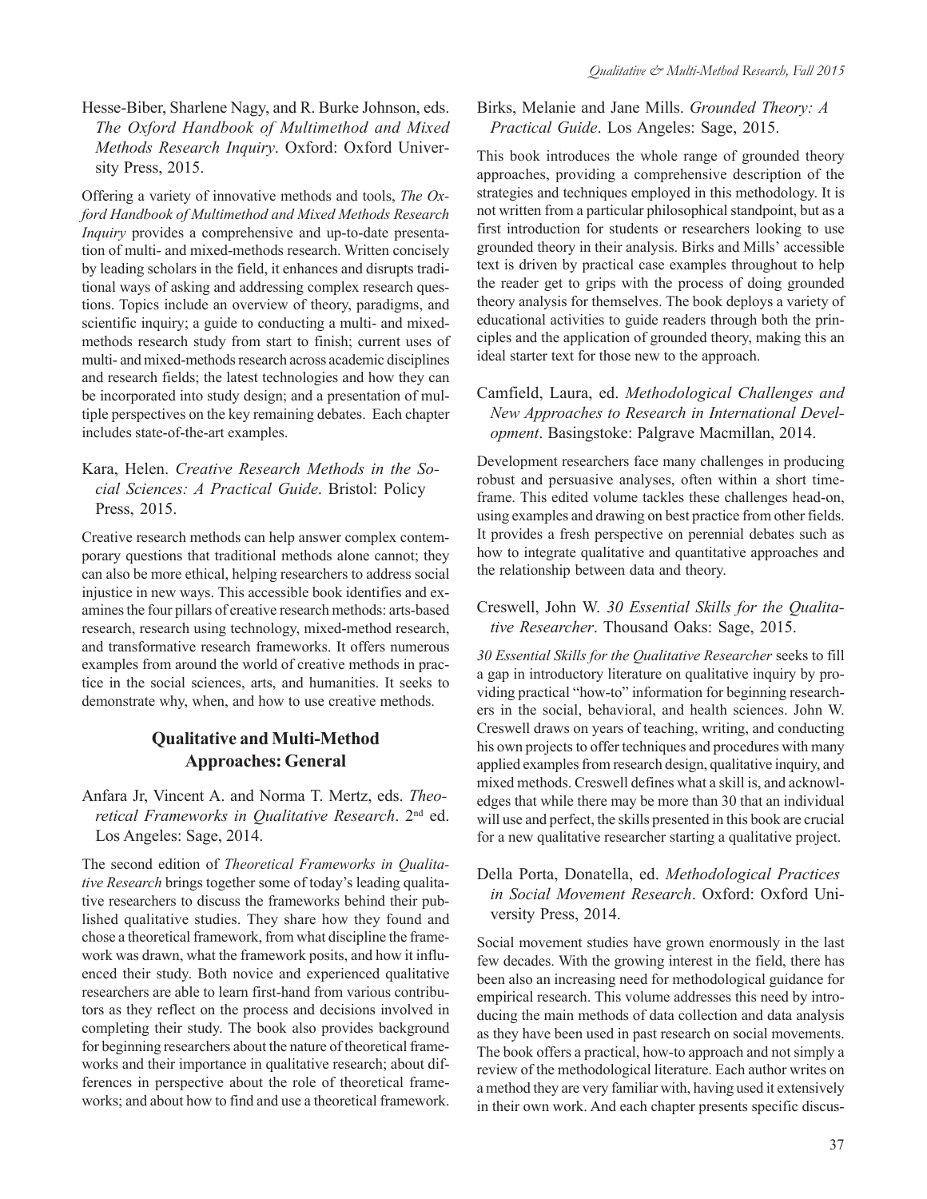Hesse-Biber, Sharlene Nagy, and R. Burke Johnson, eds. *The Oxford Handbook of Multimethod and Mixed Methods Research Inquiry*. Oxford: Oxford University Press, 2015.

Offering a variety of innovative methods and tools, *The Oxford Handbook of Multimethod and Mixed Methods Research Inquiry* provides a comprehensive and up-to-date presentation of multi- and mixed-methods research. Written concisely by leading scholars in the field, it enhances and disrupts traditional ways of asking and addressing complex research questions. Topics include an overview of theory, paradigms, and scientific inquiry; a guide to conducting a multi- and mixed-methods research study from start to finish; current uses of multi- and mixed-methods research across academic disciplines and research fields; the latest technologies and how they can be incorporated into study design; and a presentation of multiple perspectives on the key remaining debates. Each chapter includes state-of-the-art examples.

Kara, Helen. *Creative Research Methods in the Social Sciences: A Practical Guide*. Bristol: Policy Press, 2015.

Creative research methods can help answer complex contemporary questions that traditional methods alone cannot; they can also be more ethical, helping researchers to address social injustice in new ways. This accessible book identifies and examines the four pillars of creative research methods: arts-based research, research using technology, mixed-method research, and transformative research frameworks. It offers numerous examples from around the world of creative methods in practice in the social sciences, arts, and humanities. It seeks to demonstrate why, when, and how to use creative methods.

## Qualitative and Multi-Method Approaches: General

Anfara Jr, Vincent A. and Norma T. Mertz, eds. *Theoretical Frameworks in Qualitative Research*. 2nd ed. Los Angeles: Sage, 2014.

The second edition of *Theoretical Frameworks in Qualitative Research* brings together some of today's leading qualitative researchers to discuss the frameworks behind their published qualitative studies. They share how they found and chose a theoretical framework, from what discipline the framework was drawn, what the framework posits, and how it influenced their study. Both novice and experienced qualitative researchers are able to learn first-hand from various contributors as they reflect on the process and decisions involved in completing their study. The book also provides background for beginning researchers about the nature of theoretical frameworks and their importance in qualitative research; about differences in perspective about the role of theoretical frameworks; and about how to find and use a theoretical framework.

Birks, Melanie and Jane Mills. *Grounded Theory: A Practical Guide*. Los Angeles: Sage, 2015.

This book introduces the whole range of grounded theory approaches, providing a comprehensive description of the strategies and techniques employed in this methodology. It is not written from a particular philosophical standpoint, but as a first introduction for students or researchers looking to use grounded theory in their analysis. Birks and Mills' accessible text is driven by practical case examples throughout to help the reader get to grips with the process of doing grounded theory analysis for themselves. The book deploys a variety of educational activities to guide readers through both the principles and the application of grounded theory, making this an ideal starter text for those new to the approach.

Camfield, Laura, ed. *Methodological Challenges and New Approaches to Research in International Development*. Basingstoke: Palgrave Macmillan, 2014.

Development researchers face many challenges in producing robust and persuasive analyses, often within a short timeframe. This edited volume tackles these challenges head-on, using examples and drawing on best practice from other fields. It provides a fresh perspective on perennial debates such as how to integrate qualitative and quantitative approaches and the relationship between data and theory.

Creswell, John W. *30 Essential Skills for the Qualitative Researcher*. Thousand Oaks: Sage, 2015.

*30 Essential Skills for the Qualitative Researcher* seeks to fill a gap in introductory literature on qualitative inquiry by providing practical "how-to" information for beginning researchers in the social, behavioral, and health sciences. John W. Creswell draws on years of teaching, writing, and conducting his own projects to offer techniques and procedures with many applied examples from research design, qualitative inquiry, and mixed methods. Creswell defines what a skill is, and acknowledges that while there may be more than 30 that an individual will use and perfect, the skills presented in this book are crucial for a new qualitative researcher starting a qualitative project.

Della Porta, Donatella, ed. *Methodological Practices in Social Movement Research*. Oxford: Oxford University Press, 2014.

Social movement studies have grown enormously in the last few decades. With the growing interest in the field, there has been also an increasing need for methodological guidance for empirical research. This volume addresses this need by introducing the main methods of data collection and data analysis as they have been used in past research on social movements. The book offers a practical, how-to approach and not simply a review of the methodological literature. Each author writes on a method they are very familiar with, having used it extensively in their own work. And each chapter presents specific discus-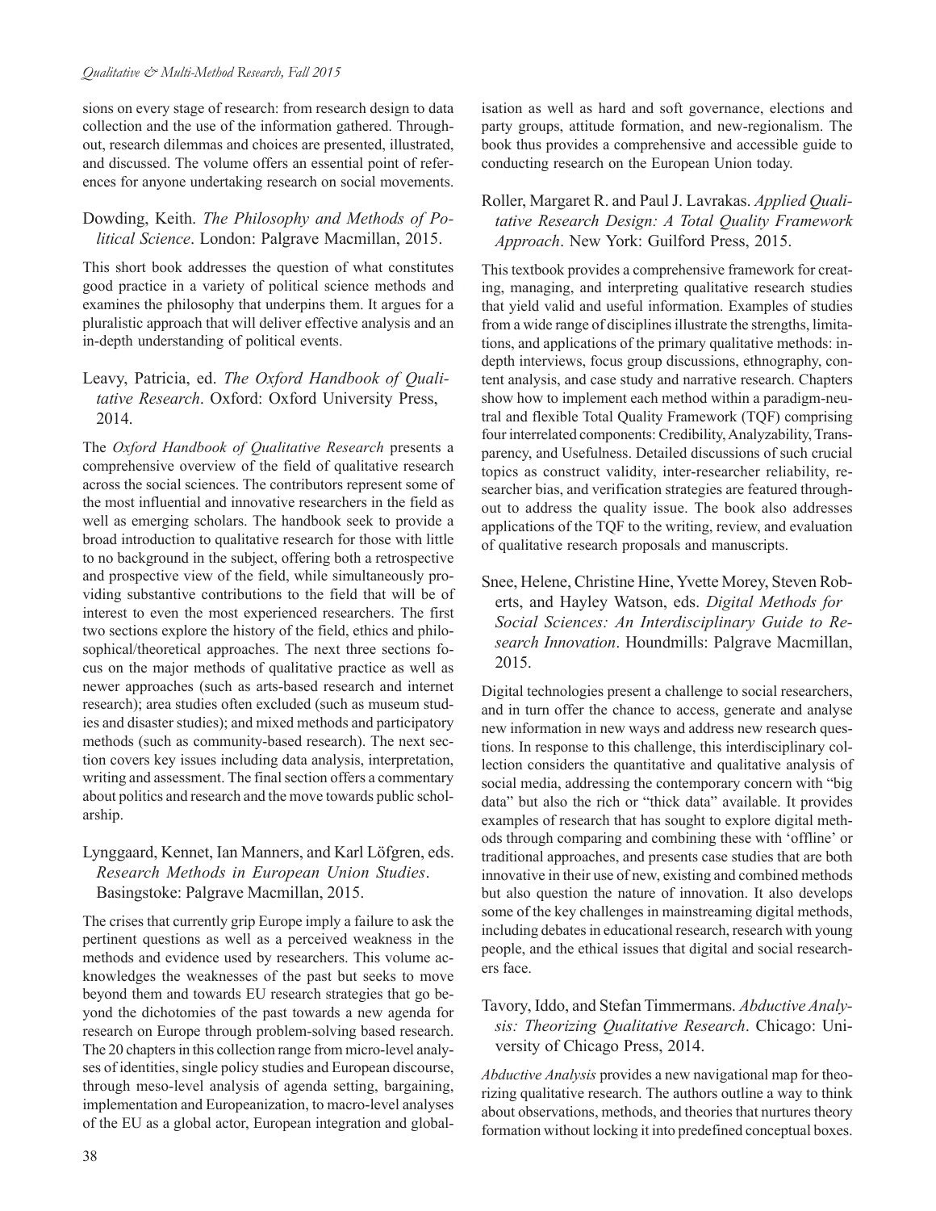sions on every stage of research: from research design to data collection and the use of the information gathered. Throughout, research dilemmas and choices are presented, illustrated, and discussed. The volume offers an essential point of references for anyone undertaking research on social movements.

Dowding, Keith. *The Philosophy and Methods of Political Science*. London: Palgrave Macmillan, 2015.

This short book addresses the question of what constitutes good practice in a variety of political science methods and examines the philosophy that underpins them. It argues for a pluralistic approach that will deliver effective analysis and an in-depth understanding of political events.

Leavy, Patricia, ed. *The Oxford Handbook of Qualitative Research*. Oxford: Oxford University Press, 2014.

The *Oxford Handbook of Qualitative Research* presents a comprehensive overview of the field of qualitative research across the social sciences. The contributors represent some of the most influential and innovative researchers in the field as well as emerging scholars. The handbook seek to provide a broad introduction to qualitative research for those with little to no background in the subject, offering both a retrospective and prospective view of the field, while simultaneously providing substantive contributions to the field that will be of interest to even the most experienced researchers. The first two sections explore the history of the field, ethics and philosophical/theoretical approaches. The next three sections focus on the major methods of qualitative practice as well as newer approaches (such as arts-based research and internet research); area studies often excluded (such as museum studies and disaster studies); and mixed methods and participatory methods (such as community-based research). The next section covers key issues including data analysis, interpretation, writing and assessment. The final section offers a commentary about politics and research and the move towards public scholarship.

Lynggaard, Kennet, Ian Manners, and Karl Löfgren, eds. *Research Methods in European Union Studies*. Basingstoke: Palgrave Macmillan, 2015.

The crises that currently grip Europe imply a failure to ask the pertinent questions as well as a perceived weakness in the methods and evidence used by researchers. This volume acknowledges the weaknesses of the past but seeks to move beyond them and towards EU research strategies that go beyond the dichotomies of the past towards a new agenda for research on Europe through problem-solving based research. The 20 chapters in this collection range from micro-level analyses of identities, single policy studies and European discourse, through meso-level analysis of agenda setting, bargaining, implementation and Europeanization, to macro-level analyses of the EU as a global actor, European integration and globalisation as well as hard and soft governance, elections and party groups, attitude formation, and new-regionalism. The book thus provides a comprehensive and accessible guide to conducting research on the European Union today.

Roller, Margaret R. and Paul J. Lavrakas. *Applied Qualitative Research Design: A Total Quality Framework Approach*. New York: Guilford Press, 2015.

This textbook provides a comprehensive framework for creating, managing, and interpreting qualitative research studies that yield valid and useful information. Examples of studies from a wide range of disciplines illustrate the strengths, limitations, and applications of the primary qualitative methods: in-depth interviews, focus group discussions, ethnography, content analysis, and case study and narrative research. Chapters show how to implement each method within a paradigm-neutral and flexible Total Quality Framework (TQF) comprising four interrelated components: Credibility, Analyzability, Transparency, and Usefulness. Detailed discussions of such crucial topics as construct validity, inter-researcher reliability, researcher bias, and verification strategies are featured throughout to address the quality issue. The book also addresses applications of the TQF to the writing, review, and evaluation of qualitative research proposals and manuscripts.

Snee, Helene, Christine Hine, Yvette Morey, Steven Roberts, and Hayley Watson, eds. *Digital Methods for Social Sciences: An Interdisciplinary Guide to Research Innovation*. Houndmills: Palgrave Macmillan, 2015.

Digital technologies present a challenge to social researchers, and in turn offer the chance to access, generate and analyse new information in new ways and address new research questions. In response to this challenge, this interdisciplinary collection considers the quantitative and qualitative analysis of social media, addressing the contemporary concern with "big data" but also the rich or "thick data" available. It provides examples of research that has sought to explore digital methods through comparing and combining these with 'offline' or traditional approaches, and presents case studies that are both innovative in their use of new, existing and combined methods but also question the nature of innovation. It also develops some of the key challenges in mainstreaming digital methods, including debates in educational research, research with young people, and the ethical issues that digital and social researchers face.

Tavory, Iddo, and Stefan Timmermans. *Abductive Analysis: Theorizing Qualitative Research*. Chicago: University of Chicago Press, 2014.

*Abductive Analysis* provides a new navigational map for theorizing qualitative research. The authors outline a way to think about observations, methods, and theories that nurtures theory formation without locking it into predefined conceptual boxes.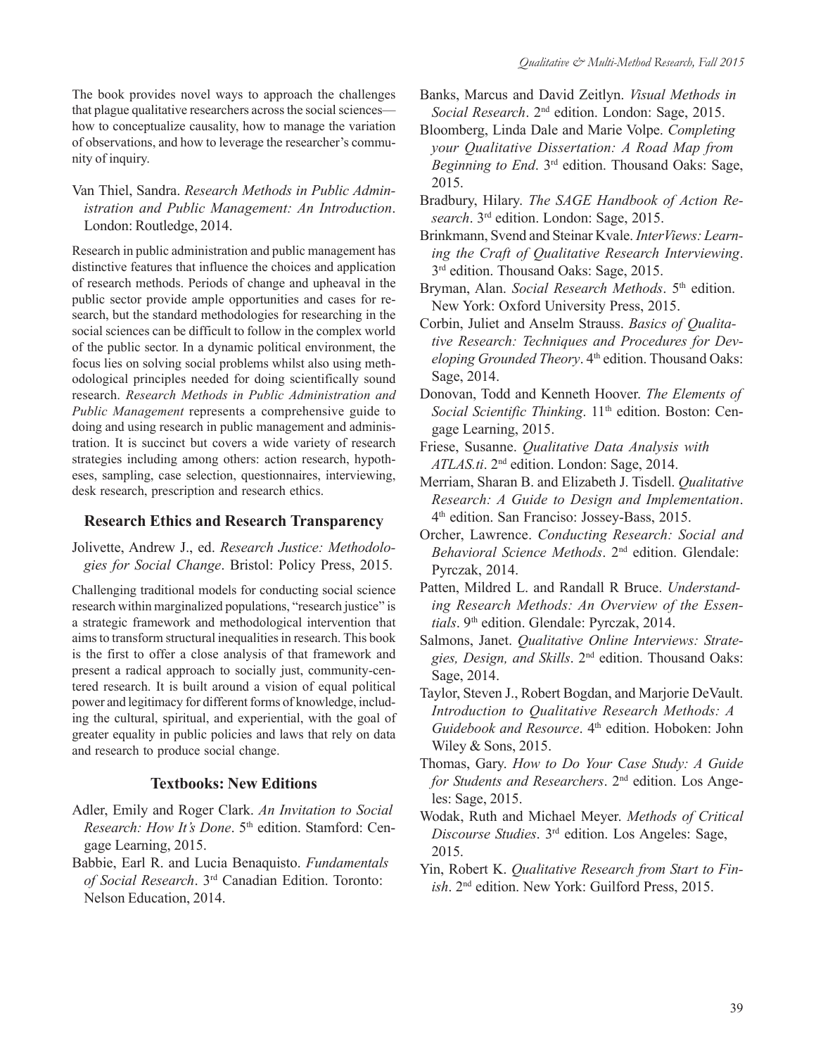The book provides novel ways to approach the challenges that plague qualitative researchers across the social sciences—how to conceptualize causality, how to manage the variation of observations, and how to leverage the researcher's community of inquiry.

Van Thiel, Sandra. *Research Methods in Public Administration and Public Management: An Introduction*. London: Routledge, 2014.

Research in public administration and public management has distinctive features that influence the choices and application of research methods. Periods of change and upheaval in the public sector provide ample opportunities and cases for research, but the standard methodologies for researching in the social sciences can be difficult to follow in the complex world of the public sector. In a dynamic political environment, the focus lies on solving social problems whilst also using methodological principles needed for doing scientifically sound research. *Research Methods in Public Administration and Public Management* represents a comprehensive guide to doing and using research in public management and administration. It is succinct but covers a wide variety of research strategies including among others: action research, hypotheses, sampling, case selection, questionnaires, interviewing, desk research, prescription and research ethics.

## Research Ethics and Research Transparency

Jolivette, Andrew J., ed. *Research Justice: Methodologies for Social Change*. Bristol: Policy Press, 2015.

Challenging traditional models for conducting social science research within marginalized populations, "research justice" is a strategic framework and methodological intervention that aims to transform structural inequalities in research. This book is the first to offer a close analysis of that framework and present a radical approach to socially just, community-centered research. It is built around a vision of equal political power and legitimacy for different forms of knowledge, including the cultural, spiritual, and experiential, with the goal of greater equality in public policies and laws that rely on data and research to produce social change.

## Textbooks: New Editions

Adler, Emily and Roger Clark. *An Invitation to Social Research: How It's Done*. 5th edition. Stamford: Cengage Learning, 2015.

Babbie, Earl R. and Lucia Benaquisto. *Fundamentals of Social Research*. 3rd Canadian Edition. Toronto: Nelson Education, 2014.

Banks, Marcus and David Zeitlyn. *Visual Methods in Social Research*. 2nd edition. London: Sage, 2015.

Bloomberg, Linda Dale and Marie Volpe. *Completing your Qualitative Dissertation: A Road Map from Beginning to End*. 3rd edition. Thousand Oaks: Sage, 2015.

Bradbury, Hilary. *The SAGE Handbook of Action Research*. 3rd edition. London: Sage, 2015.

Brinkmann, Svend and Steinar Kvale. *InterViews: Learning the Craft of Qualitative Research Interviewing*. 3rd edition. Thousand Oaks: Sage, 2015.

Bryman, Alan. *Social Research Methods*. 5th edition. New York: Oxford University Press, 2015.

Corbin, Juliet and Anselm Strauss. *Basics of Qualitative Research: Techniques and Procedures for Developing Grounded Theory*. 4th edition. Thousand Oaks: Sage, 2014.

Donovan, Todd and Kenneth Hoover. *The Elements of Social Scientific Thinking*. 11th edition. Boston: Cengage Learning, 2015.

Friese, Susanne. *Qualitative Data Analysis with ATLAS.ti*. 2nd edition. London: Sage, 2014.

Merriam, Sharan B. and Elizabeth J. Tisdell. *Qualitative Research: A Guide to Design and Implementation*. 4th edition. San Franciso: Jossey-Bass, 2015.

Orcher, Lawrence. *Conducting Research: Social and Behavioral Science Methods*. 2nd edition. Glendale: Pyrczak, 2014.

Patten, Mildred L. and Randall R Bruce. *Understanding Research Methods: An Overview of the Essentials*. 9th edition. Glendale: Pyrczak, 2014.

Salmons, Janet. *Qualitative Online Interviews: Strategies, Design, and Skills*. 2nd edition. Thousand Oaks: Sage, 2014.

Taylor, Steven J., Robert Bogdan, and Marjorie DeVault. *Introduction to Qualitative Research Methods: A Guidebook and Resource*. 4th edition. Hoboken: John Wiley & Sons, 2015.

Thomas, Gary. *How to Do Your Case Study: A Guide for Students and Researchers*. 2nd edition. Los Angeles: Sage, 2015.

Wodak, Ruth and Michael Meyer. *Methods of Critical Discourse Studies*. 3rd edition. Los Angeles: Sage, 2015.

Yin, Robert K. *Qualitative Research from Start to Finish*. 2nd edition. New York: Guilford Press, 2015.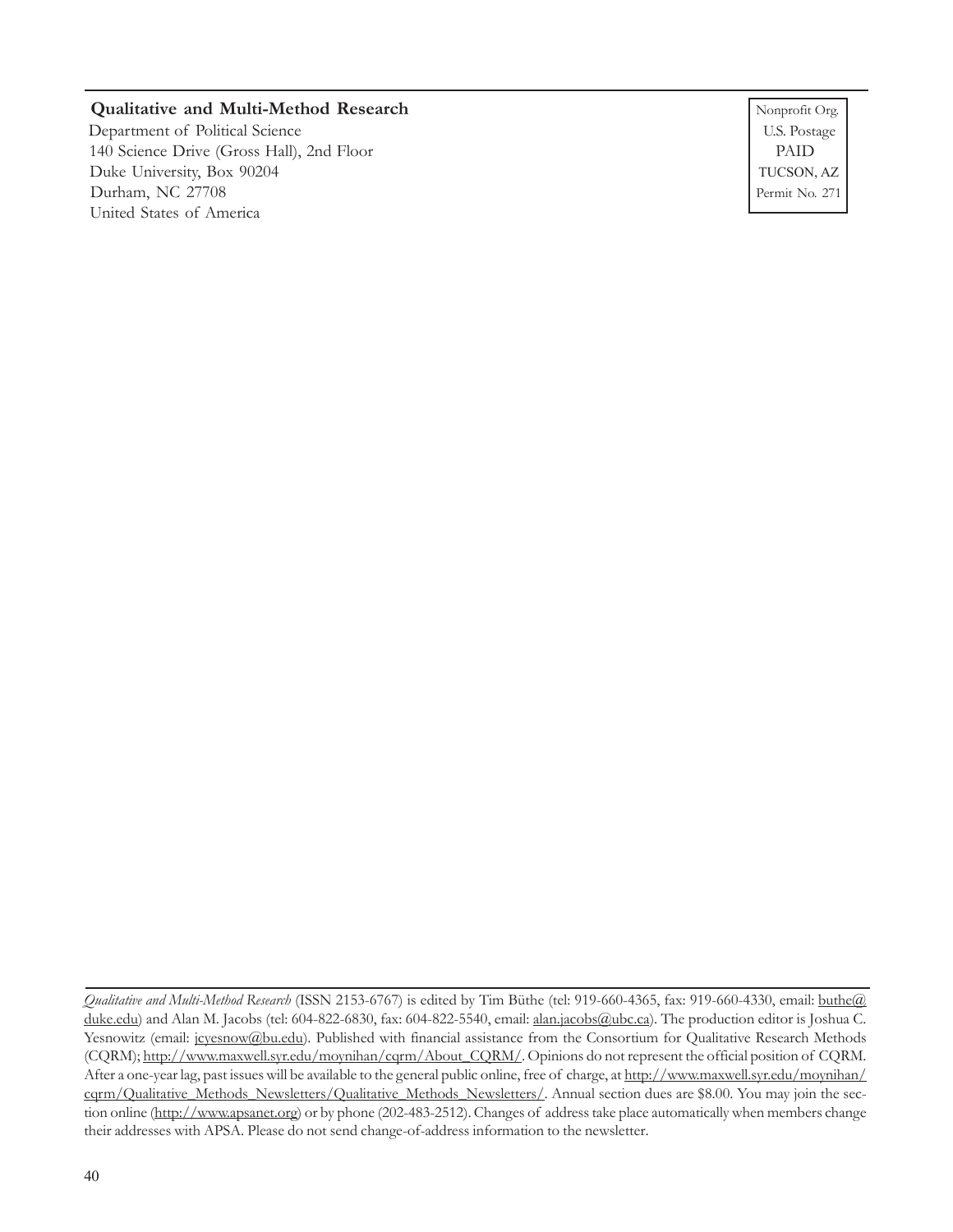**Qualitative and Multi-Method Research**
Department of Political Science
140 Science Drive (Gross Hall), 2nd Floor
Duke University, Box 90204
Durham, NC 27708
United States of America

Nonprofit Org.
U.S. Postage
PAID
TUCSON, AZ
Permit No. 271

*Qualitative and Multi-Method Research* (ISSN 2153-6767) is edited by Tim Büthe (tel: 919-660-4365, fax: 919-660-4330, email: buthe@duke.edu) and Alan M. Jacobs (tel: 604-822-6830, fax: 604-822-5540, email: alan.jacobs@ubc.ca). The production editor is Joshua C. Yesnowitz (email: jcyesnow@bu.edu). Published with financial assistance from the Consortium for Qualitative Research Methods (CQRM); http://www.maxwell.syr.edu/moynihan/cqrm/About_CQRM/. Opinions do not represent the official position of CQRM. After a one-year lag, past issues will be available to the general public online, free of charge, at http://www.maxwell.syr.edu/moynihan/cqrm/Qualitative_Methods_Newsletters/Qualitative_Methods_Newsletters/. Annual section dues are $8.00. You may join the section online (http://www.apsanet.org) or by phone (202-483-2512). Changes of address take place automatically when members change their addresses with APSA. Please do not send change-of-address information to the newsletter.